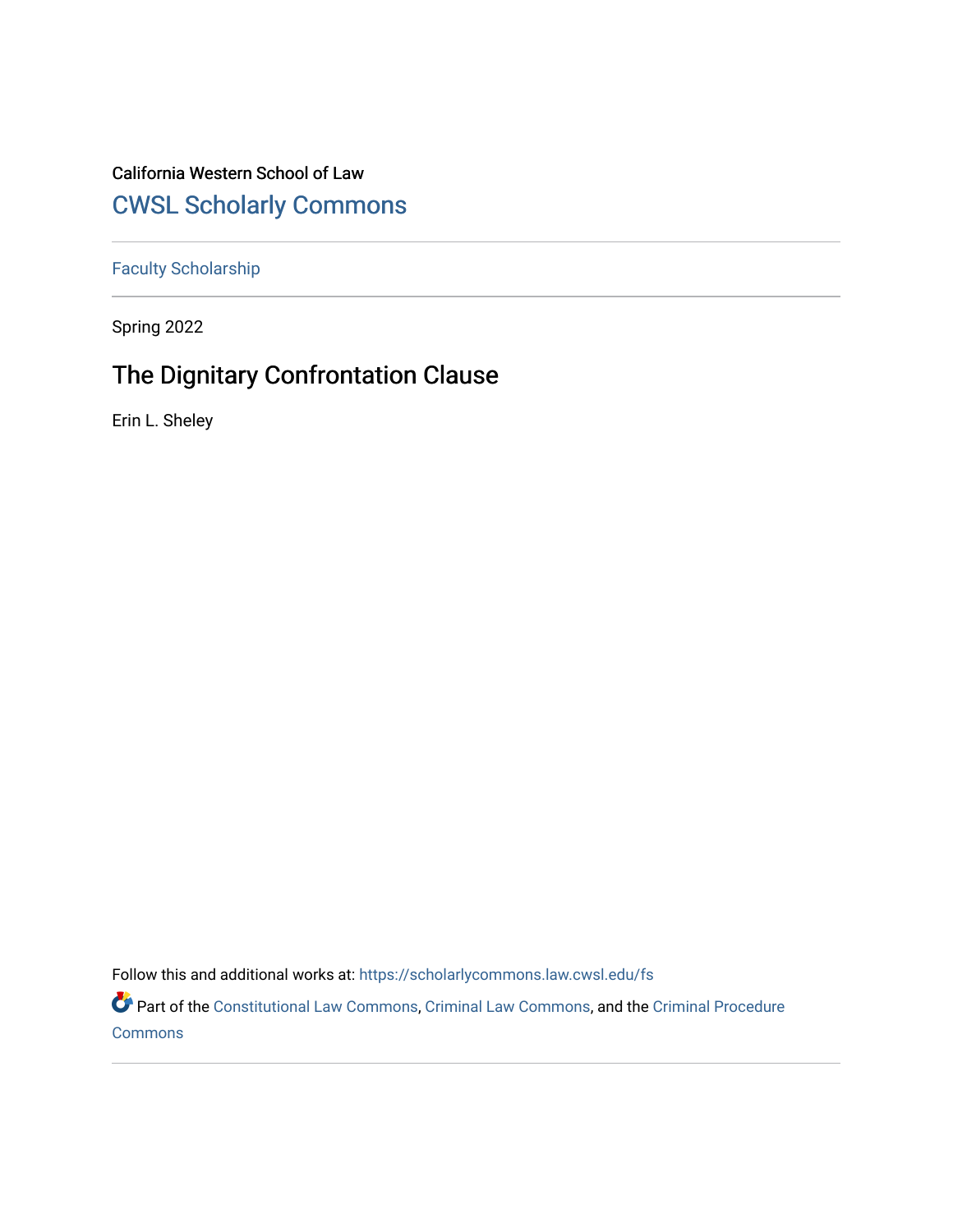California Western School of Law

## CWSL Scholarly Commons

---

Faculty Scholarship

---

Spring 2022

# The Dignitary Confrontation Clause

Erin L. Sheley

Follow this and additional works at: https://scholarlycommons.law.cwsl.edu/fs

Part of the Constitutional Law Commons, Criminal Law Commons, and the Criminal Procedure Commons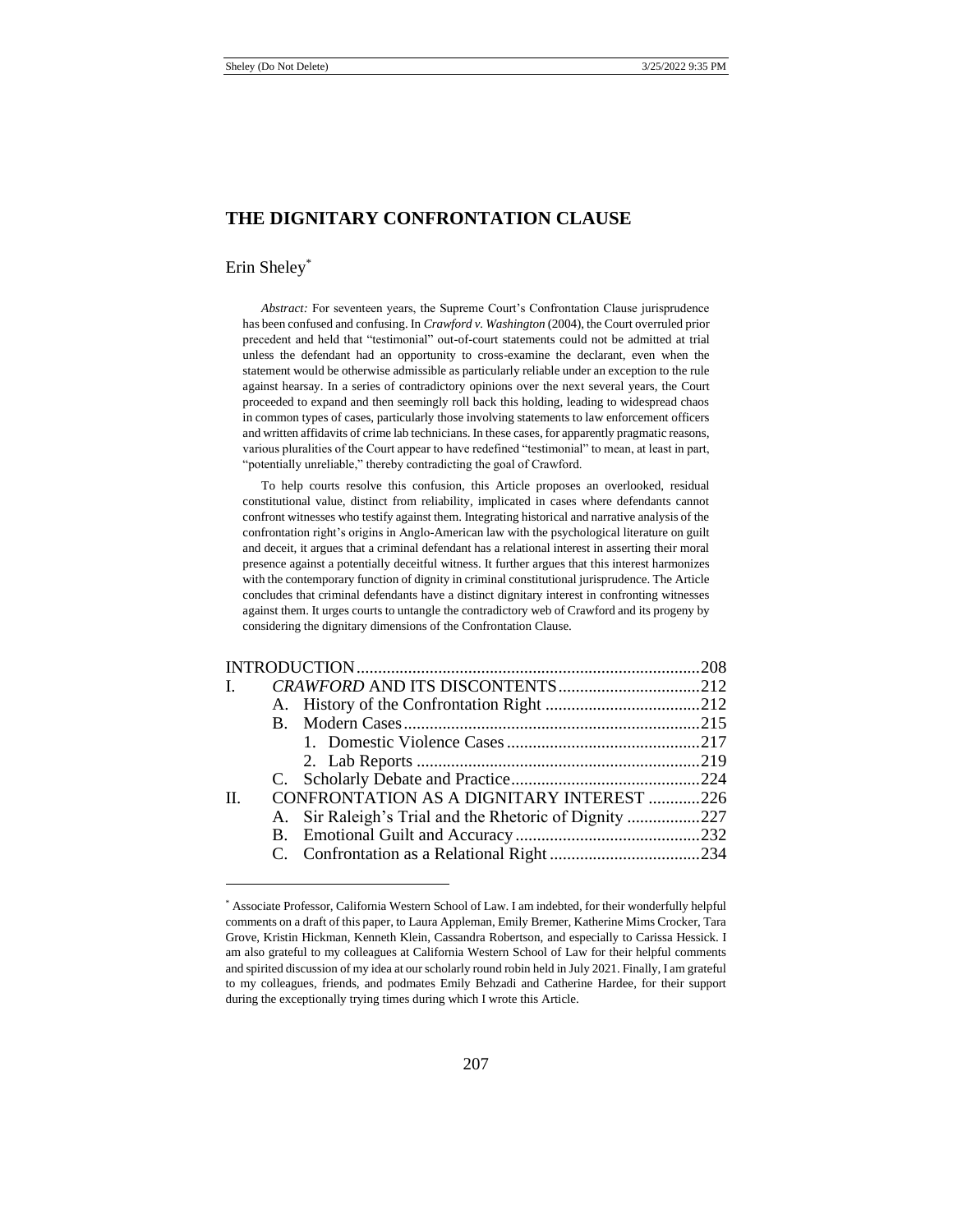# THE DIGNITARY CONFRONTATION CLAUSE

Erin Sheley*

*Abstract:* For seventeen years, the Supreme Court's Confrontation Clause jurisprudence has been confused and confusing. In *Crawford v. Washington* (2004), the Court overruled prior precedent and held that "testimonial" out-of-court statements could not be admitted at trial unless the defendant had an opportunity to cross-examine the declarant, even when the statement would be otherwise admissible as particularly reliable under an exception to the rule against hearsay. In a series of contradictory opinions over the next several years, the Court proceeded to expand and then seemingly roll back this holding, leading to widespread chaos in common types of cases, particularly those involving statements to law enforcement officers and written affidavits of crime lab technicians. In these cases, for apparently pragmatic reasons, various pluralities of the Court appear to have redefined "testimonial" to mean, at least in part, "potentially unreliable," thereby contradicting the goal of Crawford.

To help courts resolve this confusion, this Article proposes an overlooked, residual constitutional value, distinct from reliability, implicated in cases where defendants cannot confront witnesses who testify against them. Integrating historical and narrative analysis of the confrontation right's origins in Anglo-American law with the psychological literature on guilt and deceit, it argues that a criminal defendant has a relational interest in asserting their moral presence against a potentially deceitful witness. It further argues that this interest harmonizes with the contemporary function of dignity in criminal constitutional jurisprudence. The Article concludes that criminal defendants have a distinct dignitary interest in confronting witnesses against them. It urges courts to untangle the contradictory web of Crawford and its progeny by considering the dignitary dimensions of the Confrontation Clause.

| | | |
|---|---|---|
| INTRODUCTION | | 208 |
| I. | *CRAWFORD* AND ITS DISCONTENTS | 212 |
| | A. History of the Confrontation Right | 212 |
| | B. Modern Cases | 215 |
| | 1. Domestic Violence Cases | 217 |
| | 2. Lab Reports | 219 |
| | C. Scholarly Debate and Practice | 224 |
| II. | CONFRONTATION AS A DIGNITARY INTEREST | 226 |
| | A. Sir Raleigh's Trial and the Rhetoric of Dignity | 227 |
| | B. Emotional Guilt and Accuracy | 232 |
| | C. Confrontation as a Relational Right | 234 |

\* Associate Professor, California Western School of Law. I am indebted, for their wonderfully helpful comments on a draft of this paper, to Laura Appleman, Emily Bremer, Katherine Mims Crocker, Tara Grove, Kristin Hickman, Kenneth Klein, Cassandra Robertson, and especially to Carissa Hessick. I am also grateful to my colleagues at California Western School of Law for their helpful comments and spirited discussion of my idea at our scholarly round robin held in July 2021. Finally, I am grateful to my colleagues, friends, and podmates Emily Behzadi and Catherine Hardee, for their support during the exceptionally trying times during which I wrote this Article.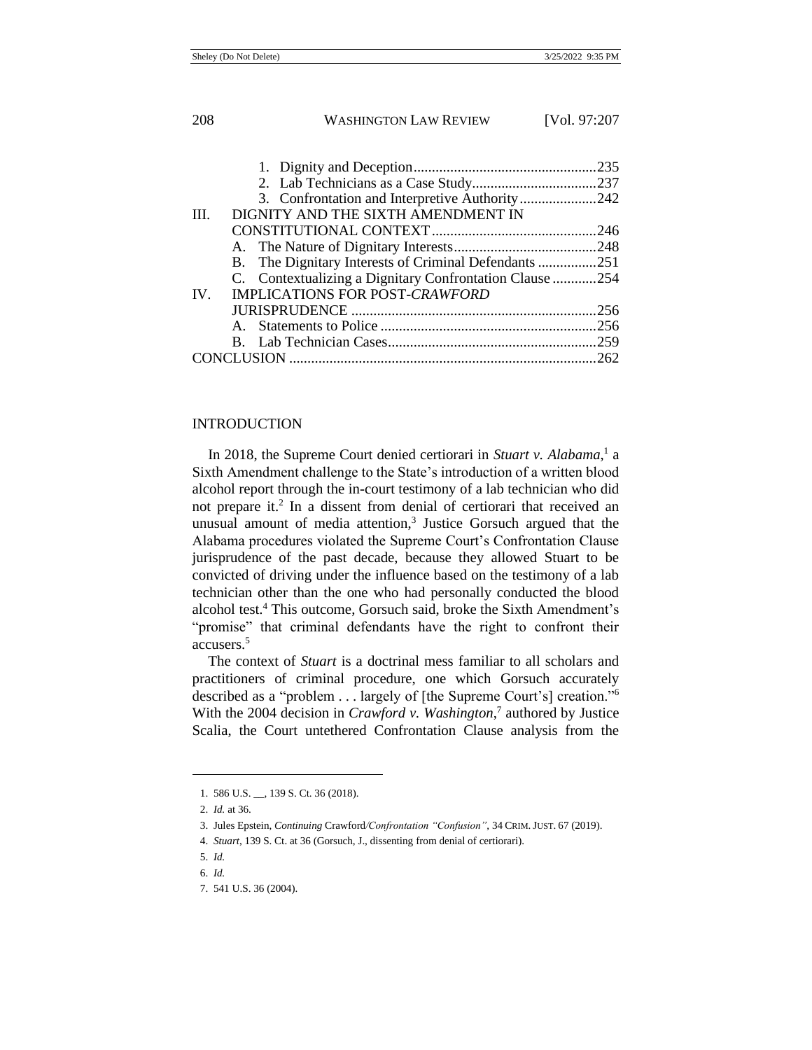1. Dignity and Deception ..................................................235
2. Lab Technicians as a Case Study ..................................237
3. Confrontation and Interpretive Authority .....................242

III. DIGNITY AND THE SIXTH AMENDMENT IN CONSTITUTIONAL CONTEXT ............................................246
   A. The Nature of Dignitary Interests .......................................248
   B. The Dignitary Interests of Criminal Defendants ................251
   C. Contextualizing a Dignitary Confrontation Clause ............254

IV. IMPLICATIONS FOR POST-*CRAWFORD* JURISPRUDENCE ..................................................................256
   A. Statements to Police ...........................................................256
   B. Lab Technician Cases .........................................................259

CONCLUSION ...................................................................................262

## INTRODUCTION

In 2018, the Supreme Court denied certiorari in *Stuart v. Alabama*,[1] a Sixth Amendment challenge to the State's introduction of a written blood alcohol report through the in-court testimony of a lab technician who did not prepare it.[2] In a dissent from denial of certiorari that received an unusual amount of media attention,[3] Justice Gorsuch argued that the Alabama procedures violated the Supreme Court's Confrontation Clause jurisprudence of the past decade, because they allowed Stuart to be convicted of driving under the influence based on the testimony of a lab technician other than the one who had personally conducted the blood alcohol test.[4] This outcome, Gorsuch said, broke the Sixth Amendment's "promise" that criminal defendants have the right to confront their accusers.[5]

The context of *Stuart* is a doctrinal mess familiar to all scholars and practitioners of criminal procedure, one which Gorsuch accurately described as a "problem . . . largely of [the Supreme Court's] creation."[6] With the 2004 decision in *Crawford v. Washington*,[7] authored by Justice Scalia, the Court untethered Confrontation Clause analysis from the

---

1. 586 U.S. __, 139 S. Ct. 36 (2018).
2. *Id.* at 36.
3. Jules Epstein, *Continuing* Crawford*/Confrontation "Confusion"*, 34 CRIM. JUST. 67 (2019).
4. *Stuart*, 139 S. Ct. at 36 (Gorsuch, J., dissenting from denial of certiorari).
5. *Id.*
6. *Id.*
7. 541 U.S. 36 (2004).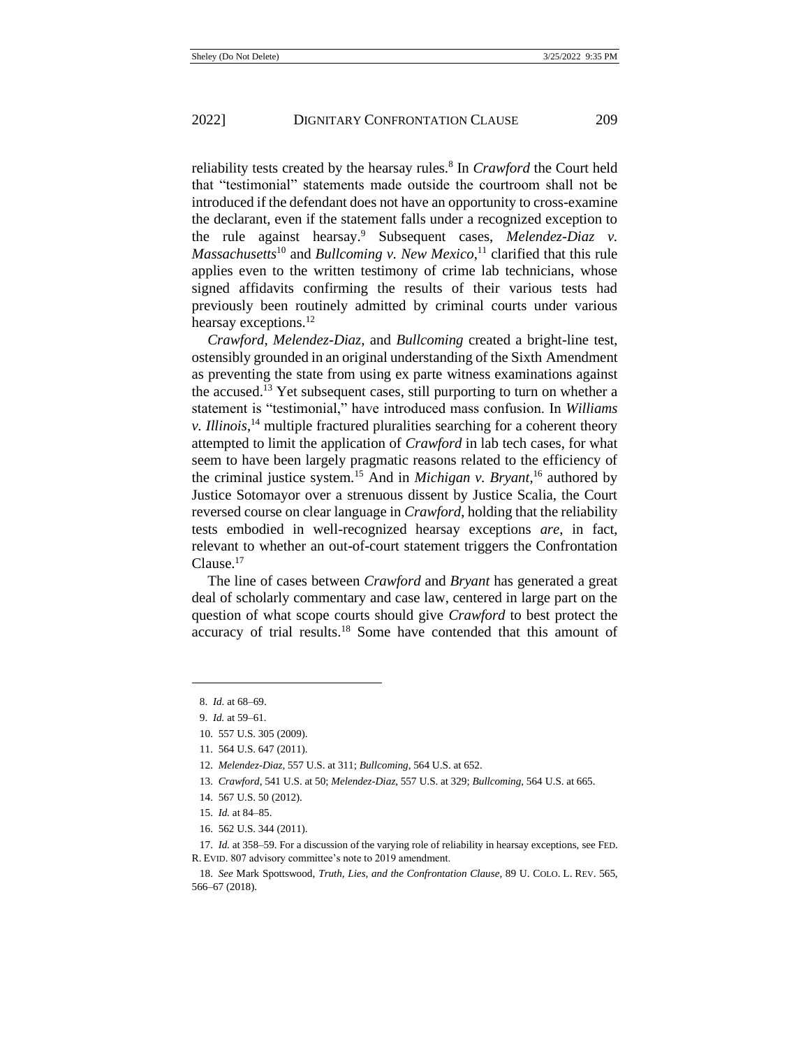reliability tests created by the hearsay rules.[8] In *Crawford* the Court held that "testimonial" statements made outside the courtroom shall not be introduced if the defendant does not have an opportunity to cross-examine the declarant, even if the statement falls under a recognized exception to the rule against hearsay.[9] Subsequent cases, *Melendez-Diaz v. Massachusetts*[10] and *Bullcoming v. New Mexico*,[11] clarified that this rule applies even to the written testimony of crime lab technicians, whose signed affidavits confirming the results of their various tests had previously been routinely admitted by criminal courts under various hearsay exceptions.[12]

*Crawford*, *Melendez-Diaz*, and *Bullcoming* created a bright-line test, ostensibly grounded in an original understanding of the Sixth Amendment as preventing the state from using ex parte witness examinations against the accused.[13] Yet subsequent cases, still purporting to turn on whether a statement is "testimonial," have introduced mass confusion. In *Williams v. Illinois*,[14] multiple fractured pluralities searching for a coherent theory attempted to limit the application of *Crawford* in lab tech cases, for what seem to have been largely pragmatic reasons related to the efficiency of the criminal justice system.[15] And in *Michigan v. Bryant*,[16] authored by Justice Sotomayor over a strenuous dissent by Justice Scalia, the Court reversed course on clear language in *Crawford*, holding that the reliability tests embodied in well-recognized hearsay exceptions *are*, in fact, relevant to whether an out-of-court statement triggers the Confrontation Clause.[17]

The line of cases between *Crawford* and *Bryant* has generated a great deal of scholarly commentary and case law, centered in large part on the question of what scope courts should give *Crawford* to best protect the accuracy of trial results.[18] Some have contended that this amount of

---

8. *Id.* at 68–69.

9. *Id.* at 59–61.

10. 557 U.S. 305 (2009).

11. 564 U.S. 647 (2011).

12. *Melendez-Diaz*, 557 U.S. at 311; *Bullcoming*, 564 U.S. at 652.

13. *Crawford*, 541 U.S. at 50; *Melendez-Diaz*, 557 U.S. at 329; *Bullcoming*, 564 U.S. at 665.

14. 567 U.S. 50 (2012).

15. *Id.* at 84–85.

16. 562 U.S. 344 (2011).

17. *Id.* at 358–59. For a discussion of the varying role of reliability in hearsay exceptions, see FED. R. EVID. 807 advisory committee's note to 2019 amendment.

18. *See* Mark Spottswood, *Truth, Lies, and the Confrontation Clause*, 89 U. COLO. L. REV. 565, 566–67 (2018).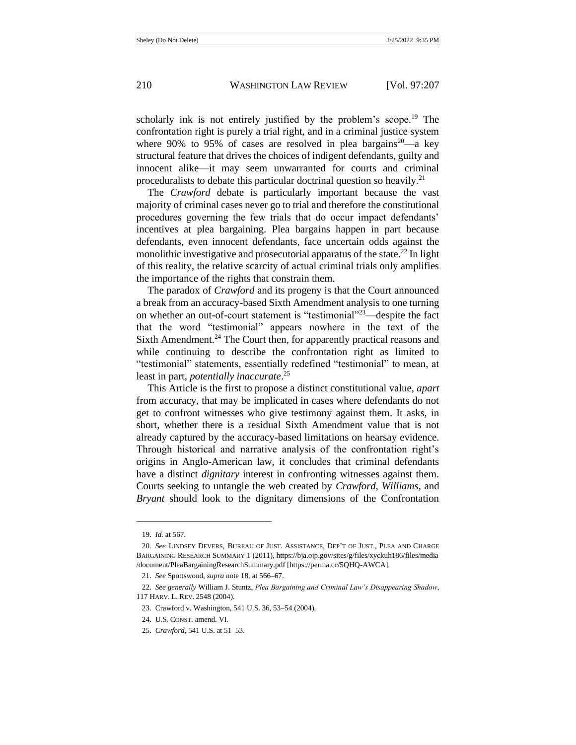scholarly ink is not entirely justified by the problem's scope.[19] The confrontation right is purely a trial right, and in a criminal justice system where 90% to 95% of cases are resolved in plea bargains[20]—a key structural feature that drives the choices of indigent defendants, guilty and innocent alike—it may seem unwarranted for courts and criminal proceduralists to debate this particular doctrinal question so heavily.[21]

The *Crawford* debate is particularly important because the vast majority of criminal cases never go to trial and therefore the constitutional procedures governing the few trials that do occur impact defendants' incentives at plea bargaining. Plea bargains happen in part because defendants, even innocent defendants, face uncertain odds against the monolithic investigative and prosecutorial apparatus of the state.[22] In light of this reality, the relative scarcity of actual criminal trials only amplifies the importance of the rights that constrain them.

The paradox of *Crawford* and its progeny is that the Court announced a break from an accuracy-based Sixth Amendment analysis to one turning on whether an out-of-court statement is "testimonial"[23]—despite the fact that the word "testimonial" appears nowhere in the text of the Sixth Amendment.[24] The Court then, for apparently practical reasons and while continuing to describe the confrontation right as limited to "testimonial" statements, essentially redefined "testimonial" to mean, at least in part, *potentially inaccurate*.[25]

This Article is the first to propose a distinct constitutional value, *apart* from accuracy, that may be implicated in cases where defendants do not get to confront witnesses who give testimony against them. It asks, in short, whether there is a residual Sixth Amendment value that is not already captured by the accuracy-based limitations on hearsay evidence. Through historical and narrative analysis of the confrontation right's origins in Anglo-American law, it concludes that criminal defendants have a distinct *dignitary* interest in confronting witnesses against them. Courts seeking to untangle the web created by *Crawford*, *Williams*, and *Bryant* should look to the dignitary dimensions of the Confrontation

---

19. *Id.* at 567.

20. *See* Lindsey Devers, Bureau of Just. Assistance, Dep't of Just., Plea and Charge Bargaining Research Summary 1 (2011), https://bja.ojp.gov/sites/g/files/xyckuh186/files/media/document/PleaBargainingResearchSummary.pdf [https://perma.cc/5QHQ-AWCA].

21. *See* Spottswood, *supra* note 18, at 566–67.

22. *See generally* William J. Stuntz, *Plea Bargaining and Criminal Law's Disappearing Shadow*, 117 Harv. L. Rev. 2548 (2004).

23. Crawford v. Washington, 541 U.S. 36, 53–54 (2004).

24. U.S. Const. amend. VI.

25. *Crawford*, 541 U.S. at 51–53.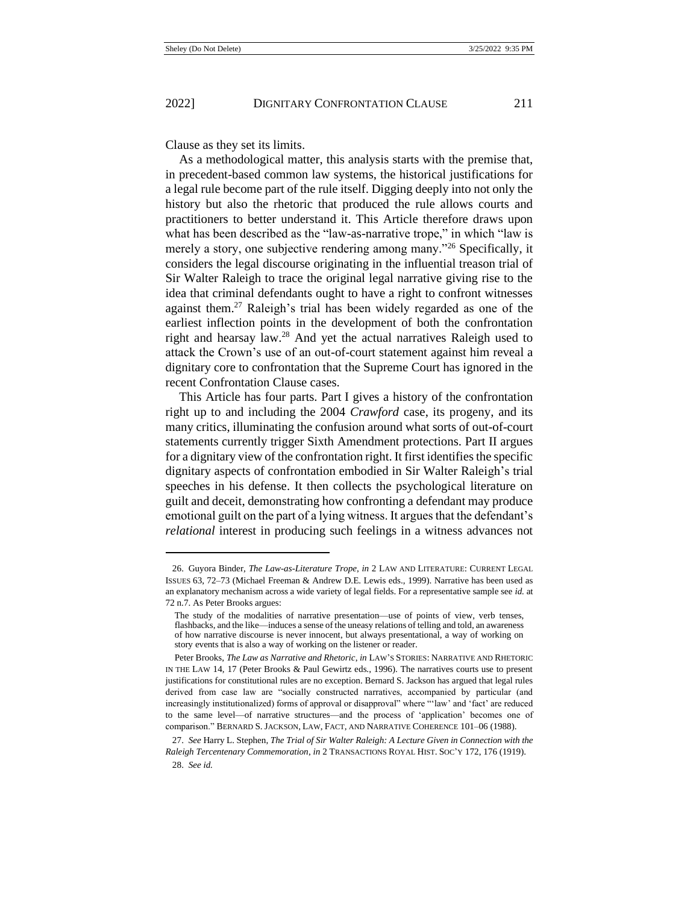Clause as they set its limits.

As a methodological matter, this analysis starts with the premise that, in precedent-based common law systems, the historical justifications for a legal rule become part of the rule itself. Digging deeply into not only the history but also the rhetoric that produced the rule allows courts and practitioners to better understand it. This Article therefore draws upon what has been described as the "law-as-narrative trope," in which "law is merely a story, one subjective rendering among many."[26] Specifically, it considers the legal discourse originating in the influential treason trial of Sir Walter Raleigh to trace the original legal narrative giving rise to the idea that criminal defendants ought to have a right to confront witnesses against them.[27] Raleigh's trial has been widely regarded as one of the earliest inflection points in the development of both the confrontation right and hearsay law.[28] And yet the actual narratives Raleigh used to attack the Crown's use of an out-of-court statement against him reveal a dignitary core to confrontation that the Supreme Court has ignored in the recent Confrontation Clause cases.

This Article has four parts. Part I gives a history of the confrontation right up to and including the 2004 *Crawford* case, its progeny, and its many critics, illuminating the confusion around what sorts of out-of-court statements currently trigger Sixth Amendment protections. Part II argues for a dignitary view of the confrontation right. It first identifies the specific dignitary aspects of confrontation embodied in Sir Walter Raleigh's trial speeches in his defense. It then collects the psychological literature on guilt and deceit, demonstrating how confronting a defendant may produce emotional guilt on the part of a lying witness. It argues that the defendant's *relational* interest in producing such feelings in a witness advances not

---

26. Guyora Binder, *The Law-as-Literature Trope*, *in* 2 LAW AND LITERATURE: CURRENT LEGAL ISSUES 63, 72–73 (Michael Freeman & Andrew D.E. Lewis eds., 1999). Narrative has been used as an explanatory mechanism across a wide variety of legal fields. For a representative sample see *id.* at 72 n.7. As Peter Brooks argues:

> The study of the modalities of narrative presentation—use of points of view, verb tenses, flashbacks, and the like—induces a sense of the uneasy relations of telling and told, an awareness of how narrative discourse is never innocent, but always presentational, a way of working on story events that is also a way of working on the listener or reader.

Peter Brooks, *The Law as Narrative and Rhetoric*, *in* LAW'S STORIES: NARRATIVE AND RHETORIC IN THE LAW 14, 17 (Peter Brooks & Paul Gewirtz eds., 1996). The narratives courts use to present justifications for constitutional rules are no exception. Bernard S. Jackson has argued that legal rules derived from case law are "socially constructed narratives, accompanied by particular (and increasingly institutionalized) forms of approval or disapproval" where "'law' and 'fact' are reduced to the same level—of narrative structures—and the process of 'application' becomes one of comparison." BERNARD S. JACKSON, LAW, FACT, AND NARRATIVE COHERENCE 101–06 (1988).

27. *See* Harry L. Stephen, *The Trial of Sir Walter Raleigh: A Lecture Given in Connection with the Raleigh Tercentenary Commemoration*, *in* 2 TRANSACTIONS ROYAL HIST. SOC'Y 172, 176 (1919).

28. *See id.*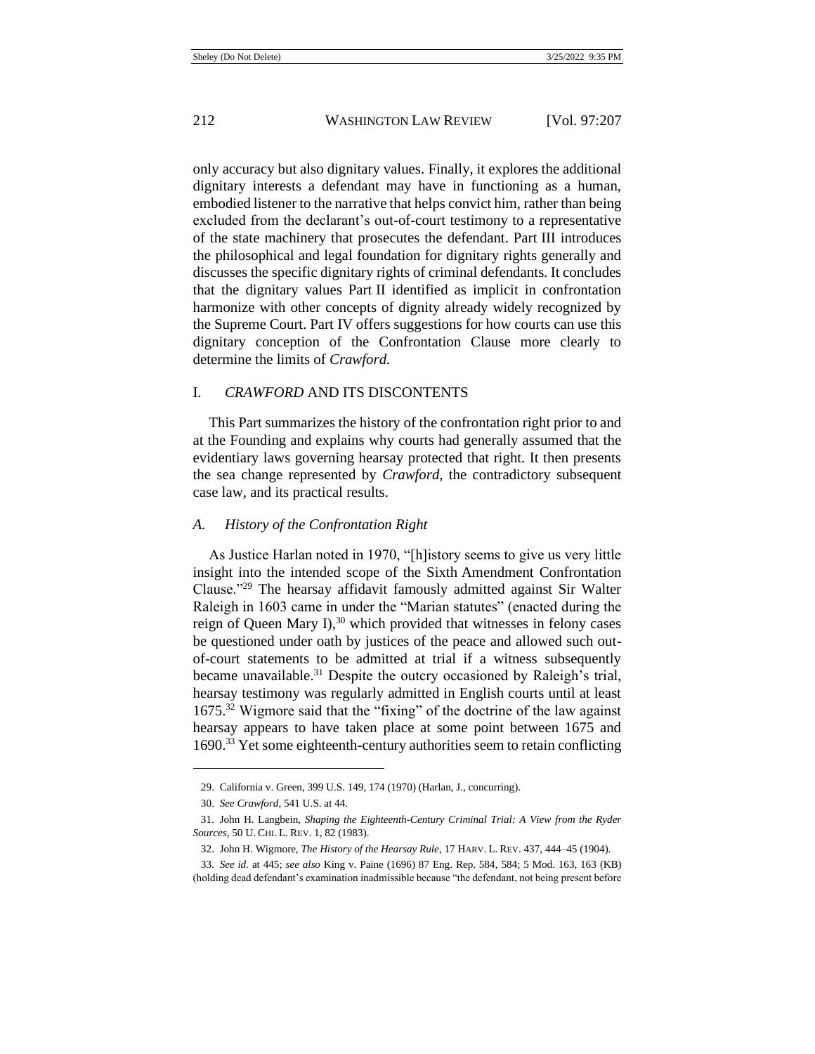only accuracy but also dignitary values. Finally, it explores the additional dignitary interests a defendant may have in functioning as a human, embodied listener to the narrative that helps convict him, rather than being excluded from the declarant's out-of-court testimony to a representative of the state machinery that prosecutes the defendant. Part III introduces the philosophical and legal foundation for dignitary rights generally and discusses the specific dignitary rights of criminal defendants. It concludes that the dignitary values Part II identified as implicit in confrontation harmonize with other concepts of dignity already widely recognized by the Supreme Court. Part IV offers suggestions for how courts can use this dignitary conception of the Confrontation Clause more clearly to determine the limits of *Crawford.*

## I. *CRAWFORD* AND ITS DISCONTENTS

This Part summarizes the history of the confrontation right prior to and at the Founding and explains why courts had generally assumed that the evidentiary laws governing hearsay protected that right. It then presents the sea change represented by *Crawford*, the contradictory subsequent case law, and its practical results.

### *A. History of the Confrontation Right*

As Justice Harlan noted in 1970, "[h]istory seems to give us very little insight into the intended scope of the Sixth Amendment Confrontation Clause."[29] The hearsay affidavit famously admitted against Sir Walter Raleigh in 1603 came in under the "Marian statutes" (enacted during the reign of Queen Mary I),[30] which provided that witnesses in felony cases be questioned under oath by justices of the peace and allowed such out-of-court statements to be admitted at trial if a witness subsequently became unavailable.[31] Despite the outcry occasioned by Raleigh's trial, hearsay testimony was regularly admitted in English courts until at least 1675.[32] Wigmore said that the "fixing" of the doctrine of the law against hearsay appears to have taken place at some point between 1675 and 1690.[33] Yet some eighteenth-century authorities seem to retain conflicting

---

29. California v. Green, 399 U.S. 149, 174 (1970) (Harlan, J., concurring).

30. *See Crawford*, 541 U.S. at 44.

31. John H. Langbein, *Shaping the Eighteenth-Century Criminal Trial: A View from the Ryder Sources*, 50 U. CHI. L. REV. 1, 82 (1983).

32. John H. Wigmore, *The History of the Hearsay Rule*, 17 HARV. L. REV. 437, 444–45 (1904).

33. *See id.* at 445; *see also* King v. Paine (1696) 87 Eng. Rep. 584, 584; 5 Mod. 163, 163 (KB) (holding dead defendant's examination inadmissible because "the defendant, not being present before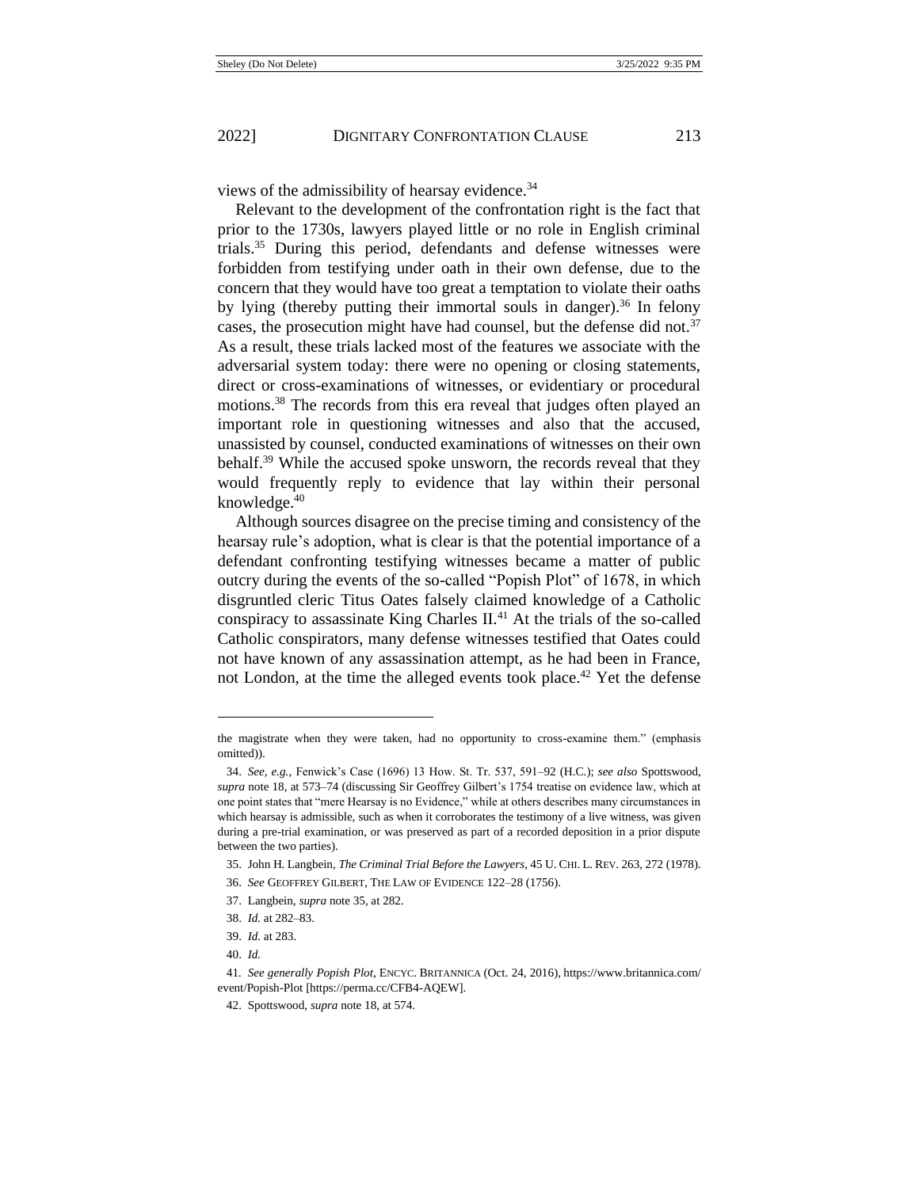views of the admissibility of hearsay evidence.[34]

Relevant to the development of the confrontation right is the fact that prior to the 1730s, lawyers played little or no role in English criminal trials.[35] During this period, defendants and defense witnesses were forbidden from testifying under oath in their own defense, due to the concern that they would have too great a temptation to violate their oaths by lying (thereby putting their immortal souls in danger).[36] In felony cases, the prosecution might have had counsel, but the defense did not.[37] As a result, these trials lacked most of the features we associate with the adversarial system today: there were no opening or closing statements, direct or cross-examinations of witnesses, or evidentiary or procedural motions.[38] The records from this era reveal that judges often played an important role in questioning witnesses and also that the accused, unassisted by counsel, conducted examinations of witnesses on their own behalf.[39] While the accused spoke unsworn, the records reveal that they would frequently reply to evidence that lay within their personal knowledge.[40]

Although sources disagree on the precise timing and consistency of the hearsay rule's adoption, what is clear is that the potential importance of a defendant confronting testifying witnesses became a matter of public outcry during the events of the so-called "Popish Plot" of 1678, in which disgruntled cleric Titus Oates falsely claimed knowledge of a Catholic conspiracy to assassinate King Charles II.[41] At the trials of the so-called Catholic conspirators, many defense witnesses testified that Oates could not have known of any assassination attempt, as he had been in France, not London, at the time the alleged events took place.[42] Yet the defense

---

the magistrate when they were taken, had no opportunity to cross-examine them." (emphasis omitted)).

34. *See, e.g.*, Fenwick's Case (1696) 13 How. St. Tr. 537, 591–92 (H.C.); *see also* Spottswood, *supra* note 18, at 573–74 (discussing Sir Geoffrey Gilbert's 1754 treatise on evidence law, which at one point states that "mere Hearsay is no Evidence," while at others describes many circumstances in which hearsay is admissible, such as when it corroborates the testimony of a live witness, was given during a pre-trial examination, or was preserved as part of a recorded deposition in a prior dispute between the two parties).

35. John H. Langbein, *The Criminal Trial Before the Lawyers*, 45 U. CHI. L. REV. 263, 272 (1978).

36. *See* GEOFFREY GILBERT, THE LAW OF EVIDENCE 122–28 (1756).

37. Langbein, *supra* note 35, at 282.

38. *Id.* at 282–83.

39. *Id.* at 283.

40. *Id.*

41. *See generally Popish Plot*, ENCYC. BRITANNICA (Oct. 24, 2016), https://www.britannica.com/event/Popish-Plot [https://perma.cc/CFB4-AQEW].

42. Spottswood, *supra* note 18, at 574.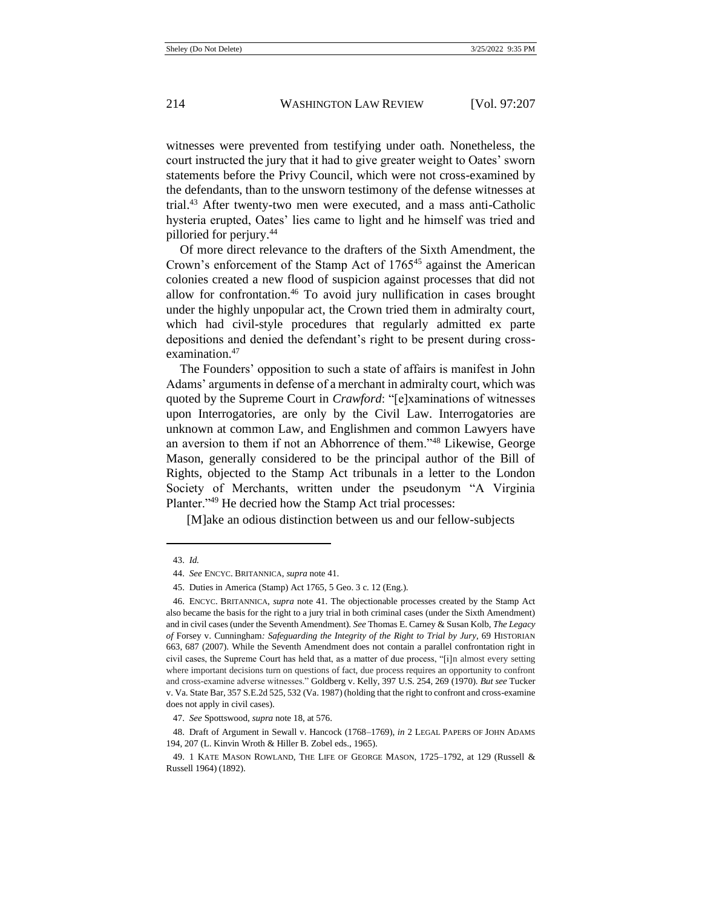witnesses were prevented from testifying under oath. Nonetheless, the court instructed the jury that it had to give greater weight to Oates' sworn statements before the Privy Council, which were not cross-examined by the defendants, than to the unsworn testimony of the defense witnesses at trial.[43] After twenty-two men were executed, and a mass anti-Catholic hysteria erupted, Oates' lies came to light and he himself was tried and pilloried for perjury.[44]

Of more direct relevance to the drafters of the Sixth Amendment, the Crown's enforcement of the Stamp Act of 1765[45] against the American colonies created a new flood of suspicion against processes that did not allow for confrontation.[46] To avoid jury nullification in cases brought under the highly unpopular act, the Crown tried them in admiralty court, which had civil-style procedures that regularly admitted ex parte depositions and denied the defendant's right to be present during cross-examination.[47]

The Founders' opposition to such a state of affairs is manifest in John Adams' arguments in defense of a merchant in admiralty court, which was quoted by the Supreme Court in *Crawford*: "[e]xaminations of witnesses upon Interrogatories, are only by the Civil Law. Interrogatories are unknown at common Law, and Englishmen and common Lawyers have an aversion to them if not an Abhorrence of them."[48] Likewise, George Mason, generally considered to be the principal author of the Bill of Rights, objected to the Stamp Act tribunals in a letter to the London Society of Merchants, written under the pseudonym "A Virginia Planter."[49] He decried how the Stamp Act trial processes:

> [M]ake an odious distinction between us and our fellow-subjects

---

43. *Id.*

44. *See* ENCYC. BRITANNICA, *supra* note 41.

45. Duties in America (Stamp) Act 1765, 5 Geo. 3 c. 12 (Eng.).

46. ENCYC. BRITANNICA, *supra* note 41. The objectionable processes created by the Stamp Act also became the basis for the right to a jury trial in both criminal cases (under the Sixth Amendment) and in civil cases (under the Seventh Amendment). *See* Thomas E. Carney & Susan Kolb, *The Legacy of* Forsey v. Cunningham*: Safeguarding the Integrity of the Right to Trial by Jury*, 69 HISTORIAN 663, 687 (2007). While the Seventh Amendment does not contain a parallel confrontation right in civil cases, the Supreme Court has held that, as a matter of due process, "[i]n almost every setting where important decisions turn on questions of fact, due process requires an opportunity to confront and cross-examine adverse witnesses." Goldberg v. Kelly, 397 U.S. 254, 269 (1970). *But see* Tucker v. Va. State Bar, 357 S.E.2d 525, 532 (Va. 1987) (holding that the right to confront and cross-examine does not apply in civil cases).

47. *See* Spottswood, *supra* note 18, at 576.

48. Draft of Argument in Sewall v. Hancock (1768–1769), *in* 2 LEGAL PAPERS OF JOHN ADAMS 194, 207 (L. Kinvin Wroth & Hiller B. Zobel eds., 1965).

49. 1 KATE MASON ROWLAND, THE LIFE OF GEORGE MASON, 1725–1792, at 129 (Russell & Russell 1964) (1892).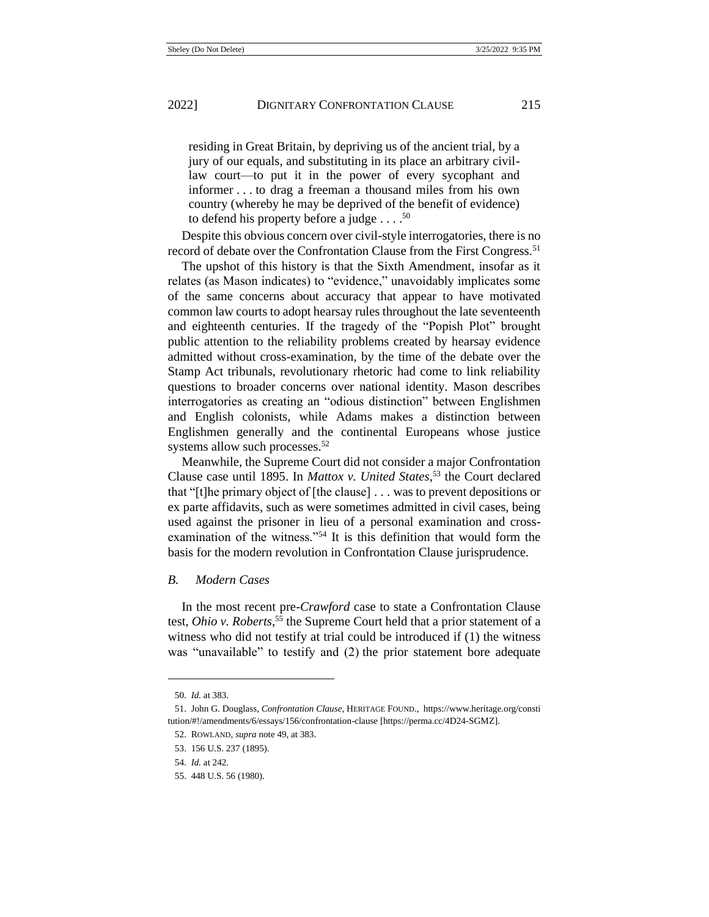> residing in Great Britain, by depriving us of the ancient trial, by a jury of our equals, and substituting in its place an arbitrary civil-law court—to put it in the power of every sycophant and informer . . . to drag a freeman a thousand miles from his own country (whereby he may be deprived of the benefit of evidence) to defend his property before a judge . . . .[50]

Despite this obvious concern over civil-style interrogatories, there is no record of debate over the Confrontation Clause from the First Congress.[51]

The upshot of this history is that the Sixth Amendment, insofar as it relates (as Mason indicates) to "evidence," unavoidably implicates some of the same concerns about accuracy that appear to have motivated common law courts to adopt hearsay rules throughout the late seventeenth and eighteenth centuries. If the tragedy of the "Popish Plot" brought public attention to the reliability problems created by hearsay evidence admitted without cross-examination, by the time of the debate over the Stamp Act tribunals, revolutionary rhetoric had come to link reliability questions to broader concerns over national identity. Mason describes interrogatories as creating an "odious distinction" between Englishmen and English colonists, while Adams makes a distinction between Englishmen generally and the continental Europeans whose justice systems allow such processes.[52]

Meanwhile, the Supreme Court did not consider a major Confrontation Clause case until 1895. In *Mattox v. United States*,[53] the Court declared that "[t]he primary object of [the clause] . . . was to prevent depositions or ex parte affidavits, such as were sometimes admitted in civil cases, being used against the prisoner in lieu of a personal examination and cross-examination of the witness."[54] It is this definition that would form the basis for the modern revolution in Confrontation Clause jurisprudence.

### *B. Modern Cases*

In the most recent pre-*Crawford* case to state a Confrontation Clause test, *Ohio v. Roberts*,[55] the Supreme Court held that a prior statement of a witness who did not testify at trial could be introduced if (1) the witness was "unavailable" to testify and (2) the prior statement bore adequate

---

50. *Id.* at 383.

51. John G. Douglass, *Confrontation Clause*, HERITAGE FOUND., https://www.heritage.org/constitution/#!/amendments/6/essays/156/confrontation-clause [https://perma.cc/4D24-SGMZ].

52. ROWLAND, *supra* note 49, at 383.

53. 156 U.S. 237 (1895).

54. *Id.* at 242.

55. 448 U.S. 56 (1980).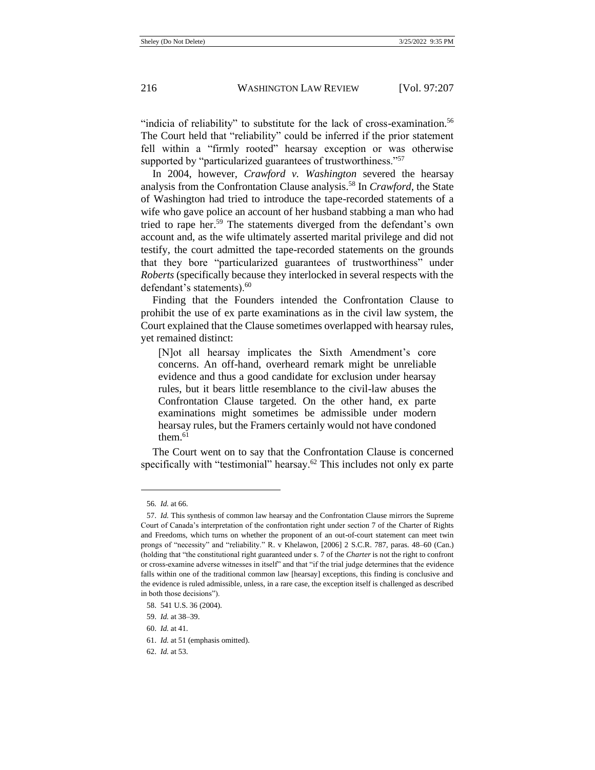"indicia of reliability" to substitute for the lack of cross-examination.[56] The Court held that "reliability" could be inferred if the prior statement fell within a "firmly rooted" hearsay exception or was otherwise supported by "particularized guarantees of trustworthiness."[57]

In 2004, however, *Crawford v. Washington* severed the hearsay analysis from the Confrontation Clause analysis.[58] In *Crawford*, the State of Washington had tried to introduce the tape-recorded statements of a wife who gave police an account of her husband stabbing a man who had tried to rape her.[59] The statements diverged from the defendant's own account and, as the wife ultimately asserted marital privilege and did not testify, the court admitted the tape-recorded statements on the grounds that they bore "particularized guarantees of trustworthiness" under *Roberts* (specifically because they interlocked in several respects with the defendant's statements).[60]

Finding that the Founders intended the Confrontation Clause to prohibit the use of ex parte examinations as in the civil law system, the Court explained that the Clause sometimes overlapped with hearsay rules, yet remained distinct:

> [N]ot all hearsay implicates the Sixth Amendment's core concerns. An off-hand, overheard remark might be unreliable evidence and thus a good candidate for exclusion under hearsay rules, but it bears little resemblance to the civil-law abuses the Confrontation Clause targeted. On the other hand, ex parte examinations might sometimes be admissible under modern hearsay rules, but the Framers certainly would not have condoned them.[61]

The Court went on to say that the Confrontation Clause is concerned specifically with "testimonial" hearsay.[62] This includes not only ex parte

---

56. *Id.* at 66.

57. *Id.* This synthesis of common law hearsay and the Confrontation Clause mirrors the Supreme Court of Canada's interpretation of the confrontation right under section 7 of the Charter of Rights and Freedoms, which turns on whether the proponent of an out-of-court statement can meet twin prongs of "necessity" and "reliability." R. v Khelawon, [2006] 2 S.C.R. 787, paras. 48–60 (Can.) (holding that "the constitutional right guaranteed under s. 7 of the *Charter* is not the right to confront or cross-examine adverse witnesses in itself" and that "if the trial judge determines that the evidence falls within one of the traditional common law [hearsay] exceptions, this finding is conclusive and the evidence is ruled admissible, unless, in a rare case, the exception itself is challenged as described in both those decisions").

58. 541 U.S. 36 (2004).

59. *Id.* at 38–39.

60. *Id.* at 41.

61. *Id.* at 51 (emphasis omitted).

62. *Id.* at 53.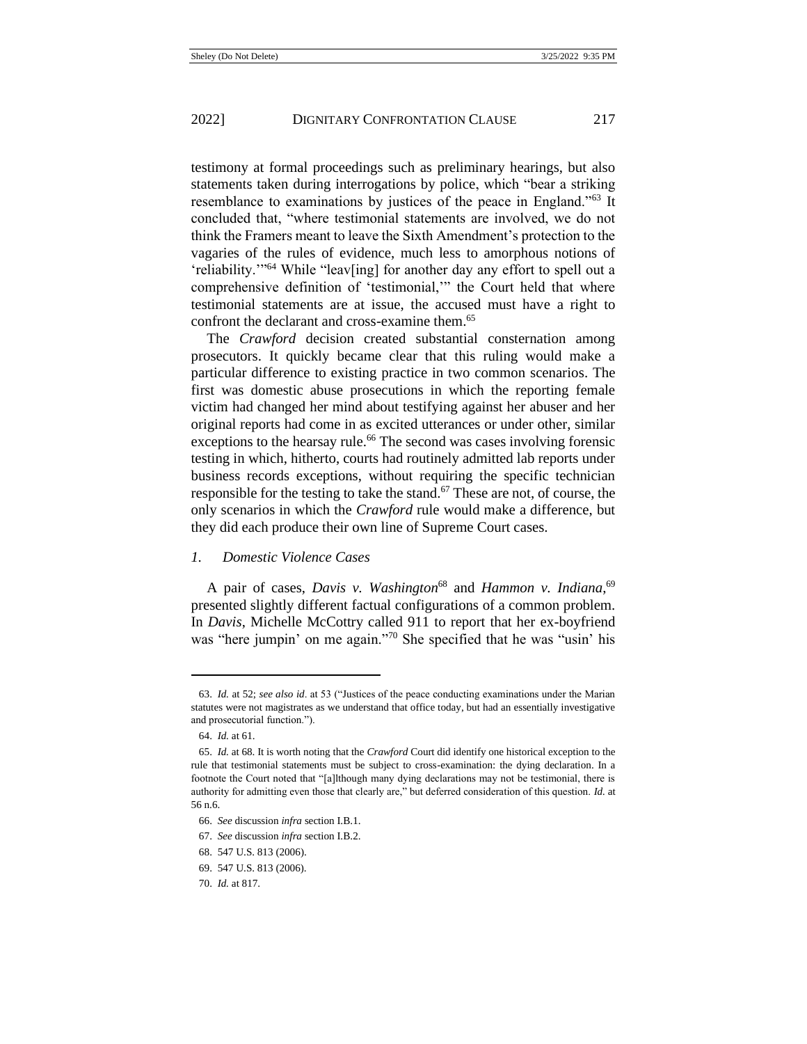testimony at formal proceedings such as preliminary hearings, but also statements taken during interrogations by police, which "bear a striking resemblance to examinations by justices of the peace in England."[63] It concluded that, "where testimonial statements are involved, we do not think the Framers meant to leave the Sixth Amendment's protection to the vagaries of the rules of evidence, much less to amorphous notions of 'reliability.'"[64] While "leav[ing] for another day any effort to spell out a comprehensive definition of 'testimonial,'" the Court held that where testimonial statements are at issue, the accused must have a right to confront the declarant and cross-examine them.[65]

The *Crawford* decision created substantial consternation among prosecutors. It quickly became clear that this ruling would make a particular difference to existing practice in two common scenarios. The first was domestic abuse prosecutions in which the reporting female victim had changed her mind about testifying against her abuser and her original reports had come in as excited utterances or under other, similar exceptions to the hearsay rule.[66] The second was cases involving forensic testing in which, hitherto, courts had routinely admitted lab reports under business records exceptions, without requiring the specific technician responsible for the testing to take the stand.[67] These are not, of course, the only scenarios in which the *Crawford* rule would make a difference, but they did each produce their own line of Supreme Court cases.

### *1. Domestic Violence Cases*

A pair of cases, *Davis v. Washington*[68] and *Hammon v. Indiana*,[69] presented slightly different factual configurations of a common problem. In *Davis*, Michelle McCottry called 911 to report that her ex-boyfriend was "here jumpin' on me again."[70] She specified that he was "usin' his

---

63. *Id.* at 52; *see also id*. at 53 ("Justices of the peace conducting examinations under the Marian statutes were not magistrates as we understand that office today, but had an essentially investigative and prosecutorial function.").

64. *Id.* at 61.

65. *Id.* at 68. It is worth noting that the *Crawford* Court did identify one historical exception to the rule that testimonial statements must be subject to cross-examination: the dying declaration. In a footnote the Court noted that "[a]lthough many dying declarations may not be testimonial, there is authority for admitting even those that clearly are," but deferred consideration of this question. *Id.* at 56 n.6.

66. *See* discussion *infra* section I.B.1.

67. *See* discussion *infra* section I.B.2.

68. 547 U.S. 813 (2006).

69. 547 U.S. 813 (2006).

70. *Id.* at 817.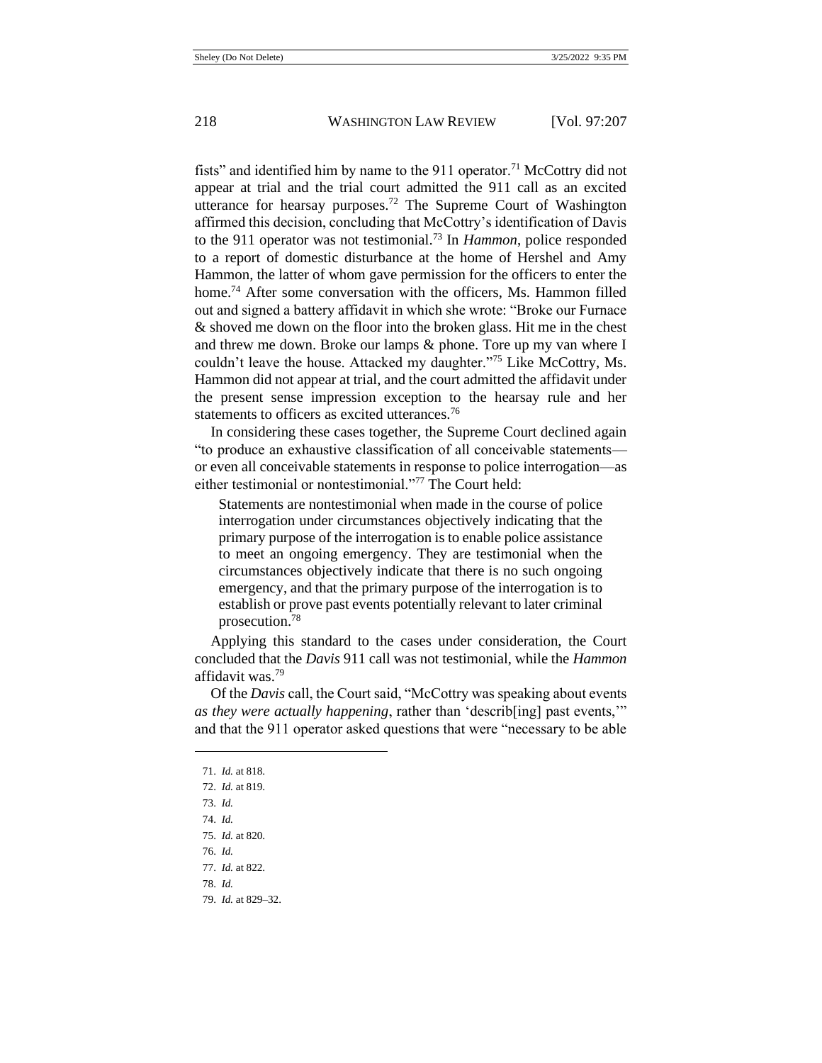fists" and identified him by name to the 911 operator.[71] McCottry did not appear at trial and the trial court admitted the 911 call as an excited utterance for hearsay purposes.[72] The Supreme Court of Washington affirmed this decision, concluding that McCottry's identification of Davis to the 911 operator was not testimonial.[73] In *Hammon*, police responded to a report of domestic disturbance at the home of Hershel and Amy Hammon, the latter of whom gave permission for the officers to enter the home.[74] After some conversation with the officers, Ms. Hammon filled out and signed a battery affidavit in which she wrote: "Broke our Furnace & shoved me down on the floor into the broken glass. Hit me in the chest and threw me down. Broke our lamps & phone. Tore up my van where I couldn't leave the house. Attacked my daughter."[75] Like McCottry, Ms. Hammon did not appear at trial, and the court admitted the affidavit under the present sense impression exception to the hearsay rule and her statements to officers as excited utterances.[76]

In considering these cases together, the Supreme Court declined again "to produce an exhaustive classification of all conceivable statements—or even all conceivable statements in response to police interrogation—as either testimonial or nontestimonial."[77] The Court held:

> Statements are nontestimonial when made in the course of police interrogation under circumstances objectively indicating that the primary purpose of the interrogation is to enable police assistance to meet an ongoing emergency. They are testimonial when the circumstances objectively indicate that there is no such ongoing emergency, and that the primary purpose of the interrogation is to establish or prove past events potentially relevant to later criminal prosecution.[78]

Applying this standard to the cases under consideration, the Court concluded that the *Davis* 911 call was not testimonial, while the *Hammon* affidavit was.[79]

Of the *Davis* call, the Court said, "McCottry was speaking about events *as they were actually happening*, rather than 'describ[ing] past events,'" and that the 911 operator asked questions that were "necessary to be able

---

71. *Id.* at 818.
72. *Id.* at 819.
73. *Id.*
74. *Id.*
75. *Id.* at 820.
76. *Id.*
77. *Id.* at 822.
78. *Id.*
79. *Id.* at 829–32.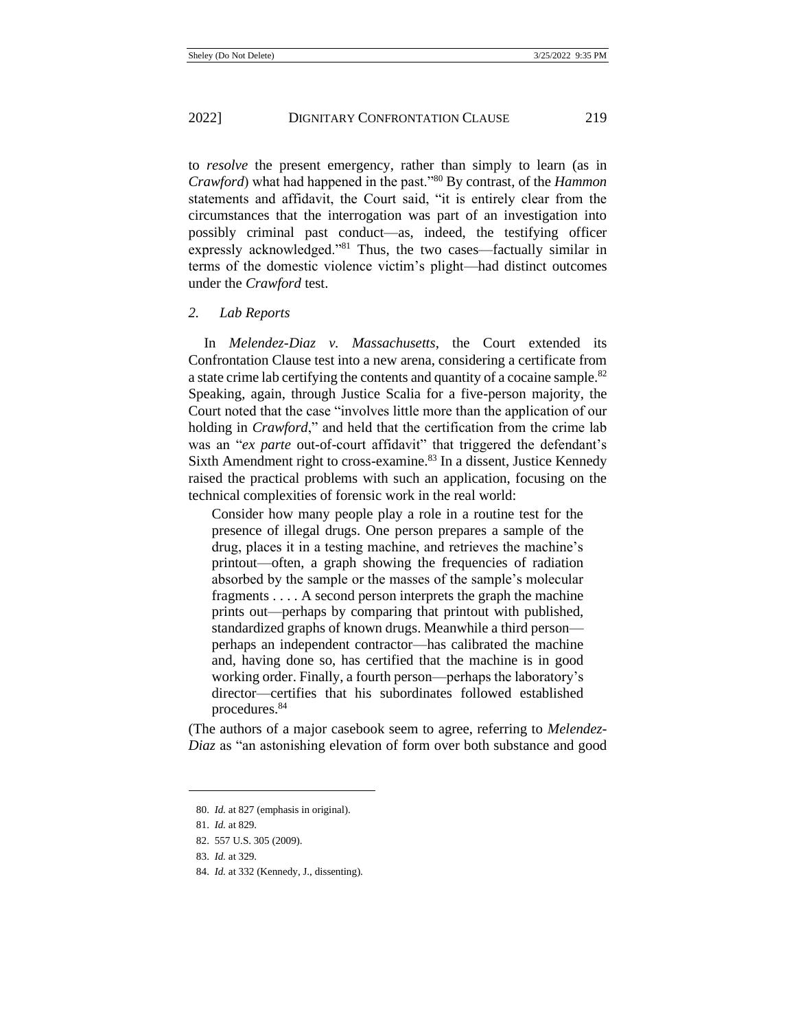to *resolve* the present emergency, rather than simply to learn (as in *Crawford*) what had happened in the past."[80] By contrast, of the *Hammon* statements and affidavit, the Court said, "it is entirely clear from the circumstances that the interrogation was part of an investigation into possibly criminal past conduct—as, indeed, the testifying officer expressly acknowledged."[81] Thus, the two cases—factually similar in terms of the domestic violence victim's plight—had distinct outcomes under the *Crawford* test.

### 2. Lab Reports

In *Melendez-Diaz v. Massachusetts*, the Court extended its Confrontation Clause test into a new arena, considering a certificate from a state crime lab certifying the contents and quantity of a cocaine sample.[82] Speaking, again, through Justice Scalia for a five-person majority, the Court noted that the case "involves little more than the application of our holding in *Crawford*," and held that the certification from the crime lab was an "*ex parte* out-of-court affidavit" that triggered the defendant's Sixth Amendment right to cross-examine.[83] In a dissent, Justice Kennedy raised the practical problems with such an application, focusing on the technical complexities of forensic work in the real world:

> Consider how many people play a role in a routine test for the presence of illegal drugs. One person prepares a sample of the drug, places it in a testing machine, and retrieves the machine's printout—often, a graph showing the frequencies of radiation absorbed by the sample or the masses of the sample's molecular fragments . . . . A second person interprets the graph the machine prints out—perhaps by comparing that printout with published, standardized graphs of known drugs. Meanwhile a third person—perhaps an independent contractor—has calibrated the machine and, having done so, has certified that the machine is in good working order. Finally, a fourth person—perhaps the laboratory's director—certifies that his subordinates followed established procedures.[84]

(The authors of a major casebook seem to agree, referring to *Melendez-Diaz* as "an astonishing elevation of form over both substance and good

---

80. *Id.* at 827 (emphasis in original).

81. *Id.* at 829.

82. 557 U.S. 305 (2009).

83. *Id.* at 329.

84. *Id.* at 332 (Kennedy, J., dissenting).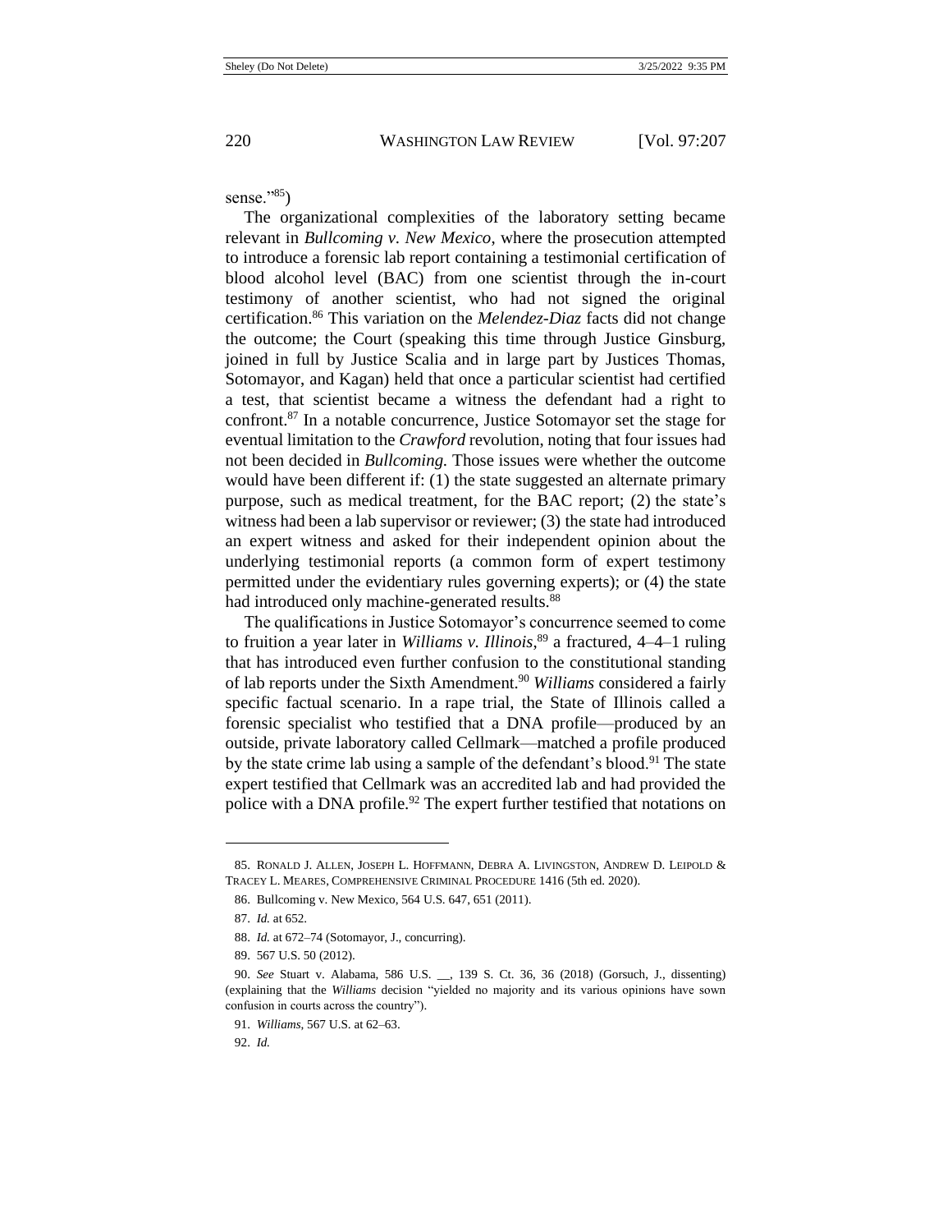sense."[85])

The organizational complexities of the laboratory setting became relevant in *Bullcoming v. New Mexico*, where the prosecution attempted to introduce a forensic lab report containing a testimonial certification of blood alcohol level (BAC) from one scientist through the in-court testimony of another scientist, who had not signed the original certification.[86] This variation on the *Melendez-Diaz* facts did not change the outcome; the Court (speaking this time through Justice Ginsburg, joined in full by Justice Scalia and in large part by Justices Thomas, Sotomayor, and Kagan) held that once a particular scientist had certified a test, that scientist became a witness the defendant had a right to confront.[87] In a notable concurrence, Justice Sotomayor set the stage for eventual limitation to the *Crawford* revolution, noting that four issues had not been decided in *Bullcoming.* Those issues were whether the outcome would have been different if: (1) the state suggested an alternate primary purpose, such as medical treatment, for the BAC report; (2) the state's witness had been a lab supervisor or reviewer; (3) the state had introduced an expert witness and asked for their independent opinion about the underlying testimonial reports (a common form of expert testimony permitted under the evidentiary rules governing experts); or (4) the state had introduced only machine-generated results.[88]

The qualifications in Justice Sotomayor's concurrence seemed to come to fruition a year later in *Williams v. Illinois*,[89] a fractured, 4–4–1 ruling that has introduced even further confusion to the constitutional standing of lab reports under the Sixth Amendment.[90] *Williams* considered a fairly specific factual scenario. In a rape trial, the State of Illinois called a forensic specialist who testified that a DNA profile—produced by an outside, private laboratory called Cellmark—matched a profile produced by the state crime lab using a sample of the defendant's blood.[91] The state expert testified that Cellmark was an accredited lab and had provided the police with a DNA profile.[92] The expert further testified that notations on

---

85. RONALD J. ALLEN, JOSEPH L. HOFFMANN, DEBRA A. LIVINGSTON, ANDREW D. LEIPOLD & TRACEY L. MEARES, COMPREHENSIVE CRIMINAL PROCEDURE 1416 (5th ed. 2020).

86. Bullcoming v. New Mexico, 564 U.S. 647, 651 (2011).

87. *Id.* at 652.

88. *Id.* at 672–74 (Sotomayor, J., concurring).

89. 567 U.S. 50 (2012).

90. *See* Stuart v. Alabama, 586 U.S. __, 139 S. Ct. 36, 36 (2018) (Gorsuch, J., dissenting) (explaining that the *Williams* decision "yielded no majority and its various opinions have sown confusion in courts across the country").

91. *Williams*, 567 U.S. at 62–63.

92. *Id.*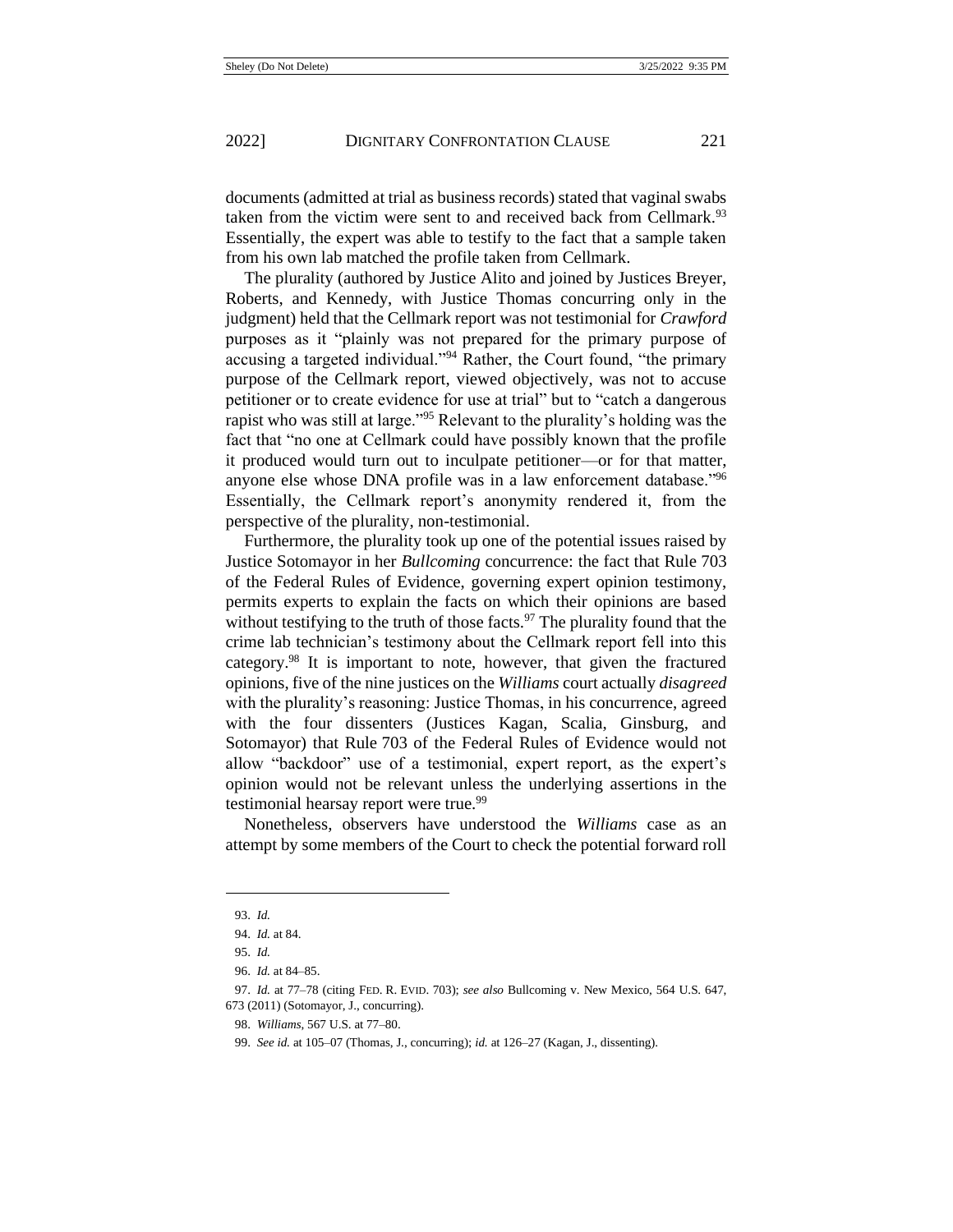documents (admitted at trial as business records) stated that vaginal swabs taken from the victim were sent to and received back from Cellmark.[93] Essentially, the expert was able to testify to the fact that a sample taken from his own lab matched the profile taken from Cellmark.

The plurality (authored by Justice Alito and joined by Justices Breyer, Roberts, and Kennedy, with Justice Thomas concurring only in the judgment) held that the Cellmark report was not testimonial for *Crawford* purposes as it "plainly was not prepared for the primary purpose of accusing a targeted individual."[94] Rather, the Court found, "the primary purpose of the Cellmark report, viewed objectively, was not to accuse petitioner or to create evidence for use at trial" but to "catch a dangerous rapist who was still at large."[95] Relevant to the plurality's holding was the fact that "no one at Cellmark could have possibly known that the profile it produced would turn out to inculpate petitioner—or for that matter, anyone else whose DNA profile was in a law enforcement database."[96] Essentially, the Cellmark report's anonymity rendered it, from the perspective of the plurality, non-testimonial.

Furthermore, the plurality took up one of the potential issues raised by Justice Sotomayor in her *Bullcoming* concurrence: the fact that Rule 703 of the Federal Rules of Evidence, governing expert opinion testimony, permits experts to explain the facts on which their opinions are based without testifying to the truth of those facts.[97] The plurality found that the crime lab technician's testimony about the Cellmark report fell into this category.[98] It is important to note, however, that given the fractured opinions, five of the nine justices on the *Williams* court actually *disagreed* with the plurality's reasoning: Justice Thomas, in his concurrence, agreed with the four dissenters (Justices Kagan, Scalia, Ginsburg, and Sotomayor) that Rule 703 of the Federal Rules of Evidence would not allow "backdoor" use of a testimonial, expert report, as the expert's opinion would not be relevant unless the underlying assertions in the testimonial hearsay report were true.[99]

Nonetheless, observers have understood the *Williams* case as an attempt by some members of the Court to check the potential forward roll

---

93. *Id.*

94. *Id.* at 84.

95. *Id.*

96. *Id.* at 84–85.

97. *Id.* at 77–78 (citing FED. R. EVID. 703); *see also* Bullcoming v. New Mexico, 564 U.S. 647, 673 (2011) (Sotomayor, J., concurring).

98. *Williams*, 567 U.S. at 77–80.

99. *See id.* at 105–07 (Thomas, J., concurring); *id.* at 126–27 (Kagan, J., dissenting).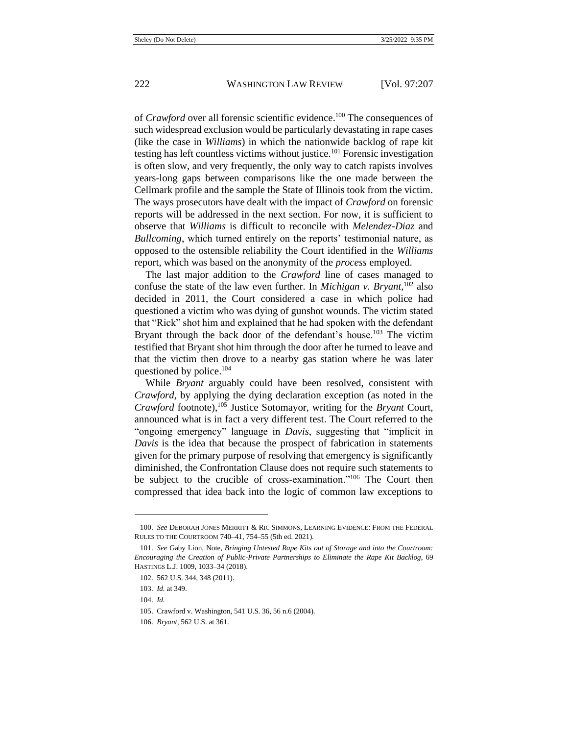of *Crawford* over all forensic scientific evidence.[100] The consequences of such widespread exclusion would be particularly devastating in rape cases (like the case in *Williams*) in which the nationwide backlog of rape kit testing has left countless victims without justice.[101] Forensic investigation is often slow, and very frequently, the only way to catch rapists involves years-long gaps between comparisons like the one made between the Cellmark profile and the sample the State of Illinois took from the victim. The ways prosecutors have dealt with the impact of *Crawford* on forensic reports will be addressed in the next section. For now, it is sufficient to observe that *Williams* is difficult to reconcile with *Melendez-Diaz* and *Bullcoming*, which turned entirely on the reports' testimonial nature, as opposed to the ostensible reliability the Court identified in the *Williams* report, which was based on the anonymity of the *process* employed.

The last major addition to the *Crawford* line of cases managed to confuse the state of the law even further. In *Michigan v. Bryant*,[102] also decided in 2011, the Court considered a case in which police had questioned a victim who was dying of gunshot wounds. The victim stated that "Rick" shot him and explained that he had spoken with the defendant Bryant through the back door of the defendant's house.[103] The victim testified that Bryant shot him through the door after he turned to leave and that the victim then drove to a nearby gas station where he was later questioned by police.[104]

While *Bryant* arguably could have been resolved, consistent with *Crawford*, by applying the dying declaration exception (as noted in the *Crawford* footnote),[105] Justice Sotomayor, writing for the *Bryant* Court, announced what is in fact a very different test. The Court referred to the "ongoing emergency" language in *Davis*, suggesting that "implicit in *Davis* is the idea that because the prospect of fabrication in statements given for the primary purpose of resolving that emergency is significantly diminished, the Confrontation Clause does not require such statements to be subject to the crucible of cross-examination."[106] The Court then compressed that idea back into the logic of common law exceptions to

---

100. *See* DEBORAH JONES MERRITT & RIC SIMMONS, LEARNING EVIDENCE: FROM THE FEDERAL RULES TO THE COURTROOM 740–41, 754–55 (5th ed. 2021).

101. *See* Gaby Lion, Note, *Bringing Untested Rape Kits out of Storage and into the Courtroom: Encouraging the Creation of Public-Private Partnerships to Eliminate the Rape Kit Backlog*, 69 HASTINGS L.J. 1009, 1033–34 (2018).

102. 562 U.S. 344, 348 (2011).

103. *Id.* at 349.

104. *Id.*

105. Crawford v. Washington, 541 U.S. 36, 56 n.6 (2004).

106. *Bryant*, 562 U.S. at 361.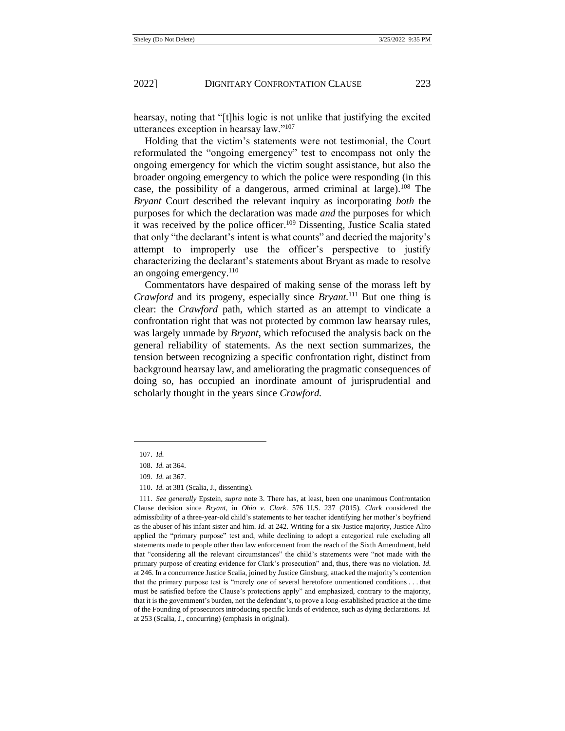hearsay, noting that "[t]his logic is not unlike that justifying the excited utterances exception in hearsay law."[107]

Holding that the victim's statements were not testimonial, the Court reformulated the "ongoing emergency" test to encompass not only the ongoing emergency for which the victim sought assistance, but also the broader ongoing emergency to which the police were responding (in this case, the possibility of a dangerous, armed criminal at large).[108] The *Bryant* Court described the relevant inquiry as incorporating *both* the purposes for which the declaration was made *and* the purposes for which it was received by the police officer.[109] Dissenting, Justice Scalia stated that only "the declarant's intent is what counts" and decried the majority's attempt to improperly use the officer's perspective to justify characterizing the declarant's statements about Bryant as made to resolve an ongoing emergency.[110]

Commentators have despaired of making sense of the morass left by *Crawford* and its progeny, especially since *Bryant*.[111] But one thing is clear: the *Crawford* path, which started as an attempt to vindicate a confrontation right that was not protected by common law hearsay rules, was largely unmade by *Bryant*, which refocused the analysis back on the general reliability of statements. As the next section summarizes, the tension between recognizing a specific confrontation right, distinct from background hearsay law, and ameliorating the pragmatic consequences of doing so, has occupied an inordinate amount of jurisprudential and scholarly thought in the years since *Crawford.*

---

107. *Id.*

108. *Id.* at 364.

109. *Id.* at 367.

110. *Id.* at 381 (Scalia, J., dissenting).

111. *See generally* Epstein, *supra* note 3. There has, at least, been one unanimous Confrontation Clause decision since *Bryant*, in *Ohio v. Clark*. 576 U.S. 237 (2015). *Clark* considered the admissibility of a three-year-old child's statements to her teacher identifying her mother's boyfriend as the abuser of his infant sister and him. *Id.* at 242. Writing for a six-Justice majority, Justice Alito applied the "primary purpose" test and, while declining to adopt a categorical rule excluding all statements made to people other than law enforcement from the reach of the Sixth Amendment, held that "considering all the relevant circumstances" the child's statements were "not made with the primary purpose of creating evidence for Clark's prosecution" and, thus, there was no violation. *Id.* at 246. In a concurrence Justice Scalia, joined by Justice Ginsburg, attacked the majority's contention that the primary purpose test is "merely *one* of several heretofore unmentioned conditions . . . that must be satisfied before the Clause's protections apply" and emphasized, contrary to the majority, that it is the government's burden, not the defendant's, to prove a long-established practice at the time of the Founding of prosecutors introducing specific kinds of evidence, such as dying declarations. *Id.* at 253 (Scalia, J., concurring) (emphasis in original).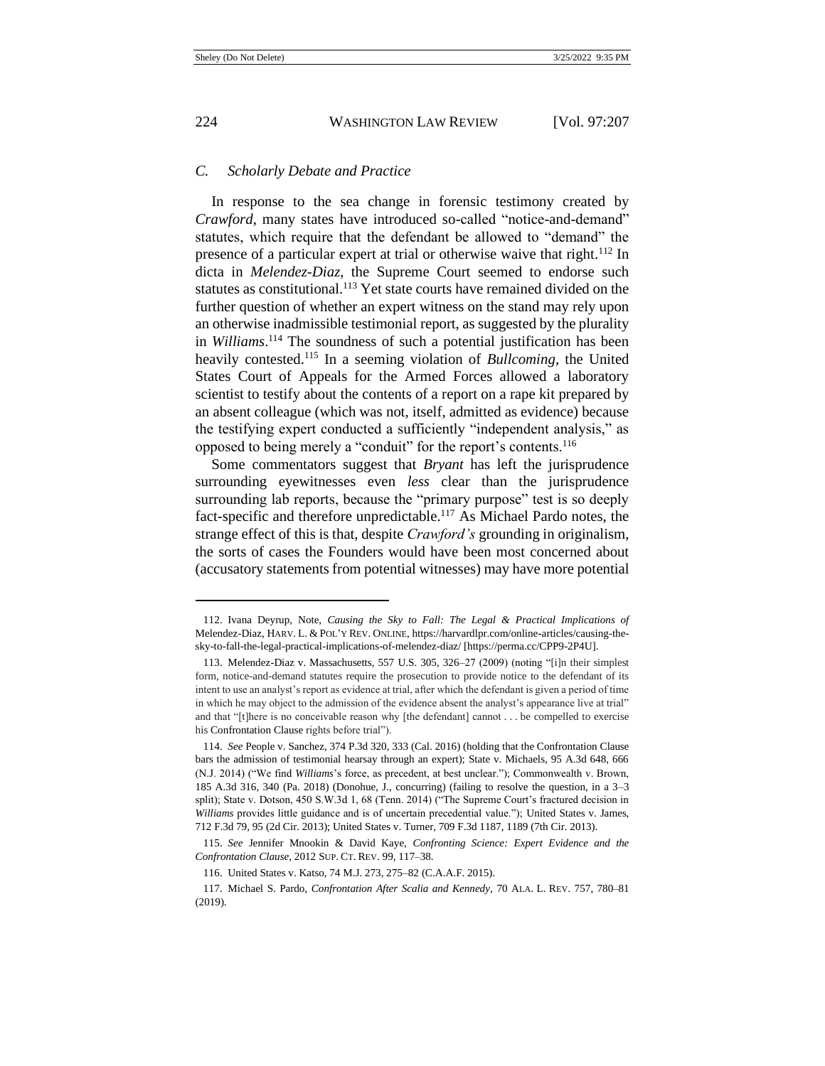### C. Scholarly Debate and Practice

In response to the sea change in forensic testimony created by *Crawford*, many states have introduced so-called "notice-and-demand" statutes, which require that the defendant be allowed to "demand" the presence of a particular expert at trial or otherwise waive that right.[112] In dicta in *Melendez-Diaz*, the Supreme Court seemed to endorse such statutes as constitutional.[113] Yet state courts have remained divided on the further question of whether an expert witness on the stand may rely upon an otherwise inadmissible testimonial report, as suggested by the plurality in *Williams*.[114] The soundness of such a potential justification has been heavily contested.[115] In a seeming violation of *Bullcoming*, the United States Court of Appeals for the Armed Forces allowed a laboratory scientist to testify about the contents of a report on a rape kit prepared by an absent colleague (which was not, itself, admitted as evidence) because the testifying expert conducted a sufficiently "independent analysis," as opposed to being merely a "conduit" for the report's contents.[116]

Some commentators suggest that *Bryant* has left the jurisprudence surrounding eyewitnesses even *less* clear than the jurisprudence surrounding lab reports, because the "primary purpose" test is so deeply fact-specific and therefore unpredictable.[117] As Michael Pardo notes, the strange effect of this is that, despite *Crawford's* grounding in originalism, the sorts of cases the Founders would have been most concerned about (accusatory statements from potential witnesses) may have more potential

---

112. Ivana Deyrup, Note, *Causing the Sky to Fall: The Legal & Practical Implications of* Melendez-Diaz, HARV. L. & POL'Y REV. ONLINE, https://harvardlpr.com/online-articles/causing-the-sky-to-fall-the-legal-practical-implications-of-melendez-diaz/ [https://perma.cc/CPP9-2P4U].

113. Melendez-Diaz v. Massachusetts, 557 U.S. 305, 326–27 (2009) (noting "[i]n their simplest form, notice-and-demand statutes require the prosecution to provide notice to the defendant of its intent to use an analyst's report as evidence at trial, after which the defendant is given a period of time in which he may object to the admission of the evidence absent the analyst's appearance live at trial" and that "[t]here is no conceivable reason why [the defendant] cannot . . . be compelled to exercise his Confrontation Clause rights before trial").

114. *See* People v. Sanchez, 374 P.3d 320, 333 (Cal. 2016) (holding that the Confrontation Clause bars the admission of testimonial hearsay through an expert); State v. Michaels, 95 A.3d 648, 666 (N.J. 2014) ("We find *Williams*'s force, as precedent, at best unclear."); Commonwealth v. Brown, 185 A.3d 316, 340 (Pa. 2018) (Donohue, J., concurring) (failing to resolve the question, in a 3–3 split); State v. Dotson, 450 S.W.3d 1, 68 (Tenn. 2014) ("The Supreme Court's fractured decision in *Williams* provides little guidance and is of uncertain precedential value."); United States v. James, 712 F.3d 79, 95 (2d Cir. 2013); United States v. Turner, 709 F.3d 1187, 1189 (7th Cir. 2013).

115. *See* Jennifer Mnookin & David Kaye, *Confronting Science: Expert Evidence and the Confrontation Clause*, 2012 SUP. CT. REV. 99, 117–38.

116. United States v. Katso, 74 M.J. 273, 275–82 (C.A.A.F. 2015).

117. Michael S. Pardo, *Confrontation After Scalia and Kennedy*, 70 ALA. L. REV. 757, 780–81 (2019).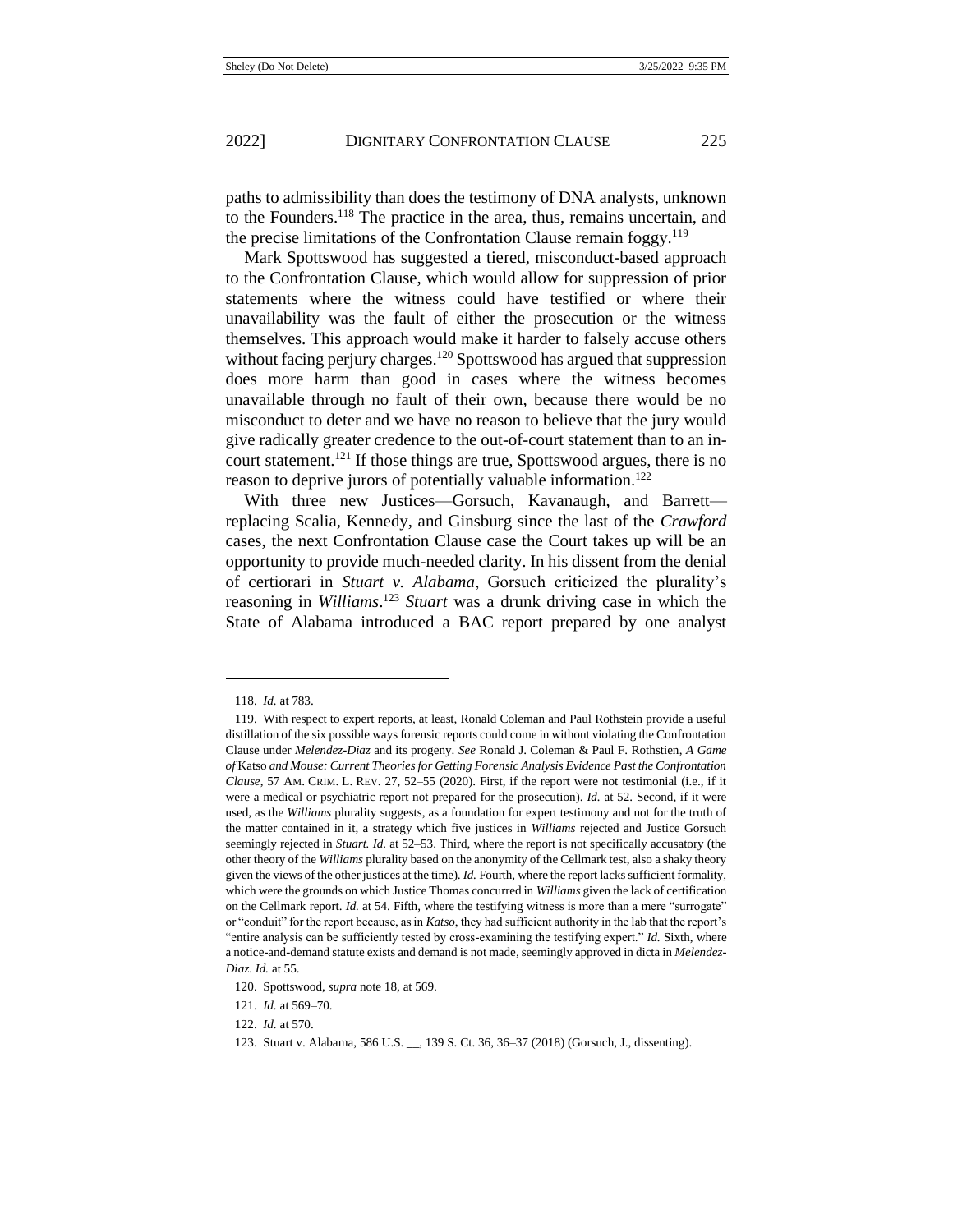paths to admissibility than does the testimony of DNA analysts, unknown to the Founders.[118] The practice in the area, thus, remains uncertain, and the precise limitations of the Confrontation Clause remain foggy.[119]

Mark Spottswood has suggested a tiered, misconduct-based approach to the Confrontation Clause, which would allow for suppression of prior statements where the witness could have testified or where their unavailability was the fault of either the prosecution or the witness themselves. This approach would make it harder to falsely accuse others without facing perjury charges.[120] Spottswood has argued that suppression does more harm than good in cases where the witness becomes unavailable through no fault of their own, because there would be no misconduct to deter and we have no reason to believe that the jury would give radically greater credence to the out-of-court statement than to an in-court statement.[121] If those things are true, Spottswood argues, there is no reason to deprive jurors of potentially valuable information.[122]

With three new Justices—Gorsuch, Kavanaugh, and Barrett—replacing Scalia, Kennedy, and Ginsburg since the last of the *Crawford* cases, the next Confrontation Clause case the Court takes up will be an opportunity to provide much-needed clarity. In his dissent from the denial of certiorari in *Stuart v. Alabama*, Gorsuch criticized the plurality's reasoning in *Williams*.[123] *Stuart* was a drunk driving case in which the State of Alabama introduced a BAC report prepared by one analyst

---

118. *Id.* at 783.

119. With respect to expert reports, at least, Ronald Coleman and Paul Rothstein provide a useful distillation of the six possible ways forensic reports could come in without violating the Confrontation Clause under *Melendez-Diaz* and its progeny. *See* Ronald J. Coleman & Paul F. Rothstien, *A Game of* Katso *and Mouse: Current Theories for Getting Forensic Analysis Evidence Past the Confrontation Clause*, 57 AM. CRIM. L. REV. 27, 52–55 (2020). First, if the report were not testimonial (i.e., if it were a medical or psychiatric report not prepared for the prosecution). *Id.* at 52. Second, if it were used, as the *Williams* plurality suggests, as a foundation for expert testimony and not for the truth of the matter contained in it, a strategy which five justices in *Williams* rejected and Justice Gorsuch seemingly rejected in *Stuart. Id.* at 52–53. Third, where the report is not specifically accusatory (the other theory of the *Williams* plurality based on the anonymity of the Cellmark test, also a shaky theory given the views of the other justices at the time). *Id.* Fourth, where the report lacks sufficient formality, which were the grounds on which Justice Thomas concurred in *Williams* given the lack of certification on the Cellmark report. *Id.* at 54. Fifth, where the testifying witness is more than a mere "surrogate" or "conduit" for the report because, as in *Katso*, they had sufficient authority in the lab that the report's "entire analysis can be sufficiently tested by cross-examining the testifying expert." *Id.* Sixth, where a notice-and-demand statute exists and demand is not made, seemingly approved in dicta in *Melendez-Diaz*. *Id.* at 55.

120. Spottswood, *supra* note 18, at 569.

121. *Id.* at 569–70.

122. *Id.* at 570.

123. Stuart v. Alabama, 586 U.S. __, 139 S. Ct. 36, 36–37 (2018) (Gorsuch, J., dissenting).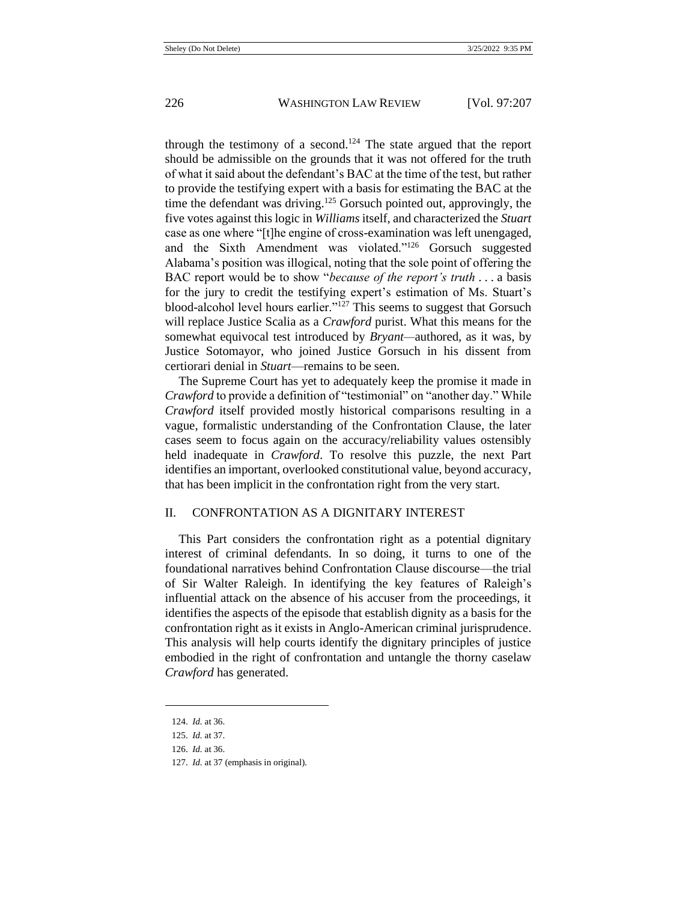through the testimony of a second.[124] The state argued that the report should be admissible on the grounds that it was not offered for the truth of what it said about the defendant's BAC at the time of the test, but rather to provide the testifying expert with a basis for estimating the BAC at the time the defendant was driving.[125] Gorsuch pointed out, approvingly, the five votes against this logic in *Williams* itself, and characterized the *Stuart* case as one where "[t]he engine of cross-examination was left unengaged, and the Sixth Amendment was violated."[126] Gorsuch suggested Alabama's position was illogical, noting that the sole point of offering the BAC report would be to show "*because of the report's truth* . . . a basis for the jury to credit the testifying expert's estimation of Ms. Stuart's blood-alcohol level hours earlier."[127] This seems to suggest that Gorsuch will replace Justice Scalia as a *Crawford* purist. What this means for the somewhat equivocal test introduced by *Bryant*—authored, as it was, by Justice Sotomayor, who joined Justice Gorsuch in his dissent from certiorari denial in *Stuart*—remains to be seen.

The Supreme Court has yet to adequately keep the promise it made in *Crawford* to provide a definition of "testimonial" on "another day." While *Crawford* itself provided mostly historical comparisons resulting in a vague, formalistic understanding of the Confrontation Clause, the later cases seem to focus again on the accuracy/reliability values ostensibly held inadequate in *Crawford*. To resolve this puzzle, the next Part identifies an important, overlooked constitutional value, beyond accuracy, that has been implicit in the confrontation right from the very start.

## II. CONFRONTATION AS A DIGNITARY INTEREST

This Part considers the confrontation right as a potential dignitary interest of criminal defendants. In so doing, it turns to one of the foundational narratives behind Confrontation Clause discourse—the trial of Sir Walter Raleigh. In identifying the key features of Raleigh's influential attack on the absence of his accuser from the proceedings, it identifies the aspects of the episode that establish dignity as a basis for the confrontation right as it exists in Anglo-American criminal jurisprudence. This analysis will help courts identify the dignitary principles of justice embodied in the right of confrontation and untangle the thorny caselaw *Crawford* has generated.

---

124. *Id.* at 36.

125. *Id.* at 37.

126. *Id.* at 36.

127. *Id.* at 37 (emphasis in original).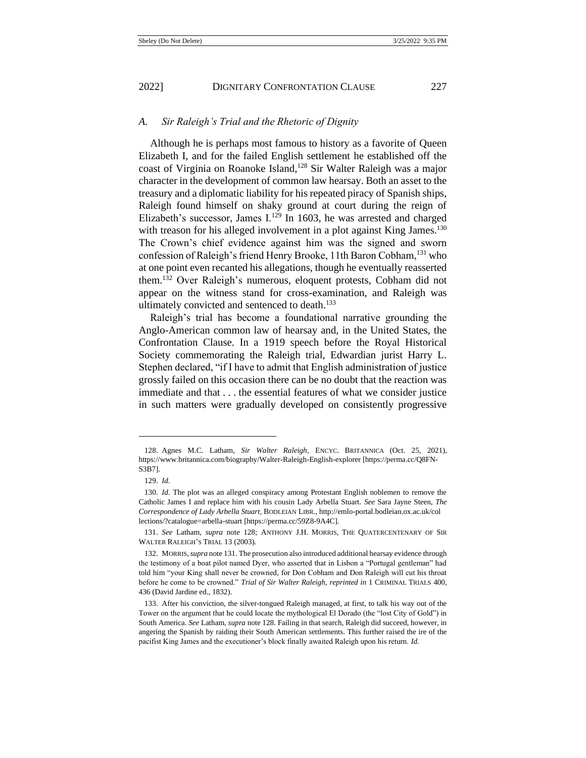### *A. Sir Raleigh's Trial and the Rhetoric of Dignity*

Although he is perhaps most famous to history as a favorite of Queen Elizabeth I, and for the failed English settlement he established off the coast of Virginia on Roanoke Island,[128] Sir Walter Raleigh was a major character in the development of common law hearsay. Both an asset to the treasury and a diplomatic liability for his repeated piracy of Spanish ships, Raleigh found himself on shaky ground at court during the reign of Elizabeth's successor, James I.[129] In 1603, he was arrested and charged with treason for his alleged involvement in a plot against King James.[130] The Crown's chief evidence against him was the signed and sworn confession of Raleigh's friend Henry Brooke, 11th Baron Cobham,[131] who at one point even recanted his allegations, though he eventually reasserted them.[132] Over Raleigh's numerous, eloquent protests, Cobham did not appear on the witness stand for cross-examination, and Raleigh was ultimately convicted and sentenced to death.[133]

Raleigh's trial has become a foundational narrative grounding the Anglo-American common law of hearsay and, in the United States, the Confrontation Clause. In a 1919 speech before the Royal Historical Society commemorating the Raleigh trial, Edwardian jurist Harry L. Stephen declared, "if I have to admit that English administration of justice grossly failed on this occasion there can be no doubt that the reaction was immediate and that . . . the essential features of what we consider justice in such matters were gradually developed on consistently progressive

---

128. Agnes M.C. Latham, *Sir Walter Raleigh*, ENCYC. BRITANNICA (Oct. 25, 2021), https://www.britannica.com/biography/Walter-Raleigh-English-explorer [https://perma.cc/Q8FN-S3B7].

129. *Id.*

130. *Id.* The plot was an alleged conspiracy among Protestant English noblemen to remove the Catholic James I and replace him with his cousin Lady Arbella Stuart. *See* Sara Jayne Steen, *The Correspondence of Lady Arbella Stuart*, BODLEIAN LIBR., http://emlo-portal.bodleian.ox.ac.uk/collections/?catalogue=arbella-stuart [https://perma.cc/59Z8-9A4C].

131. *See* Latham, *supra* note 128; ANTHONY J.H. MORRIS, THE QUATERCENTENARY OF SIR WALTER RALEIGH'S TRIAL 13 (2003).

132. MORRIS, *supra* note 131. The prosecution also introduced additional hearsay evidence through the testimony of a boat pilot named Dyer, who asserted that in Lisbon a "Portugal gentleman" had told him "your King shall never be crowned, for Don Cobham and Don Raleigh will cut his throat before he come to be crowned." *Trial of Sir Walter Raleigh*, *reprinted in* 1 CRIMINAL TRIALS 400, 436 (David Jardine ed., 1832).

133. After his conviction, the silver-tongued Raleigh managed, at first, to talk his way out of the Tower on the argument that he could locate the mythological El Dorado (the "lost City of Gold") in South America. *See* Latham, *supra* note 128. Failing in that search, Raleigh did succeed, however, in angering the Spanish by raiding their South American settlements. This further raised the ire of the pacifist King James and the executioner's block finally awaited Raleigh upon his return. *Id.*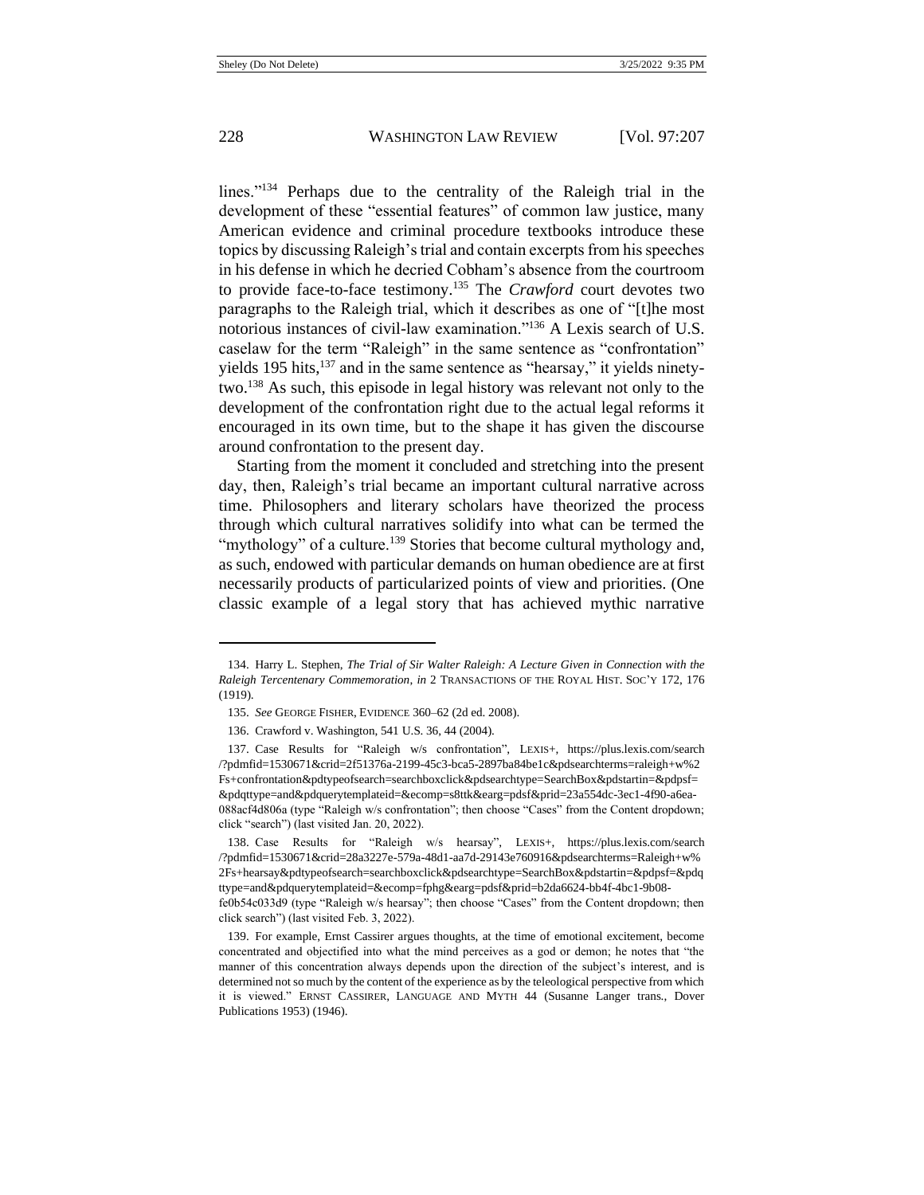lines."[134] Perhaps due to the centrality of the Raleigh trial in the development of these "essential features" of common law justice, many American evidence and criminal procedure textbooks introduce these topics by discussing Raleigh's trial and contain excerpts from his speeches in his defense in which he decried Cobham's absence from the courtroom to provide face-to-face testimony.[135] The *Crawford* court devotes two paragraphs to the Raleigh trial, which it describes as one of "[t]he most notorious instances of civil-law examination."[136] A Lexis search of U.S. caselaw for the term "Raleigh" in the same sentence as "confrontation" yields 195 hits,[137] and in the same sentence as "hearsay," it yields ninety-two.[138] As such, this episode in legal history was relevant not only to the development of the confrontation right due to the actual legal reforms it encouraged in its own time, but to the shape it has given the discourse around confrontation to the present day.

Starting from the moment it concluded and stretching into the present day, then, Raleigh's trial became an important cultural narrative across time. Philosophers and literary scholars have theorized the process through which cultural narratives solidify into what can be termed the "mythology" of a culture.[139] Stories that become cultural mythology and, as such, endowed with particular demands on human obedience are at first necessarily products of particularized points of view and priorities. (One classic example of a legal story that has achieved mythic narrative

---

134. Harry L. Stephen, *The Trial of Sir Walter Raleigh: A Lecture Given in Connection with the Raleigh Tercentenary Commemoration*, *in* 2 TRANSACTIONS OF THE ROYAL HIST. SOC'Y 172, 176 (1919).

135. *See* GEORGE FISHER, EVIDENCE 360–62 (2d ed. 2008).

136. Crawford v. Washington, 541 U.S. 36, 44 (2004).

137. Case Results for "Raleigh w/s confrontation", LEXIS+, https://plus.lexis.com/search/?pdmfid=1530671&crid=2f51376a-2199-45c3-bca5-2897ba84be1c&pdsearchterms=raleigh+w%2Fs+confrontation&pdtypeofsearch=searchboxclick&pdsearchtype=SearchBox&pdstartin=&pdpsf=&pdqttype=and&pdquerytemplateid=&ecomp=s8ttk&earg=pdsf&prid=23a554dc-3ec1-4f90-a6ea-088acf4d806a (type "Raleigh w/s confrontation"; then choose "Cases" from the Content dropdown; click "search") (last visited Jan. 20, 2022).

138. Case Results for "Raleigh w/s hearsay", LEXIS+, https://plus.lexis.com/search/?pdmfid=1530671&crid=28a3227e-579a-48d1-aa7d-29143e760916&pdsearchterms=Raleigh+w%2Fs+hearsay&pdtypeofsearch=searchboxclick&pdsearchtype=SearchBox&pdstartin=&pdpsf=&pdqttype=and&pdquerytemplateid=&ecomp=fphg&earg=pdsf&prid=b2da6624-bb4f-4bc1-9b08-fe0b54c033d9 (type "Raleigh w/s hearsay"; then choose "Cases" from the Content dropdown; then click search") (last visited Feb. 3, 2022).

139. For example, Ernst Cassirer argues thoughts, at the time of emotional excitement, become concentrated and objectified into what the mind perceives as a god or demon; he notes that "the manner of this concentration always depends upon the direction of the subject's interest, and is determined not so much by the content of the experience as by the teleological perspective from which it is viewed." ERNST CASSIRER, LANGUAGE AND MYTH 44 (Susanne Langer trans., Dover Publications 1953) (1946).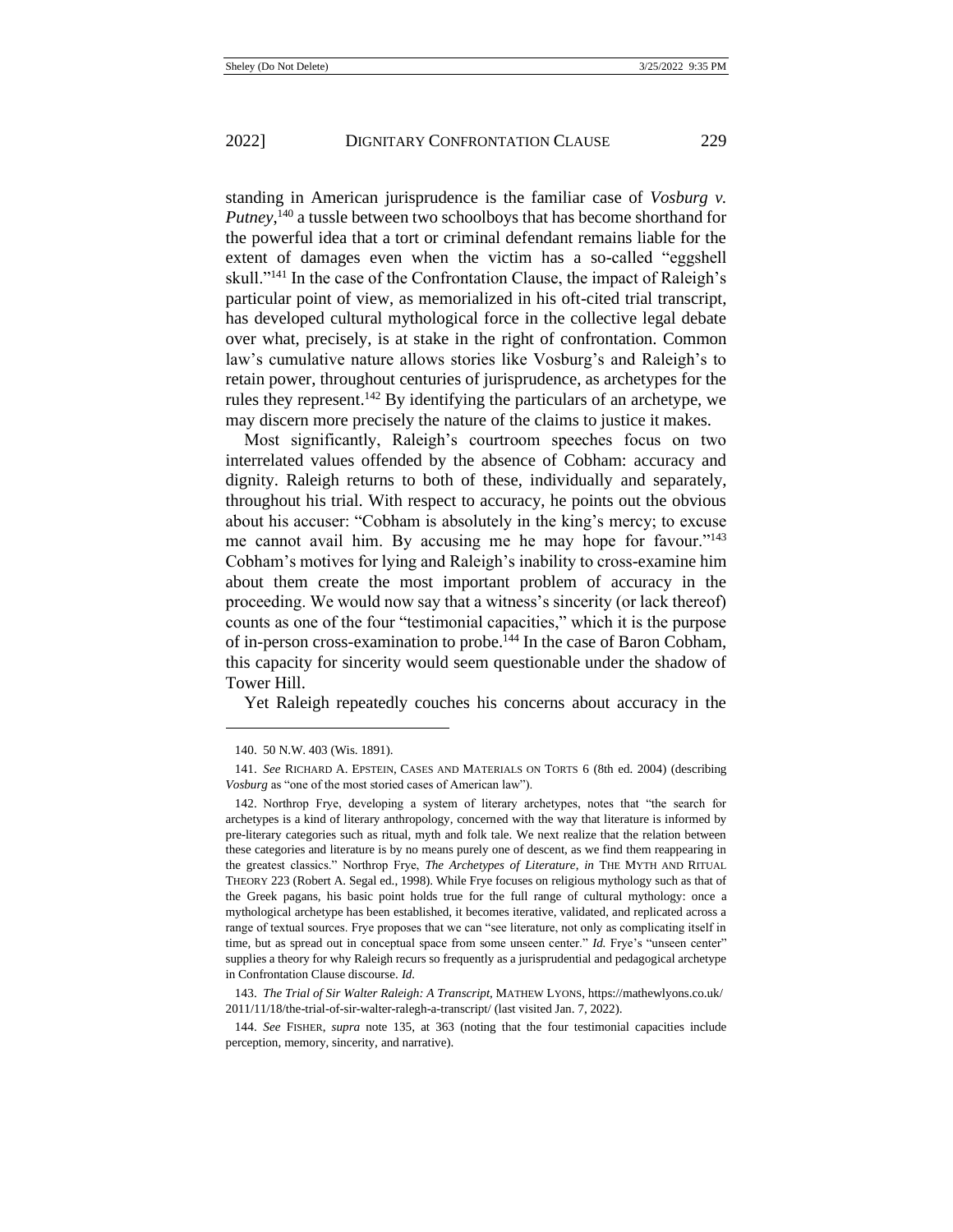standing in American jurisprudence is the familiar case of *Vosburg v. Putney*,[140] a tussle between two schoolboys that has become shorthand for the powerful idea that a tort or criminal defendant remains liable for the extent of damages even when the victim has a so-called "eggshell skull."[141] In the case of the Confrontation Clause, the impact of Raleigh's particular point of view, as memorialized in his oft-cited trial transcript, has developed cultural mythological force in the collective legal debate over what, precisely, is at stake in the right of confrontation. Common law's cumulative nature allows stories like Vosburg's and Raleigh's to retain power, throughout centuries of jurisprudence, as archetypes for the rules they represent.[142] By identifying the particulars of an archetype, we may discern more precisely the nature of the claims to justice it makes.

Most significantly, Raleigh's courtroom speeches focus on two interrelated values offended by the absence of Cobham: accuracy and dignity. Raleigh returns to both of these, individually and separately, throughout his trial. With respect to accuracy, he points out the obvious about his accuser: "Cobham is absolutely in the king's mercy; to excuse me cannot avail him. By accusing me he may hope for favour."[143] Cobham's motives for lying and Raleigh's inability to cross-examine him about them create the most important problem of accuracy in the proceeding. We would now say that a witness's sincerity (or lack thereof) counts as one of the four "testimonial capacities," which it is the purpose of in-person cross-examination to probe.[144] In the case of Baron Cobham, this capacity for sincerity would seem questionable under the shadow of Tower Hill.

Yet Raleigh repeatedly couches his concerns about accuracy in the

---

140. 50 N.W. 403 (Wis. 1891).

141. *See* RICHARD A. EPSTEIN, CASES AND MATERIALS ON TORTS 6 (8th ed. 2004) (describing *Vosburg* as "one of the most storied cases of American law").

142. Northrop Frye, developing a system of literary archetypes, notes that "the search for archetypes is a kind of literary anthropology, concerned with the way that literature is informed by pre-literary categories such as ritual, myth and folk tale. We next realize that the relation between these categories and literature is by no means purely one of descent, as we find them reappearing in the greatest classics." Northrop Frye, *The Archetypes of Literature*, *in* THE MYTH AND RITUAL THEORY 223 (Robert A. Segal ed., 1998). While Frye focuses on religious mythology such as that of the Greek pagans, his basic point holds true for the full range of cultural mythology: once a mythological archetype has been established, it becomes iterative, validated, and replicated across a range of textual sources. Frye proposes that we can "see literature, not only as complicating itself in time, but as spread out in conceptual space from some unseen center." *Id.* Frye's "unseen center" supplies a theory for why Raleigh recurs so frequently as a jurisprudential and pedagogical archetype in Confrontation Clause discourse. *Id.*

143. *The Trial of Sir Walter Raleigh: A Transcript*, MATHEW LYONS, https://mathewlyons.co.uk/2011/11/18/the-trial-of-sir-walter-ralegh-a-transcript/ (last visited Jan. 7, 2022).

144. *See* FISHER, *supra* note 135, at 363 (noting that the four testimonial capacities include perception, memory, sincerity, and narrative).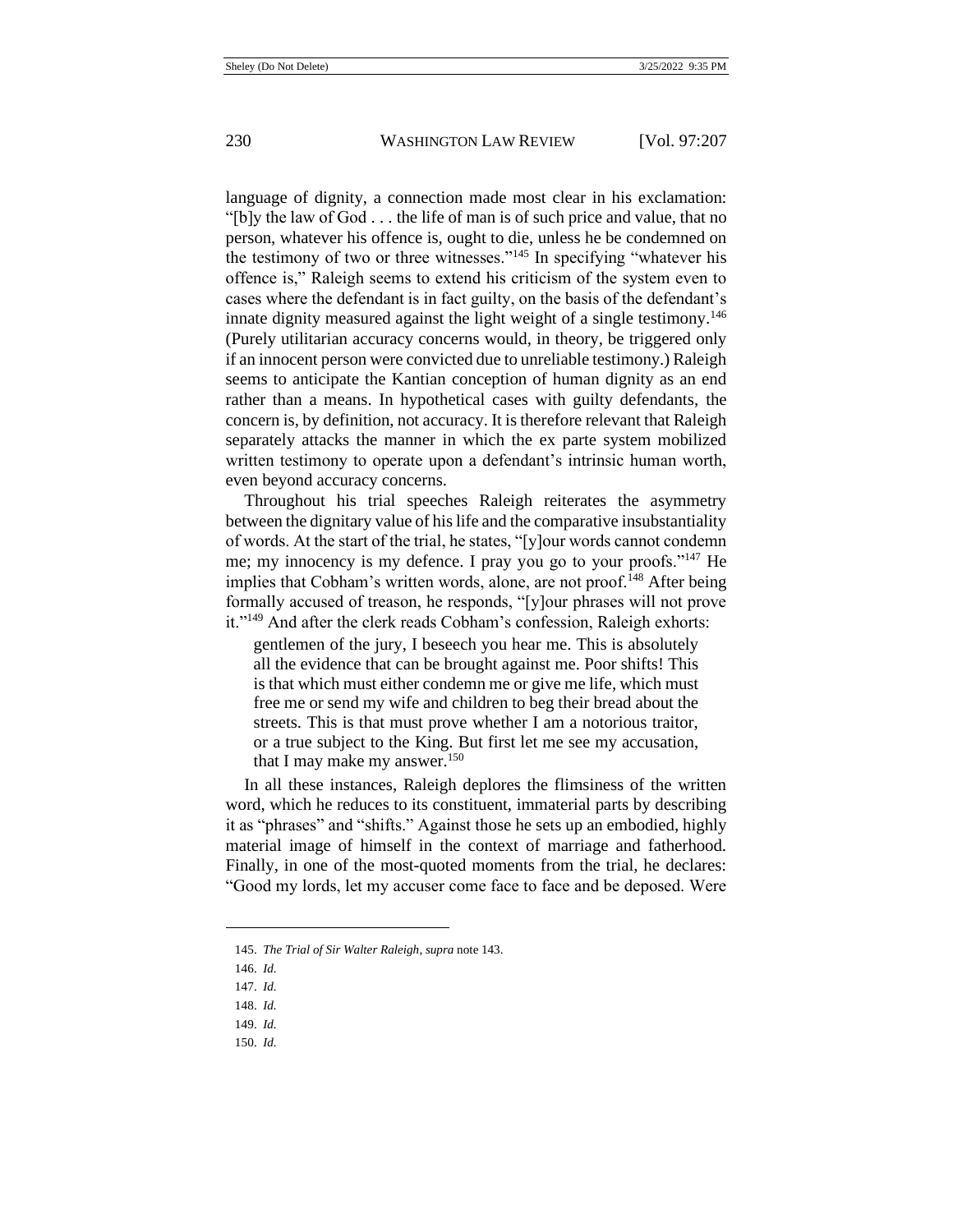language of dignity, a connection made most clear in his exclamation: "[b]y the law of God . . . the life of man is of such price and value, that no person, whatever his offence is, ought to die, unless he be condemned on the testimony of two or three witnesses."[145] In specifying "whatever his offence is," Raleigh seems to extend his criticism of the system even to cases where the defendant is in fact guilty, on the basis of the defendant's innate dignity measured against the light weight of a single testimony.[146] (Purely utilitarian accuracy concerns would, in theory, be triggered only if an innocent person were convicted due to unreliable testimony.) Raleigh seems to anticipate the Kantian conception of human dignity as an end rather than a means. In hypothetical cases with guilty defendants, the concern is, by definition, not accuracy. It is therefore relevant that Raleigh separately attacks the manner in which the ex parte system mobilized written testimony to operate upon a defendant's intrinsic human worth, even beyond accuracy concerns.

Throughout his trial speeches Raleigh reiterates the asymmetry between the dignitary value of his life and the comparative insubstantiality of words. At the start of the trial, he states, "[y]our words cannot condemn me; my innocency is my defence. I pray you go to your proofs."[147] He implies that Cobham's written words, alone, are not proof.[148] After being formally accused of treason, he responds, "[y]our phrases will not prove it."[149] And after the clerk reads Cobham's confession, Raleigh exhorts:

> gentlemen of the jury, I beseech you hear me. This is absolutely all the evidence that can be brought against me. Poor shifts! This is that which must either condemn me or give me life, which must free me or send my wife and children to beg their bread about the streets. This is that must prove whether I am a notorious traitor, or a true subject to the King. But first let me see my accusation, that I may make my answer.[150]

In all these instances, Raleigh deplores the flimsiness of the written word, which he reduces to its constituent, immaterial parts by describing it as "phrases" and "shifts." Against those he sets up an embodied, highly material image of himself in the context of marriage and fatherhood. Finally, in one of the most-quoted moments from the trial, he declares: "Good my lords, let my accuser come face to face and be deposed. Were

---

145. *The Trial of Sir Walter Raleigh*, *supra* note 143.

146. *Id.*

147. *Id.*

148. *Id.*

149. *Id.*

150. *Id.*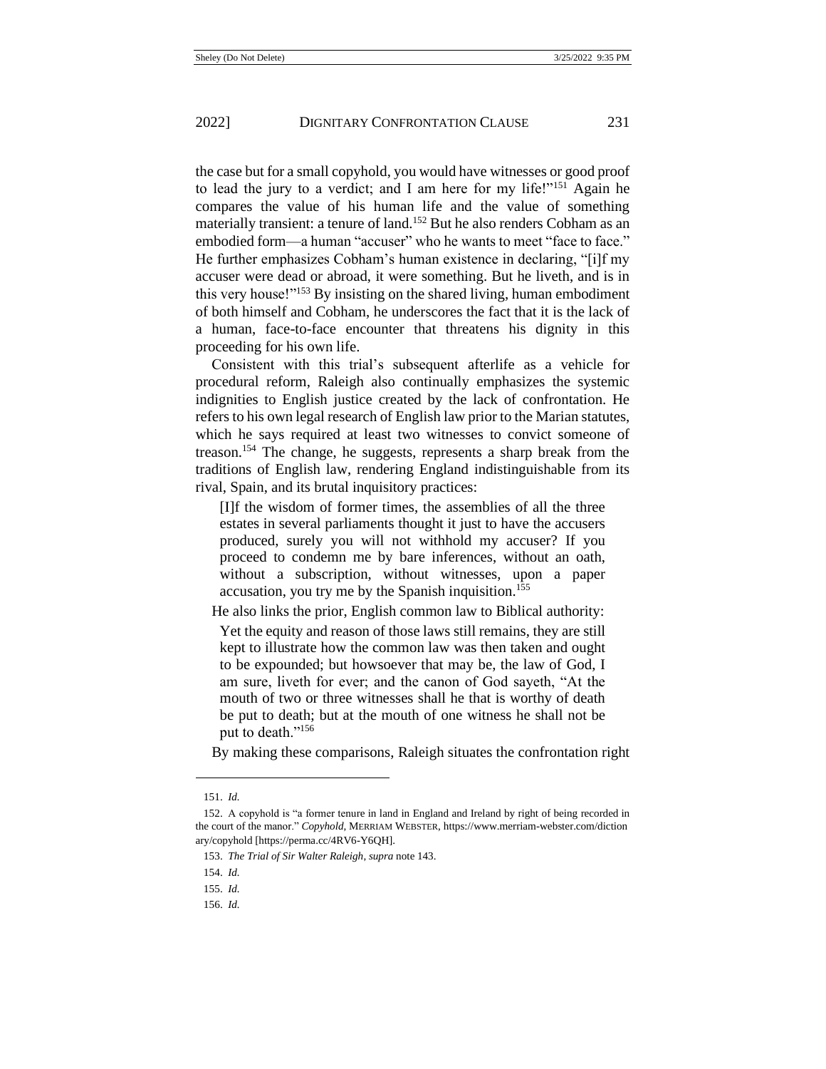the case but for a small copyhold, you would have witnesses or good proof to lead the jury to a verdict; and I am here for my life!"[151] Again he compares the value of his human life and the value of something materially transient: a tenure of land.[152] But he also renders Cobham as an embodied form—a human "accuser" who he wants to meet "face to face." He further emphasizes Cobham's human existence in declaring, "[i]f my accuser were dead or abroad, it were something. But he liveth, and is in this very house!"[153] By insisting on the shared living, human embodiment of both himself and Cobham, he underscores the fact that it is the lack of a human, face-to-face encounter that threatens his dignity in this proceeding for his own life.

Consistent with this trial's subsequent afterlife as a vehicle for procedural reform, Raleigh also continually emphasizes the systemic indignities to English justice created by the lack of confrontation. He refers to his own legal research of English law prior to the Marian statutes, which he says required at least two witnesses to convict someone of treason.[154] The change, he suggests, represents a sharp break from the traditions of English law, rendering England indistinguishable from its rival, Spain, and its brutal inquisitory practices:

> [I]f the wisdom of former times, the assemblies of all the three estates in several parliaments thought it just to have the accusers produced, surely you will not withhold my accuser? If you proceed to condemn me by bare inferences, without an oath, without a subscription, without witnesses, upon a paper accusation, you try me by the Spanish inquisition.[155]

He also links the prior, English common law to Biblical authority:

> Yet the equity and reason of those laws still remains, they are still kept to illustrate how the common law was then taken and ought to be expounded; but howsoever that may be, the law of God, I am sure, liveth for ever; and the canon of God sayeth, "At the mouth of two or three witnesses shall he that is worthy of death be put to death; but at the mouth of one witness he shall not be put to death."[156]

By making these comparisons, Raleigh situates the confrontation right

---

151. *Id.*

152. A copyhold is "a former tenure in land in England and Ireland by right of being recorded in the court of the manor." *Copyhold*, MERRIAM WEBSTER, https://www.merriam-webster.com/dictionary/copyhold [https://perma.cc/4RV6-Y6QH].

153. *The Trial of Sir Walter Raleigh*, *supra* note 143.

154. *Id.*

155. *Id.*

156. *Id.*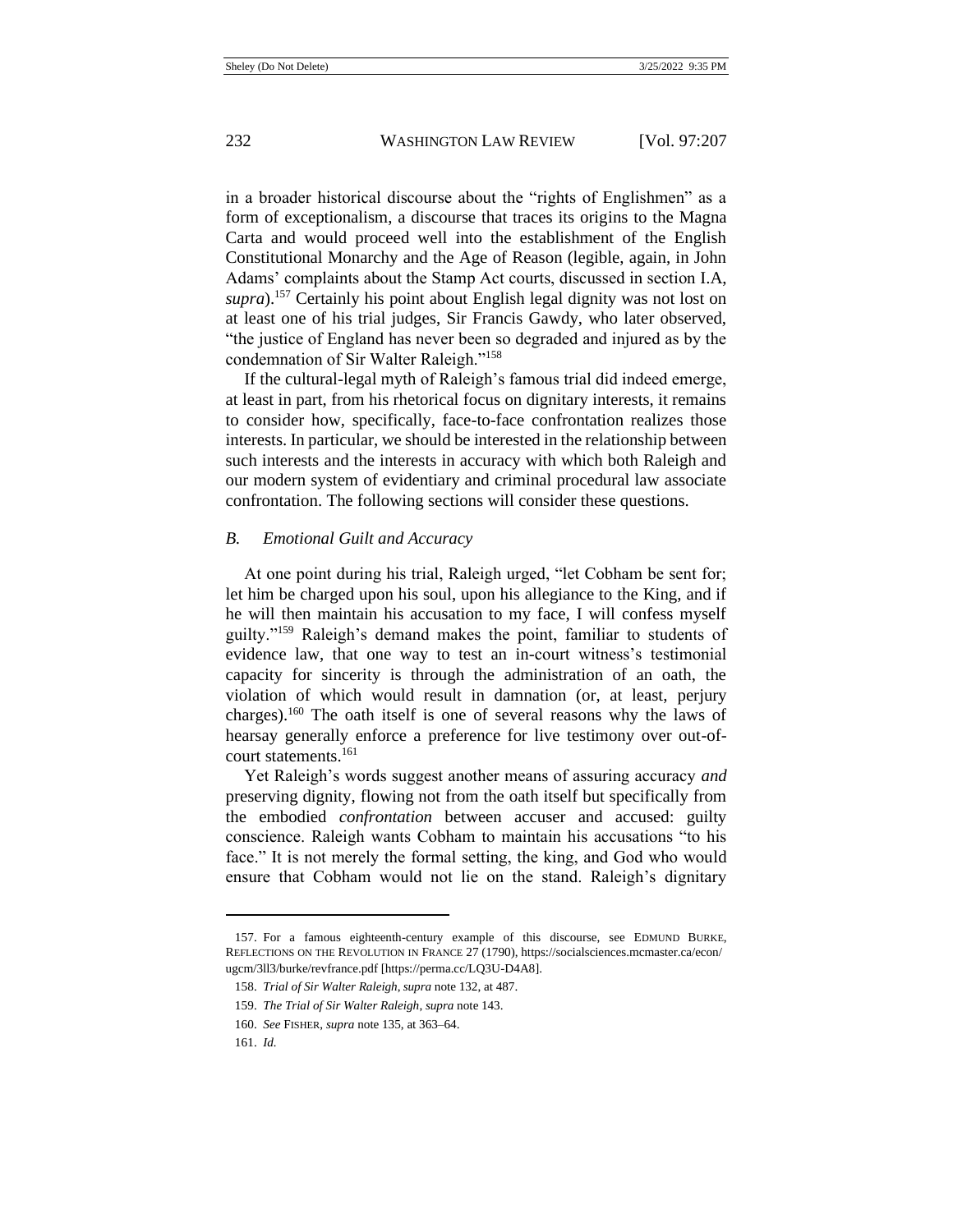in a broader historical discourse about the "rights of Englishmen" as a form of exceptionalism, a discourse that traces its origins to the Magna Carta and would proceed well into the establishment of the English Constitutional Monarchy and the Age of Reason (legible, again, in John Adams' complaints about the Stamp Act courts, discussed in section I.A, *supra*).[157] Certainly his point about English legal dignity was not lost on at least one of his trial judges, Sir Francis Gawdy, who later observed, "the justice of England has never been so degraded and injured as by the condemnation of Sir Walter Raleigh."[158]

If the cultural-legal myth of Raleigh's famous trial did indeed emerge, at least in part, from his rhetorical focus on dignitary interests, it remains to consider how, specifically, face-to-face confrontation realizes those interests. In particular, we should be interested in the relationship between such interests and the interests in accuracy with which both Raleigh and our modern system of evidentiary and criminal procedural law associate confrontation. The following sections will consider these questions.

### *B. Emotional Guilt and Accuracy*

At one point during his trial, Raleigh urged, "let Cobham be sent for; let him be charged upon his soul, upon his allegiance to the King, and if he will then maintain his accusation to my face, I will confess myself guilty."[159] Raleigh's demand makes the point, familiar to students of evidence law, that one way to test an in-court witness's testimonial capacity for sincerity is through the administration of an oath, the violation of which would result in damnation (or, at least, perjury charges).[160] The oath itself is one of several reasons why the laws of hearsay generally enforce a preference for live testimony over out-of-court statements.[161]

Yet Raleigh's words suggest another means of assuring accuracy *and* preserving dignity, flowing not from the oath itself but specifically from the embodied *confrontation* between accuser and accused: guilty conscience. Raleigh wants Cobham to maintain his accusations "to his face." It is not merely the formal setting, the king, and God who would ensure that Cobham would not lie on the stand. Raleigh's dignitary

---

157. For a famous eighteenth-century example of this discourse, see EDMUND BURKE, REFLECTIONS ON THE REVOLUTION IN FRANCE 27 (1790), https://socialsciences.mcmaster.ca/econ/ugcm/3ll3/burke/revfrance.pdf [https://perma.cc/LQ3U-D4A8].

158. *Trial of Sir Walter Raleigh*, *supra* note 132, at 487.

159. *The Trial of Sir Walter Raleigh*, *supra* note 143.

160. *See* FISHER, *supra* note 135, at 363–64.

161. *Id.*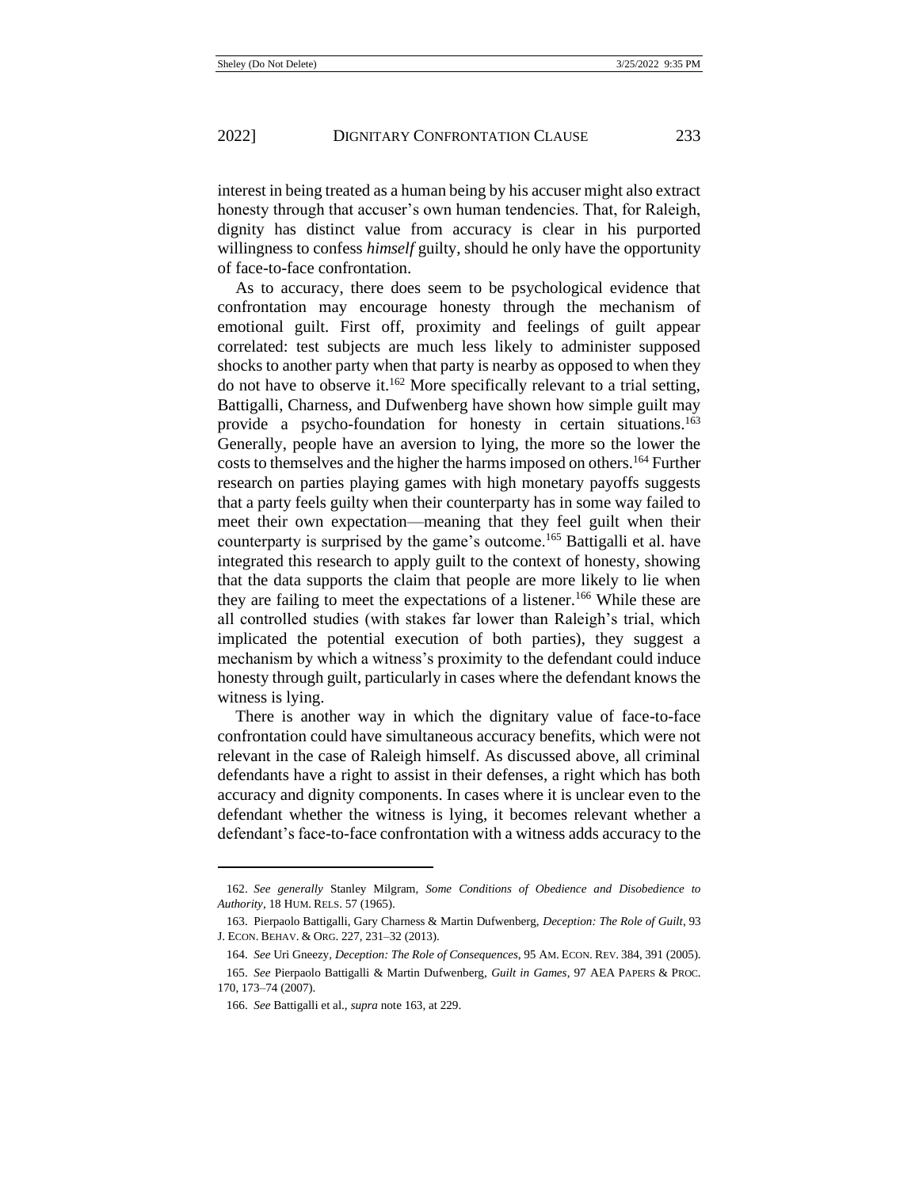interest in being treated as a human being by his accuser might also extract honesty through that accuser's own human tendencies. That, for Raleigh, dignity has distinct value from accuracy is clear in his purported willingness to confess *himself* guilty, should he only have the opportunity of face-to-face confrontation.

As to accuracy, there does seem to be psychological evidence that confrontation may encourage honesty through the mechanism of emotional guilt. First off, proximity and feelings of guilt appear correlated: test subjects are much less likely to administer supposed shocks to another party when that party is nearby as opposed to when they do not have to observe it.[162] More specifically relevant to a trial setting, Battigalli, Charness, and Dufwenberg have shown how simple guilt may provide a psycho-foundation for honesty in certain situations.[163] Generally, people have an aversion to lying, the more so the lower the costs to themselves and the higher the harms imposed on others.[164] Further research on parties playing games with high monetary payoffs suggests that a party feels guilty when their counterparty has in some way failed to meet their own expectation—meaning that they feel guilt when their counterparty is surprised by the game's outcome.[165] Battigalli et al. have integrated this research to apply guilt to the context of honesty, showing that the data supports the claim that people are more likely to lie when they are failing to meet the expectations of a listener.[166] While these are all controlled studies (with stakes far lower than Raleigh's trial, which implicated the potential execution of both parties), they suggest a mechanism by which a witness's proximity to the defendant could induce honesty through guilt, particularly in cases where the defendant knows the witness is lying.

There is another way in which the dignitary value of face-to-face confrontation could have simultaneous accuracy benefits, which were not relevant in the case of Raleigh himself. As discussed above, all criminal defendants have a right to assist in their defenses, a right which has both accuracy and dignity components. In cases where it is unclear even to the defendant whether the witness is lying, it becomes relevant whether a defendant's face-to-face confrontation with a witness adds accuracy to the

---

162. *See generally* Stanley Milgram, *Some Conditions of Obedience and Disobedience to Authority*, 18 HUM. RELS. 57 (1965).

163. Pierpaolo Battigalli, Gary Charness & Martin Dufwenberg, *Deception: The Role of Guilt*, 93 J. ECON. BEHAV. & ORG. 227, 231–32 (2013).

164. *See* Uri Gneezy, *Deception: The Role of Consequences*, 95 AM. ECON. REV. 384, 391 (2005).

165. *See* Pierpaolo Battigalli & Martin Dufwenberg, *Guilt in Games*, 97 AEA PAPERS & PROC. 170, 173–74 (2007).

166. *See* Battigalli et al., *supra* note 163, at 229.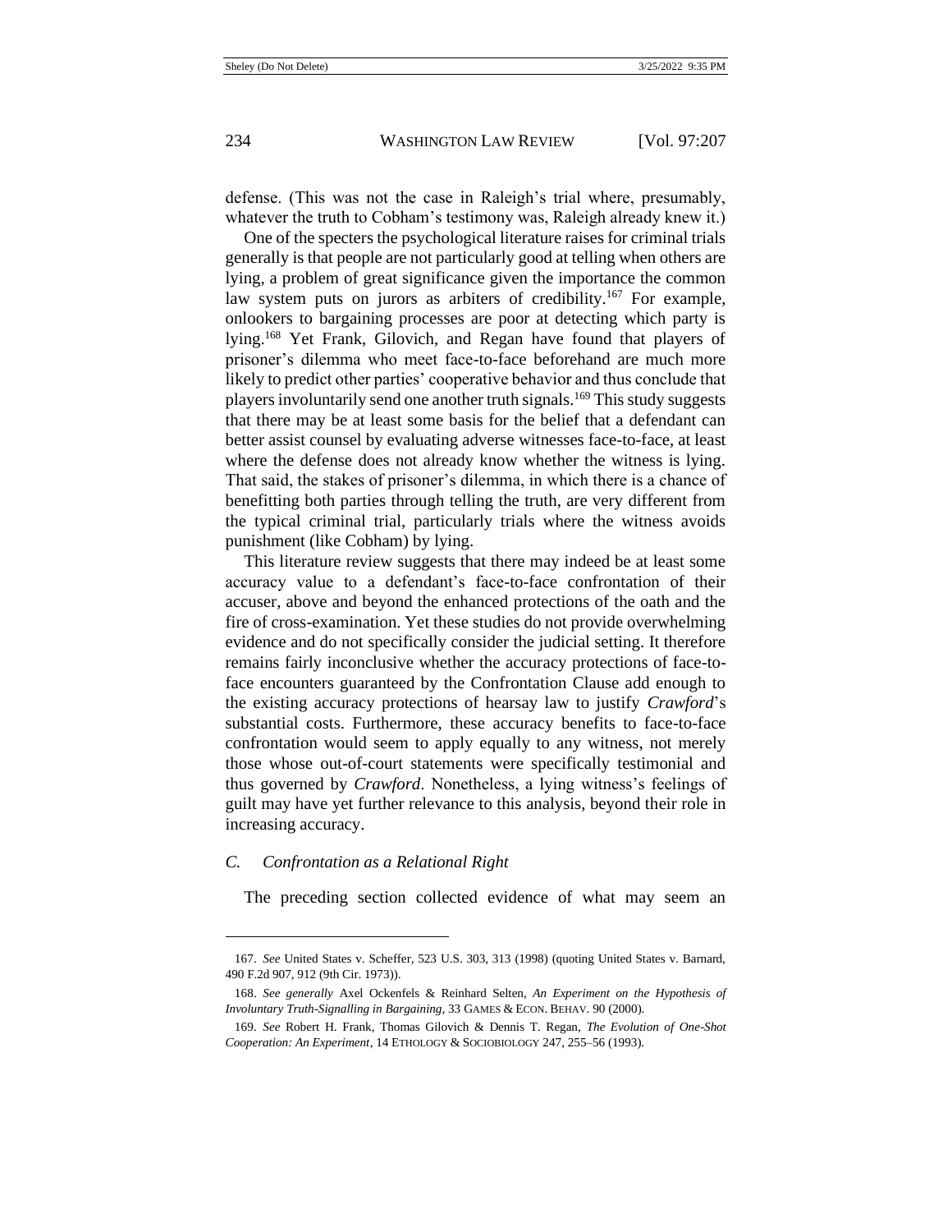defense. (This was not the case in Raleigh's trial where, presumably, whatever the truth to Cobham's testimony was, Raleigh already knew it.)

One of the specters the psychological literature raises for criminal trials generally is that people are not particularly good at telling when others are lying, a problem of great significance given the importance the common law system puts on jurors as arbiters of credibility.[167] For example, onlookers to bargaining processes are poor at detecting which party is lying.[168] Yet Frank, Gilovich, and Regan have found that players of prisoner's dilemma who meet face-to-face beforehand are much more likely to predict other parties' cooperative behavior and thus conclude that players involuntarily send one another truth signals.[169] This study suggests that there may be at least some basis for the belief that a defendant can better assist counsel by evaluating adverse witnesses face-to-face, at least where the defense does not already know whether the witness is lying. That said, the stakes of prisoner's dilemma, in which there is a chance of benefitting both parties through telling the truth, are very different from the typical criminal trial, particularly trials where the witness avoids punishment (like Cobham) by lying.

This literature review suggests that there may indeed be at least some accuracy value to a defendant's face-to-face confrontation of their accuser, above and beyond the enhanced protections of the oath and the fire of cross-examination. Yet these studies do not provide overwhelming evidence and do not specifically consider the judicial setting. It therefore remains fairly inconclusive whether the accuracy protections of face-to-face encounters guaranteed by the Confrontation Clause add enough to the existing accuracy protections of hearsay law to justify *Crawford*'s substantial costs. Furthermore, these accuracy benefits to face-to-face confrontation would seem to apply equally to any witness, not merely those whose out-of-court statements were specifically testimonial and thus governed by *Crawford*. Nonetheless, a lying witness's feelings of guilt may have yet further relevance to this analysis, beyond their role in increasing accuracy.

### *C. Confrontation as a Relational Right*

The preceding section collected evidence of what may seem an

---

167. *See* United States v. Scheffer, 523 U.S. 303, 313 (1998) (quoting United States v. Barnard, 490 F.2d 907, 912 (9th Cir. 1973)).

168. *See generally* Axel Ockenfels & Reinhard Selten, *An Experiment on the Hypothesis of Involuntary Truth-Signalling in Bargaining*, 33 GAMES & ECON. BEHAV. 90 (2000).

169. *See* Robert H. Frank, Thomas Gilovich & Dennis T. Regan, *The Evolution of One-Shot Cooperation: An Experiment*, 14 ETHOLOGY & SOCIOBIOLOGY 247, 255–56 (1993).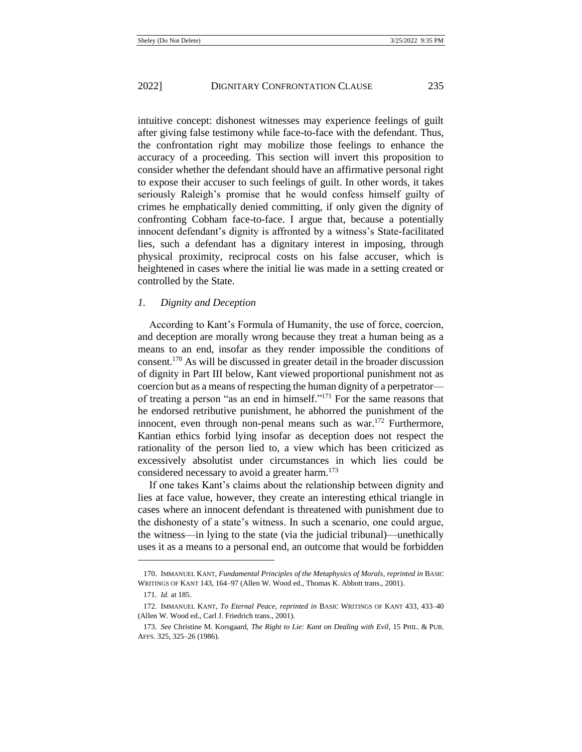intuitive concept: dishonest witnesses may experience feelings of guilt after giving false testimony while face-to-face with the defendant. Thus, the confrontation right may mobilize those feelings to enhance the accuracy of a proceeding. This section will invert this proposition to consider whether the defendant should have an affirmative personal right to expose their accuser to such feelings of guilt. In other words, it takes seriously Raleigh's promise that he would confess himself guilty of crimes he emphatically denied committing, if only given the dignity of confronting Cobham face-to-face. I argue that, because a potentially innocent defendant's dignity is affronted by a witness's State-facilitated lies, such a defendant has a dignitary interest in imposing, through physical proximity, reciprocal costs on his false accuser, which is heightened in cases where the initial lie was made in a setting created or controlled by the State.

### *1. Dignity and Deception*

According to Kant's Formula of Humanity, the use of force, coercion, and deception are morally wrong because they treat a human being as a means to an end, insofar as they render impossible the conditions of consent.[170] As will be discussed in greater detail in the broader discussion of dignity in Part III below, Kant viewed proportional punishment not as coercion but as a means of respecting the human dignity of a perpetrator—of treating a person "as an end in himself."[171] For the same reasons that he endorsed retributive punishment, he abhorred the punishment of the innocent, even through non-penal means such as war.[172] Furthermore, Kantian ethics forbid lying insofar as deception does not respect the rationality of the person lied to, a view which has been criticized as excessively absolutist under circumstances in which lies could be considered necessary to avoid a greater harm.[173]

If one takes Kant's claims about the relationship between dignity and lies at face value, however, they create an interesting ethical triangle in cases where an innocent defendant is threatened with punishment due to the dishonesty of a state's witness. In such a scenario, one could argue, the witness—in lying to the state (via the judicial tribunal)—unethically uses it as a means to a personal end, an outcome that would be forbidden

---

170. IMMANUEL KANT, *Fundamental Principles of the Metaphysics of Morals*, *reprinted in* BASIC WRITINGS OF KANT 143, 164–97 (Allen W. Wood ed., Thomas K. Abbott trans., 2001).

171. *Id.* at 185.

172. IMMANUEL KANT, *To Eternal Peace*, *reprinted in* BASIC WRITINGS OF KANT 433, 433–40 (Allen W. Wood ed., Carl J. Friedrich trans., 2001).

173. *See* Christine M. Korsgaard, *The Right to Lie: Kant on Dealing with Evil*, 15 PHIL. & PUB. AFFS. 325, 325–26 (1986).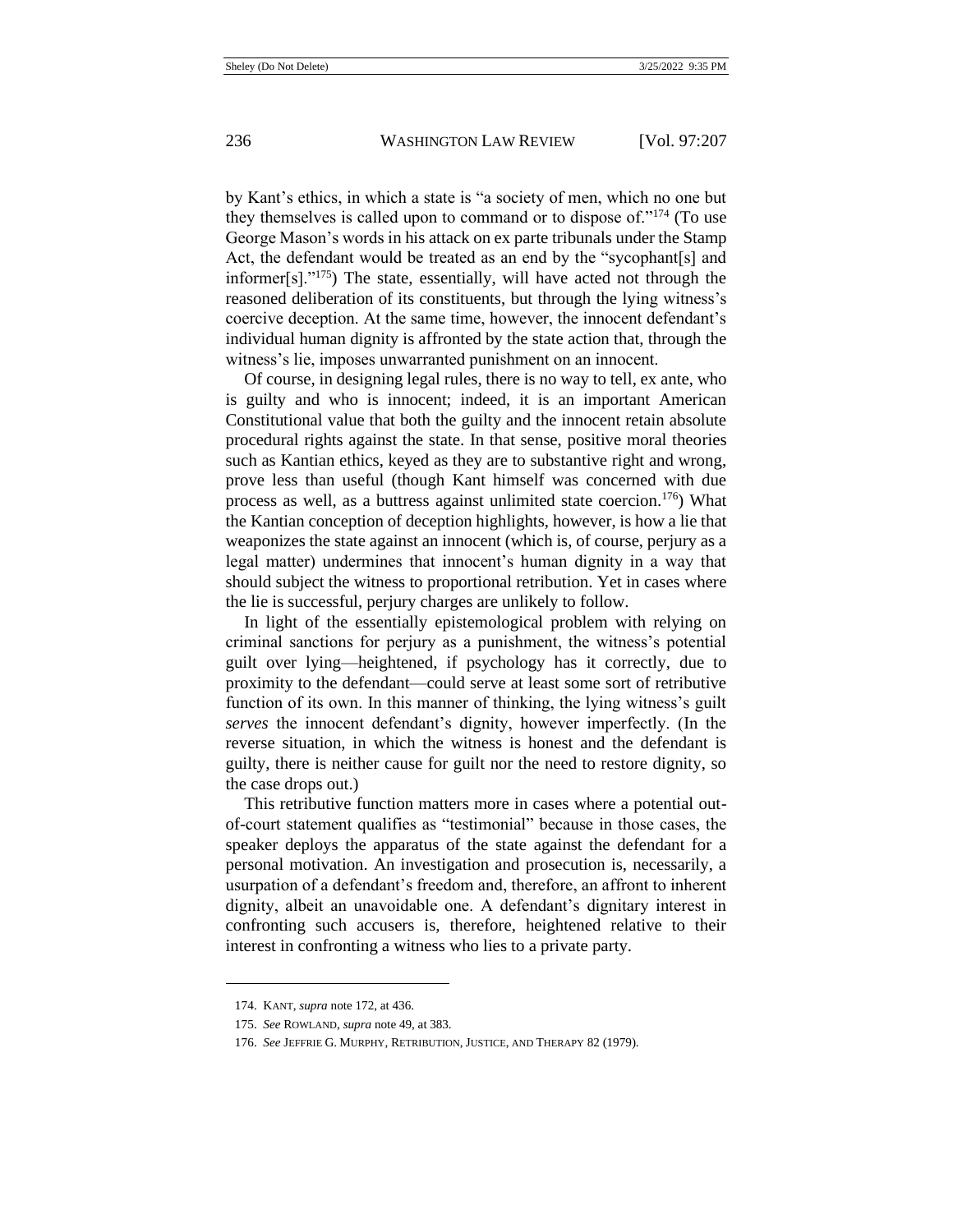by Kant's ethics, in which a state is "a society of men, which no one but they themselves is called upon to command or to dispose of."[174] (To use George Mason's words in his attack on ex parte tribunals under the Stamp Act, the defendant would be treated as an end by the "sycophant[s] and informer[s]."[175]) The state, essentially, will have acted not through the reasoned deliberation of its constituents, but through the lying witness's coercive deception. At the same time, however, the innocent defendant's individual human dignity is affronted by the state action that, through the witness's lie, imposes unwarranted punishment on an innocent.

Of course, in designing legal rules, there is no way to tell, ex ante, who is guilty and who is innocent; indeed, it is an important American Constitutional value that both the guilty and the innocent retain absolute procedural rights against the state. In that sense, positive moral theories such as Kantian ethics, keyed as they are to substantive right and wrong, prove less than useful (though Kant himself was concerned with due process as well, as a buttress against unlimited state coercion.[176]) What the Kantian conception of deception highlights, however, is how a lie that weaponizes the state against an innocent (which is, of course, perjury as a legal matter) undermines that innocent's human dignity in a way that should subject the witness to proportional retribution. Yet in cases where the lie is successful, perjury charges are unlikely to follow.

In light of the essentially epistemological problem with relying on criminal sanctions for perjury as a punishment, the witness's potential guilt over lying—heightened, if psychology has it correctly, due to proximity to the defendant—could serve at least some sort of retributive function of its own. In this manner of thinking, the lying witness's guilt *serves* the innocent defendant's dignity, however imperfectly. (In the reverse situation, in which the witness is honest and the defendant is guilty, there is neither cause for guilt nor the need to restore dignity, so the case drops out.)

This retributive function matters more in cases where a potential out-of-court statement qualifies as "testimonial" because in those cases, the speaker deploys the apparatus of the state against the defendant for a personal motivation. An investigation and prosecution is, necessarily, a usurpation of a defendant's freedom and, therefore, an affront to inherent dignity, albeit an unavoidable one. A defendant's dignitary interest in confronting such accusers is, therefore, heightened relative to their interest in confronting a witness who lies to a private party.

---

174. KANT, *supra* note 172, at 436.

175. *See* ROWLAND, *supra* note 49, at 383.

176. *See* JEFFRIE G. MURPHY, RETRIBUTION, JUSTICE, AND THERAPY 82 (1979).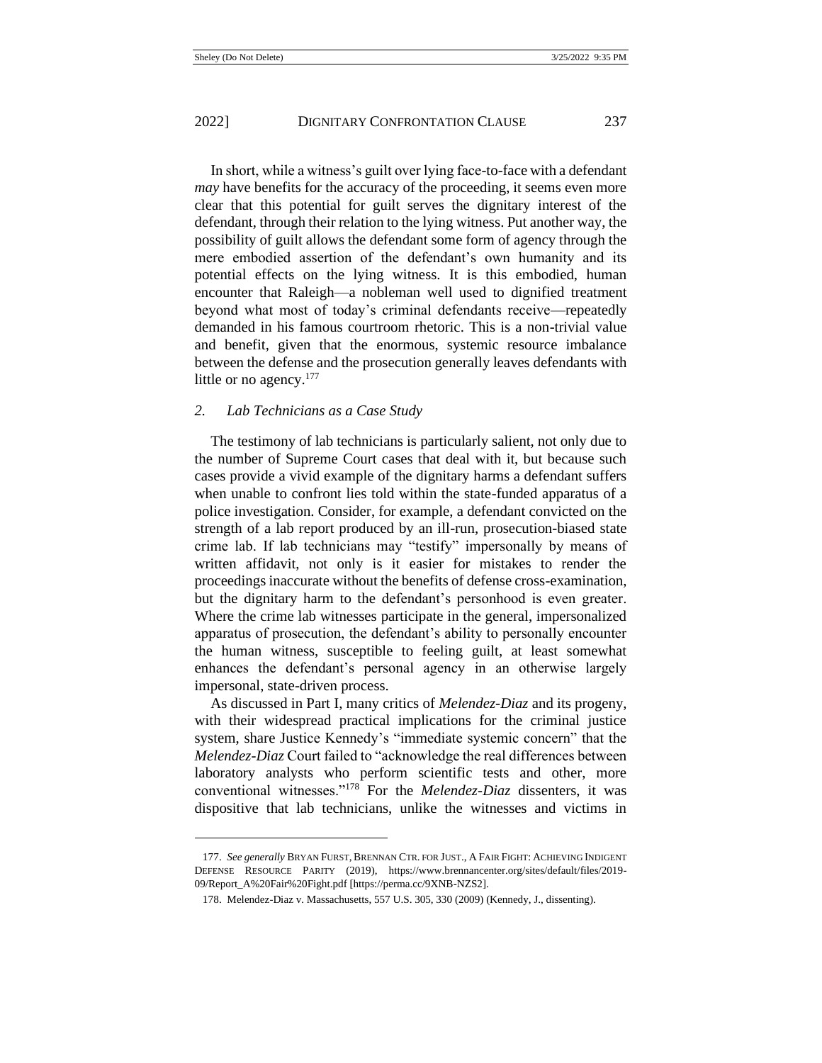In short, while a witness's guilt over lying face-to-face with a defendant *may* have benefits for the accuracy of the proceeding, it seems even more clear that this potential for guilt serves the dignitary interest of the defendant, through their relation to the lying witness. Put another way, the possibility of guilt allows the defendant some form of agency through the mere embodied assertion of the defendant's own humanity and its potential effects on the lying witness. It is this embodied, human encounter that Raleigh—a nobleman well used to dignified treatment beyond what most of today's criminal defendants receive—repeatedly demanded in his famous courtroom rhetoric. This is a non-trivial value and benefit, given that the enormous, systemic resource imbalance between the defense and the prosecution generally leaves defendants with little or no agency.[177]

### *2. Lab Technicians as a Case Study*

The testimony of lab technicians is particularly salient, not only due to the number of Supreme Court cases that deal with it, but because such cases provide a vivid example of the dignitary harms a defendant suffers when unable to confront lies told within the state-funded apparatus of a police investigation. Consider, for example, a defendant convicted on the strength of a lab report produced by an ill-run, prosecution-biased state crime lab. If lab technicians may "testify" impersonally by means of written affidavit, not only is it easier for mistakes to render the proceedings inaccurate without the benefits of defense cross-examination, but the dignitary harm to the defendant's personhood is even greater. Where the crime lab witnesses participate in the general, impersonalized apparatus of prosecution, the defendant's ability to personally encounter the human witness, susceptible to feeling guilt, at least somewhat enhances the defendant's personal agency in an otherwise largely impersonal, state-driven process.

As discussed in Part I, many critics of *Melendez-Diaz* and its progeny, with their widespread practical implications for the criminal justice system, share Justice Kennedy's "immediate systemic concern" that the *Melendez-Diaz* Court failed to "acknowledge the real differences between laboratory analysts who perform scientific tests and other, more conventional witnesses."[178] For the *Melendez-Diaz* dissenters, it was dispositive that lab technicians, unlike the witnesses and victims in

---

177. *See generally* BRYAN FURST, BRENNAN CTR. FOR JUST., A FAIR FIGHT: ACHIEVING INDIGENT DEFENSE RESOURCE PARITY (2019), https://www.brennancenter.org/sites/default/files/2019-09/Report_A%20Fair%20Fight.pdf [https://perma.cc/9XNB-NZS2].

178. Melendez-Diaz v. Massachusetts, 557 U.S. 305, 330 (2009) (Kennedy, J., dissenting).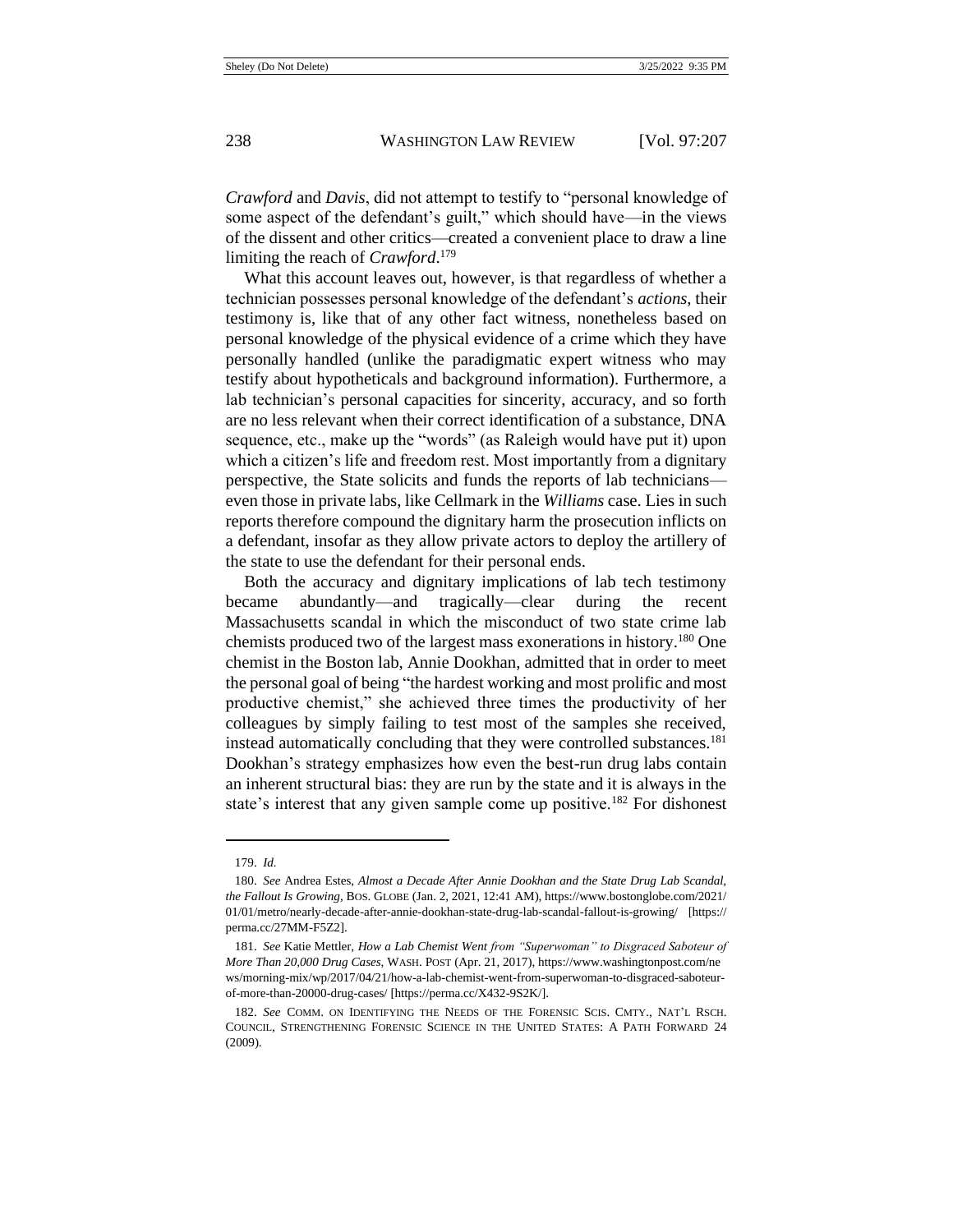*Crawford* and *Davis*, did not attempt to testify to "personal knowledge of some aspect of the defendant's guilt," which should have—in the views of the dissent and other critics—created a convenient place to draw a line limiting the reach of *Crawford*.[179]

What this account leaves out, however, is that regardless of whether a technician possesses personal knowledge of the defendant's *actions*, their testimony is, like that of any other fact witness, nonetheless based on personal knowledge of the physical evidence of a crime which they have personally handled (unlike the paradigmatic expert witness who may testify about hypotheticals and background information). Furthermore, a lab technician's personal capacities for sincerity, accuracy, and so forth are no less relevant when their correct identification of a substance, DNA sequence, etc., make up the "words" (as Raleigh would have put it) upon which a citizen's life and freedom rest. Most importantly from a dignitary perspective, the State solicits and funds the reports of lab technicians—even those in private labs, like Cellmark in the *Williams* case. Lies in such reports therefore compound the dignitary harm the prosecution inflicts on a defendant, insofar as they allow private actors to deploy the artillery of the state to use the defendant for their personal ends.

Both the accuracy and dignitary implications of lab tech testimony became abundantly—and tragically—clear during the recent Massachusetts scandal in which the misconduct of two state crime lab chemists produced two of the largest mass exonerations in history.[180] One chemist in the Boston lab, Annie Dookhan, admitted that in order to meet the personal goal of being "the hardest working and most prolific and most productive chemist," she achieved three times the productivity of her colleagues by simply failing to test most of the samples she received, instead automatically concluding that they were controlled substances.[181] Dookhan's strategy emphasizes how even the best-run drug labs contain an inherent structural bias: they are run by the state and it is always in the state's interest that any given sample come up positive.[182] For dishonest

---

179. *Id.*

180. *See* Andrea Estes, *Almost a Decade After Annie Dookhan and the State Drug Lab Scandal, the Fallout Is Growing*, BOS. GLOBE (Jan. 2, 2021, 12:41 AM), https://www.bostonglobe.com/2021/01/01/metro/nearly-decade-after-annie-dookhan-state-drug-lab-scandal-fallout-is-growing/ [https://perma.cc/27MM-F5Z2].

181. *See* Katie Mettler, *How a Lab Chemist Went from "Superwoman" to Disgraced Saboteur of More Than 20,000 Drug Cases*, WASH. POST (Apr. 21, 2017), https://www.washingtonpost.com/news/morning-mix/wp/2017/04/21/how-a-lab-chemist-went-from-superwoman-to-disgraced-saboteur-of-more-than-20000-drug-cases/ [https://perma.cc/X432-9S2K/].

182. *See* COMM. ON IDENTIFYING THE NEEDS OF THE FORENSIC SCIS. CMTY., NAT'L RSCH. COUNCIL, STRENGTHENING FORENSIC SCIENCE IN THE UNITED STATES: A PATH FORWARD 24 (2009).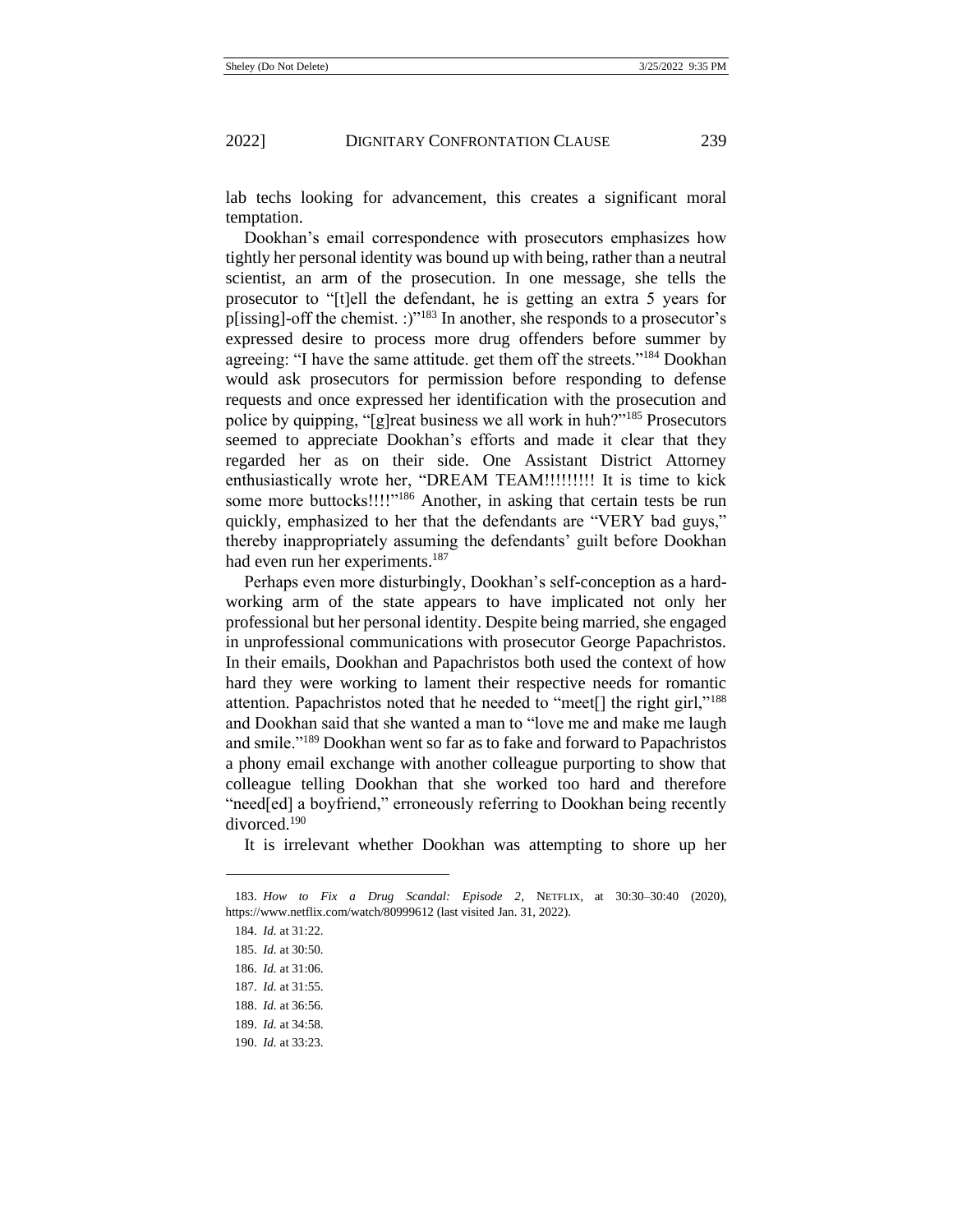lab techs looking for advancement, this creates a significant moral temptation.

Dookhan's email correspondence with prosecutors emphasizes how tightly her personal identity was bound up with being, rather than a neutral scientist, an arm of the prosecution. In one message, she tells the prosecutor to "[t]ell the defendant, he is getting an extra 5 years for p[issing]-off the chemist. :)"[183] In another, she responds to a prosecutor's expressed desire to process more drug offenders before summer by agreeing: "I have the same attitude. get them off the streets."[184] Dookhan would ask prosecutors for permission before responding to defense requests and once expressed her identification with the prosecution and police by quipping, "[g]reat business we all work in huh?"[185] Prosecutors seemed to appreciate Dookhan's efforts and made it clear that they regarded her as on their side. One Assistant District Attorney enthusiastically wrote her, "DREAM TEAM!!!!!!!!! It is time to kick some more buttocks!!!!"[186] Another, in asking that certain tests be run quickly, emphasized to her that the defendants are "VERY bad guys," thereby inappropriately assuming the defendants' guilt before Dookhan had even run her experiments.[187]

Perhaps even more disturbingly, Dookhan's self-conception as a hard-working arm of the state appears to have implicated not only her professional but her personal identity. Despite being married, she engaged in unprofessional communications with prosecutor George Papachristos. In their emails, Dookhan and Papachristos both used the context of how hard they were working to lament their respective needs for romantic attention. Papachristos noted that he needed to "meet[] the right girl,"[188] and Dookhan said that she wanted a man to "love me and make me laugh and smile."[189] Dookhan went so far as to fake and forward to Papachristos a phony email exchange with another colleague purporting to show that colleague telling Dookhan that she worked too hard and therefore "need[ed] a boyfriend," erroneously referring to Dookhan being recently divorced.[190]

It is irrelevant whether Dookhan was attempting to shore up her

---

183. *How to Fix a Drug Scandal: Episode 2*, NETFLIX, at 30:30–30:40 (2020), https://www.netflix.com/watch/80999612 (last visited Jan. 31, 2022).

184. *Id.* at 31:22.

185. *Id.* at 30:50.

186. *Id.* at 31:06.

187. *Id.* at 31:55.

188. *Id.* at 36:56.

189. *Id.* at 34:58.

190. *Id.* at 33:23.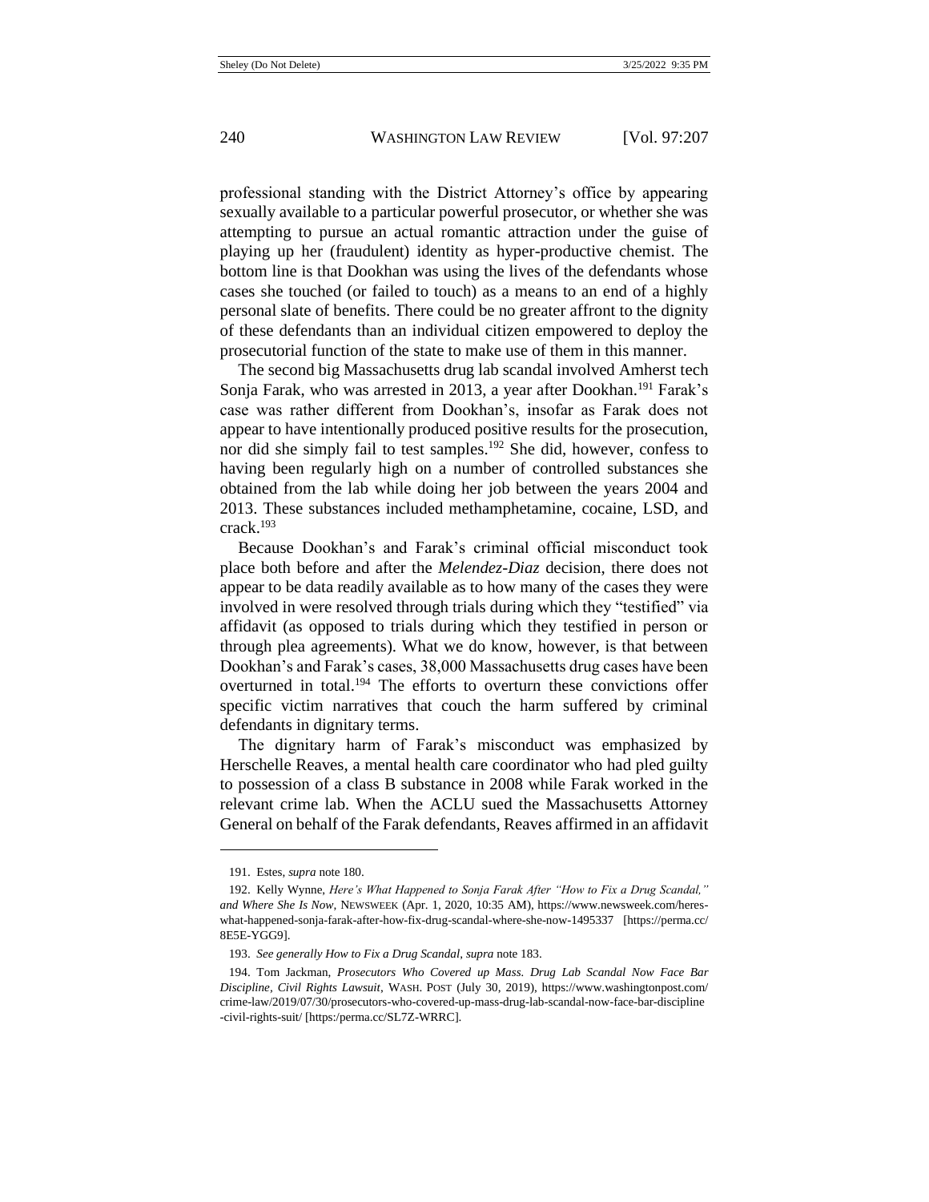professional standing with the District Attorney's office by appearing sexually available to a particular powerful prosecutor, or whether she was attempting to pursue an actual romantic attraction under the guise of playing up her (fraudulent) identity as hyper-productive chemist. The bottom line is that Dookhan was using the lives of the defendants whose cases she touched (or failed to touch) as a means to an end of a highly personal slate of benefits. There could be no greater affront to the dignity of these defendants than an individual citizen empowered to deploy the prosecutorial function of the state to make use of them in this manner.

The second big Massachusetts drug lab scandal involved Amherst tech Sonja Farak, who was arrested in 2013, a year after Dookhan.[191] Farak's case was rather different from Dookhan's, insofar as Farak does not appear to have intentionally produced positive results for the prosecution, nor did she simply fail to test samples.[192] She did, however, confess to having been regularly high on a number of controlled substances she obtained from the lab while doing her job between the years 2004 and 2013. These substances included methamphetamine, cocaine, LSD, and crack.[193]

Because Dookhan's and Farak's criminal official misconduct took place both before and after the *Melendez-Diaz* decision, there does not appear to be data readily available as to how many of the cases they were involved in were resolved through trials during which they "testified" via affidavit (as opposed to trials during which they testified in person or through plea agreements). What we do know, however, is that between Dookhan's and Farak's cases, 38,000 Massachusetts drug cases have been overturned in total.[194] The efforts to overturn these convictions offer specific victim narratives that couch the harm suffered by criminal defendants in dignitary terms.

The dignitary harm of Farak's misconduct was emphasized by Herschelle Reaves, a mental health care coordinator who had pled guilty to possession of a class B substance in 2008 while Farak worked in the relevant crime lab. When the ACLU sued the Massachusetts Attorney General on behalf of the Farak defendants, Reaves affirmed in an affidavit

---

191. Estes, *supra* note 180.

192. Kelly Wynne, *Here's What Happened to Sonja Farak After "How to Fix a Drug Scandal," and Where She Is Now*, NEWSWEEK (Apr. 1, 2020, 10:35 AM), https://www.newsweek.com/heres-what-happened-sonja-farak-after-how-fix-drug-scandal-where-she-now-1495337 [https://perma.cc/8E5E-YGG9].

193. *See generally How to Fix a Drug Scandal*, *supra* note 183.

194. Tom Jackman, *Prosecutors Who Covered up Mass. Drug Lab Scandal Now Face Bar Discipline, Civil Rights Lawsuit*, WASH. POST (July 30, 2019), https://www.washingtonpost.com/crime-law/2019/07/30/prosecutors-who-covered-up-mass-drug-lab-scandal-now-face-bar-discipline-civil-rights-suit/ [https:/perma.cc/SL7Z-WRRC].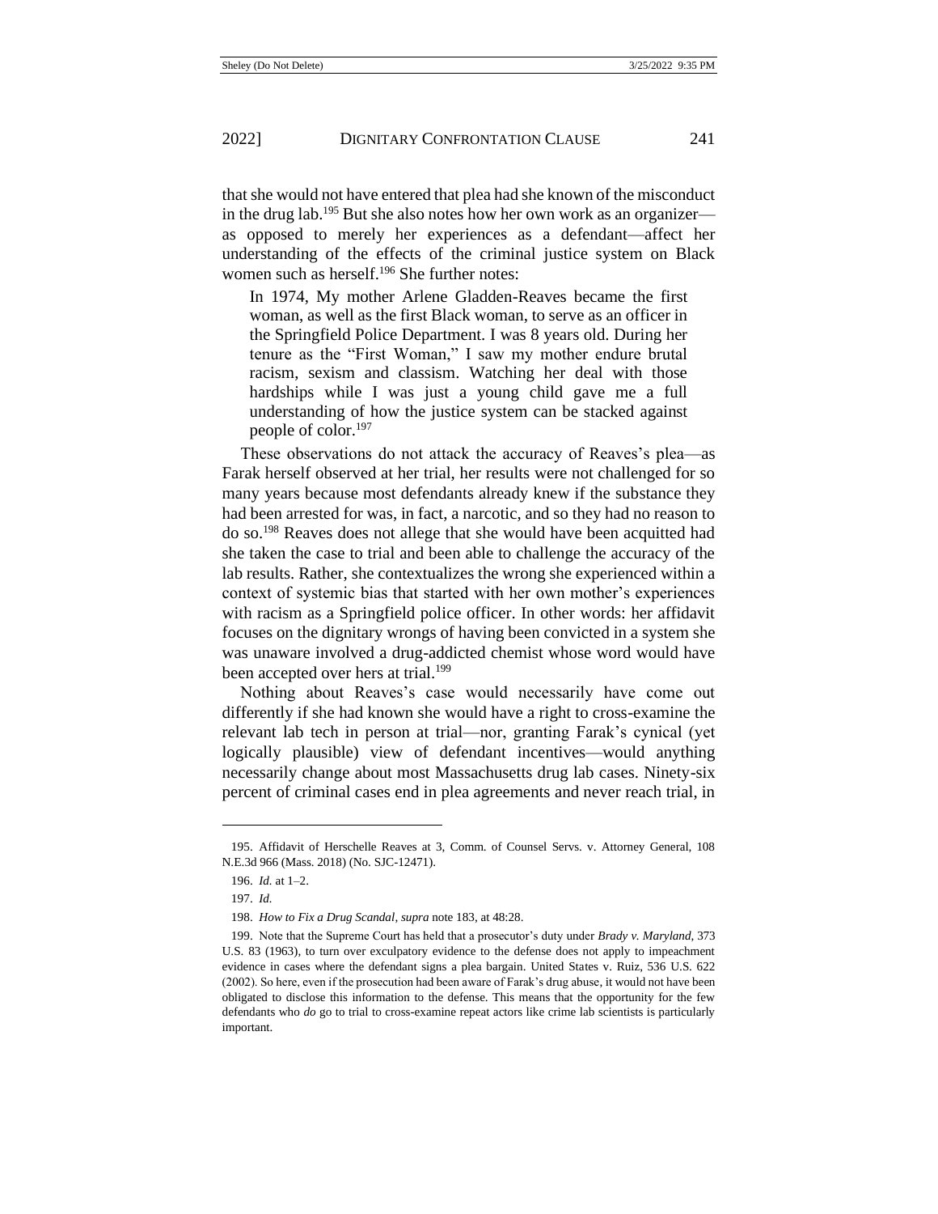that she would not have entered that plea had she known of the misconduct in the drug lab.[195] But she also notes how her own work as an organizer—as opposed to merely her experiences as a defendant—affect her understanding of the effects of the criminal justice system on Black women such as herself.[196] She further notes:

> In 1974, My mother Arlene Gladden-Reaves became the first woman, as well as the first Black woman, to serve as an officer in the Springfield Police Department. I was 8 years old. During her tenure as the "First Woman," I saw my mother endure brutal racism, sexism and classism. Watching her deal with those hardships while I was just a young child gave me a full understanding of how the justice system can be stacked against people of color.[197]

These observations do not attack the accuracy of Reaves's plea—as Farak herself observed at her trial, her results were not challenged for so many years because most defendants already knew if the substance they had been arrested for was, in fact, a narcotic, and so they had no reason to do so.[198] Reaves does not allege that she would have been acquitted had she taken the case to trial and been able to challenge the accuracy of the lab results. Rather, she contextualizes the wrong she experienced within a context of systemic bias that started with her own mother's experiences with racism as a Springfield police officer. In other words: her affidavit focuses on the dignitary wrongs of having been convicted in a system she was unaware involved a drug-addicted chemist whose word would have been accepted over hers at trial.[199]

Nothing about Reaves's case would necessarily have come out differently if she had known she would have a right to cross-examine the relevant lab tech in person at trial—nor, granting Farak's cynical (yet logically plausible) view of defendant incentives—would anything necessarily change about most Massachusetts drug lab cases. Ninety-six percent of criminal cases end in plea agreements and never reach trial, in

---

195. Affidavit of Herschelle Reaves at 3, Comm. of Counsel Servs. v. Attorney General, 108 N.E.3d 966 (Mass. 2018) (No. SJC-12471).

196. *Id.* at 1–2.

197. *Id.*

198. *How to Fix a Drug Scandal*, *supra* note 183, at 48:28.

199. Note that the Supreme Court has held that a prosecutor's duty under *Brady v. Maryland*, 373 U.S. 83 (1963), to turn over exculpatory evidence to the defense does not apply to impeachment evidence in cases where the defendant signs a plea bargain. United States v. Ruiz, 536 U.S. 622 (2002). So here, even if the prosecution had been aware of Farak's drug abuse, it would not have been obligated to disclose this information to the defense. This means that the opportunity for the few defendants who *do* go to trial to cross-examine repeat actors like crime lab scientists is particularly important.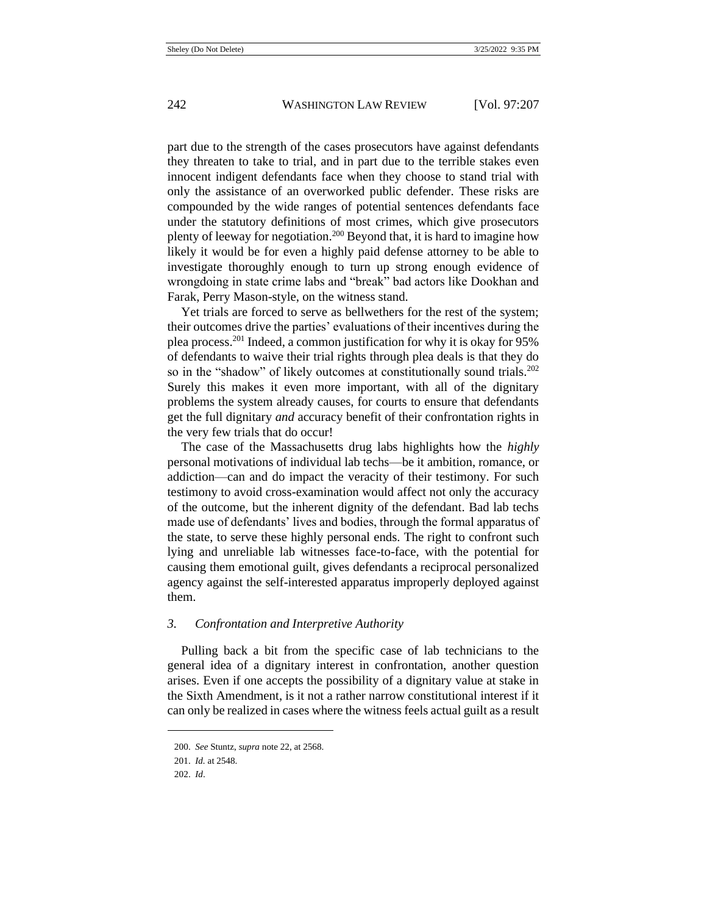part due to the strength of the cases prosecutors have against defendants they threaten to take to trial, and in part due to the terrible stakes even innocent indigent defendants face when they choose to stand trial with only the assistance of an overworked public defender. These risks are compounded by the wide ranges of potential sentences defendants face under the statutory definitions of most crimes, which give prosecutors plenty of leeway for negotiation.[200] Beyond that, it is hard to imagine how likely it would be for even a highly paid defense attorney to be able to investigate thoroughly enough to turn up strong enough evidence of wrongdoing in state crime labs and "break" bad actors like Dookhan and Farak, Perry Mason-style, on the witness stand.

Yet trials are forced to serve as bellwethers for the rest of the system; their outcomes drive the parties' evaluations of their incentives during the plea process.[201] Indeed, a common justification for why it is okay for 95% of defendants to waive their trial rights through plea deals is that they do so in the "shadow" of likely outcomes at constitutionally sound trials.[202] Surely this makes it even more important, with all of the dignitary problems the system already causes, for courts to ensure that defendants get the full dignitary *and* accuracy benefit of their confrontation rights in the very few trials that do occur!

The case of the Massachusetts drug labs highlights how the *highly* personal motivations of individual lab techs—be it ambition, romance, or addiction—can and do impact the veracity of their testimony. For such testimony to avoid cross-examination would affect not only the accuracy of the outcome, but the inherent dignity of the defendant. Bad lab techs made use of defendants' lives and bodies, through the formal apparatus of the state, to serve these highly personal ends. The right to confront such lying and unreliable lab witnesses face-to-face, with the potential for causing them emotional guilt, gives defendants a reciprocal personalized agency against the self-interested apparatus improperly deployed against them.

### *3. Confrontation and Interpretive Authority*

Pulling back a bit from the specific case of lab technicians to the general idea of a dignitary interest in confrontation, another question arises. Even if one accepts the possibility of a dignitary value at stake in the Sixth Amendment, is it not a rather narrow constitutional interest if it can only be realized in cases where the witness feels actual guilt as a result

---

200. *See* Stuntz, *supra* note 22, at 2568.

201. *Id.* at 2548.

202. *Id*.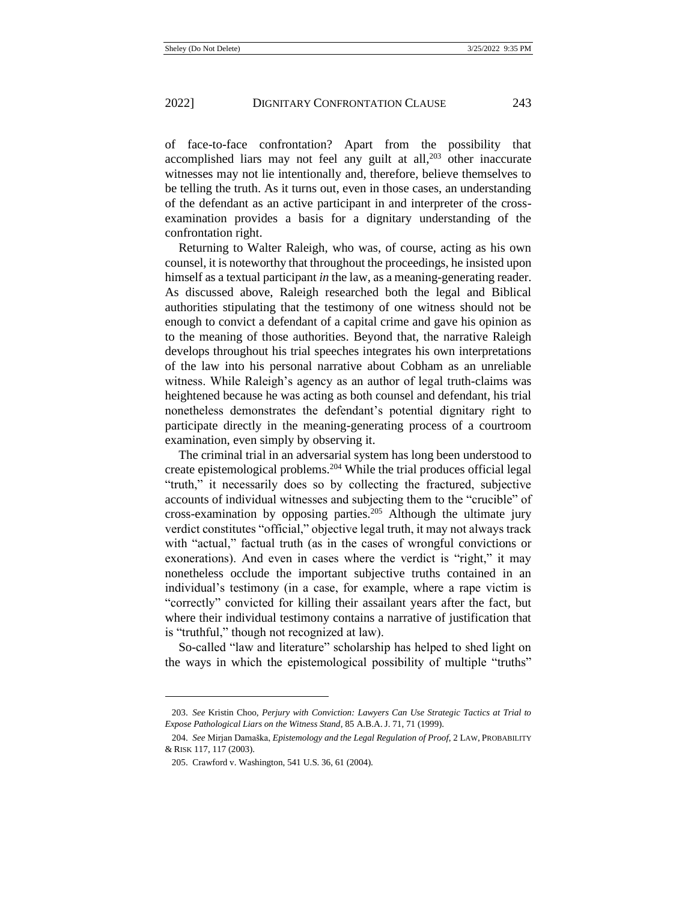of face-to-face confrontation? Apart from the possibility that accomplished liars may not feel any guilt at all,[203] other inaccurate witnesses may not lie intentionally and, therefore, believe themselves to be telling the truth. As it turns out, even in those cases, an understanding of the defendant as an active participant in and interpreter of the cross-examination provides a basis for a dignitary understanding of the confrontation right.

Returning to Walter Raleigh, who was, of course, acting as his own counsel, it is noteworthy that throughout the proceedings, he insisted upon himself as a textual participant *in* the law, as a meaning-generating reader. As discussed above, Raleigh researched both the legal and Biblical authorities stipulating that the testimony of one witness should not be enough to convict a defendant of a capital crime and gave his opinion as to the meaning of those authorities. Beyond that, the narrative Raleigh develops throughout his trial speeches integrates his own interpretations of the law into his personal narrative about Cobham as an unreliable witness. While Raleigh's agency as an author of legal truth-claims was heightened because he was acting as both counsel and defendant, his trial nonetheless demonstrates the defendant's potential dignitary right to participate directly in the meaning-generating process of a courtroom examination, even simply by observing it.

The criminal trial in an adversarial system has long been understood to create epistemological problems.[204] While the trial produces official legal "truth," it necessarily does so by collecting the fractured, subjective accounts of individual witnesses and subjecting them to the "crucible" of cross-examination by opposing parties.[205] Although the ultimate jury verdict constitutes "official," objective legal truth, it may not always track with "actual," factual truth (as in the cases of wrongful convictions or exonerations). And even in cases where the verdict is "right," it may nonetheless occlude the important subjective truths contained in an individual's testimony (in a case, for example, where a rape victim is "correctly" convicted for killing their assailant years after the fact, but where their individual testimony contains a narrative of justification that is "truthful," though not recognized at law).

So-called "law and literature" scholarship has helped to shed light on the ways in which the epistemological possibility of multiple "truths"

---

203. *See* Kristin Choo, *Perjury with Conviction: Lawyers Can Use Strategic Tactics at Trial to Expose Pathological Liars on the Witness Stand*, 85 A.B.A. J. 71, 71 (1999).

204. *See* Mirjan Damaška, *Epistemology and the Legal Regulation of Proof*, 2 LAW, PROBABILITY & RISK 117, 117 (2003).

205. Crawford v. Washington, 541 U.S. 36, 61 (2004).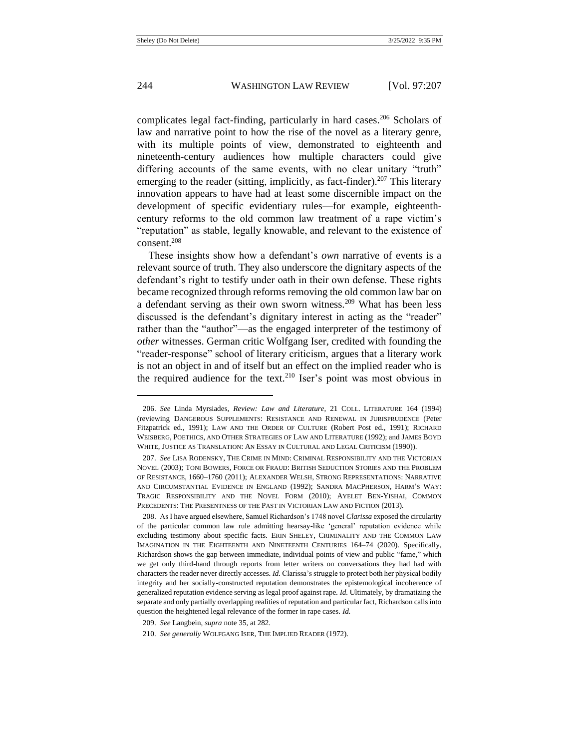complicates legal fact-finding, particularly in hard cases.[206] Scholars of law and narrative point to how the rise of the novel as a literary genre, with its multiple points of view, demonstrated to eighteenth and nineteenth-century audiences how multiple characters could give differing accounts of the same events, with no clear unitary "truth" emerging to the reader (sitting, implicitly, as fact-finder).[207] This literary innovation appears to have had at least some discernible impact on the development of specific evidentiary rules—for example, eighteenth-century reforms to the old common law treatment of a rape victim's "reputation" as stable, legally knowable, and relevant to the existence of consent.[208]

These insights show how a defendant's *own* narrative of events is a relevant source of truth. They also underscore the dignitary aspects of the defendant's right to testify under oath in their own defense. These rights became recognized through reforms removing the old common law bar on a defendant serving as their own sworn witness.[209] What has been less discussed is the defendant's dignitary interest in acting as the "reader" rather than the "author"—as the engaged interpreter of the testimony of *other* witnesses. German critic Wolfgang Iser, credited with founding the "reader-response" school of literary criticism, argues that a literary work is not an object in and of itself but an effect on the implied reader who is the required audience for the text.[210] Iser's point was most obvious in

---

206. *See* Linda Myrsiades, *Review: Law and Literature*, 21 COLL. LITERATURE 164 (1994) (reviewing DANGEROUS SUPPLEMENTS: RESISTANCE AND RENEWAL IN JURISPRUDENCE (Peter Fitzpatrick ed., 1991); LAW AND THE ORDER OF CULTURE (Robert Post ed., 1991); RICHARD WEISBERG, POETHICS, AND OTHER STRATEGIES OF LAW AND LITERATURE (1992); and JAMES BOYD WHITE, JUSTICE AS TRANSLATION: AN ESSAY IN CULTURAL AND LEGAL CRITICISM (1990)).

207. *See* LISA RODENSKY, THE CRIME IN MIND: CRIMINAL RESPONSIBILITY AND THE VICTORIAN NOVEL (2003); TONI BOWERS, FORCE OR FRAUD: BRITISH SEDUCTION STORIES AND THE PROBLEM OF RESISTANCE, 1660–1760 (2011); ALEXANDER WELSH, STRONG REPRESENTATIONS: NARRATIVE AND CIRCUMSTANTIAL EVIDENCE IN ENGLAND (1992); SANDRA MACPHERSON, HARM'S WAY: TRAGIC RESPONSIBILITY AND THE NOVEL FORM (2010); AYELET BEN-YISHAI, COMMON PRECEDENTS: THE PRESENTNESS OF THE PAST IN VICTORIAN LAW AND FICTION (2013).

208. As I have argued elsewhere, Samuel Richardson's 1748 novel *Clarissa* exposed the circularity of the particular common law rule admitting hearsay-like 'general' reputation evidence while excluding testimony about specific facts. ERIN SHELEY, CRIMINALITY AND THE COMMON LAW IMAGINATION IN THE EIGHTEENTH AND NINETEENTH CENTURIES 164–74 (2020). Specifically, Richardson shows the gap between immediate, individual points of view and public "fame," which we get only third-hand through reports from letter writers on conversations they had had with characters the reader never directly accesses. *Id.* Clarissa's struggle to protect both her physical bodily integrity and her socially-constructed reputation demonstrates the epistemological incoherence of generalized reputation evidence serving as legal proof against rape. *Id.* Ultimately, by dramatizing the separate and only partially overlapping realities of reputation and particular fact, Richardson calls into question the heightened legal relevance of the former in rape cases. *Id.*

209. *See* Langbein, *supra* note 35, at 282.

210. *See generally* WOLFGANG ISER, THE IMPLIED READER (1972).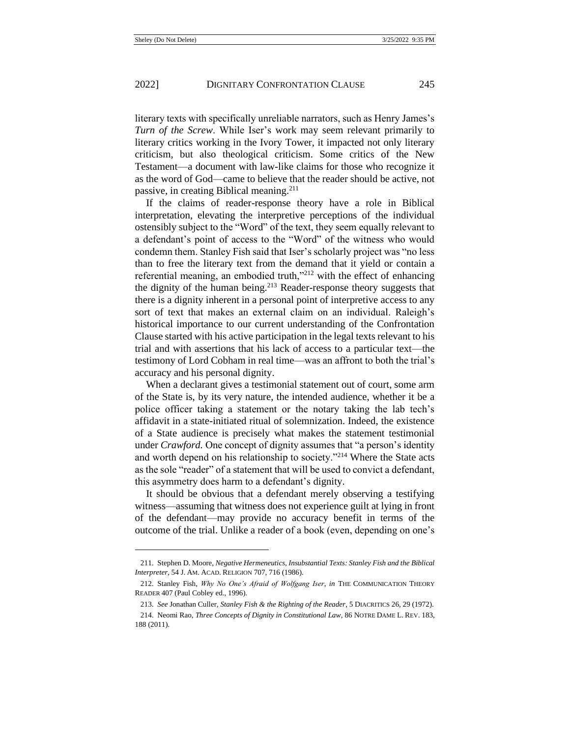literary texts with specifically unreliable narrators, such as Henry James's *Turn of the Screw*. While Iser's work may seem relevant primarily to literary critics working in the Ivory Tower, it impacted not only literary criticism, but also theological criticism. Some critics of the New Testament—a document with law-like claims for those who recognize it as the word of God—came to believe that the reader should be active, not passive, in creating Biblical meaning.[211]

If the claims of reader-response theory have a role in Biblical interpretation, elevating the interpretive perceptions of the individual ostensibly subject to the "Word" of the text, they seem equally relevant to a defendant's point of access to the "Word" of the witness who would condemn them. Stanley Fish said that Iser's scholarly project was "no less than to free the literary text from the demand that it yield or contain a referential meaning, an embodied truth,"[212] with the effect of enhancing the dignity of the human being.[213] Reader-response theory suggests that there is a dignity inherent in a personal point of interpretive access to any sort of text that makes an external claim on an individual. Raleigh's historical importance to our current understanding of the Confrontation Clause started with his active participation in the legal texts relevant to his trial and with assertions that his lack of access to a particular text—the testimony of Lord Cobham in real time—was an affront to both the trial's accuracy and his personal dignity.

When a declarant gives a testimonial statement out of court, some arm of the State is, by its very nature, the intended audience, whether it be a police officer taking a statement or the notary taking the lab tech's affidavit in a state-initiated ritual of solemnization. Indeed, the existence of a State audience is precisely what makes the statement testimonial under *Crawford.* One concept of dignity assumes that "a person's identity and worth depend on his relationship to society."[214] Where the State acts as the sole "reader" of a statement that will be used to convict a defendant, this asymmetry does harm to a defendant's dignity.

It should be obvious that a defendant merely observing a testifying witness—assuming that witness does not experience guilt at lying in front of the defendant—may provide no accuracy benefit in terms of the outcome of the trial. Unlike a reader of a book (even, depending on one's

---

211. Stephen D. Moore, *Negative Hermeneutics, Insubstantial Texts: Stanley Fish and the Biblical Interpreter*, 54 J. AM. ACAD. RELIGION 707, 716 (1986).

212. Stanley Fish, *Why No One's Afraid of Wolfgang Iser*, *in* THE COMMUNICATION THEORY READER 407 (Paul Cobley ed., 1996).

213. *See* Jonathan Culler, *Stanley Fish & the Righting of the Reader*, 5 DIACRITICS 26, 29 (1972).

214. Neomi Rao, *Three Concepts of Dignity in Constitutional Law*, 86 NOTRE DAME L. REV. 183, 188 (2011).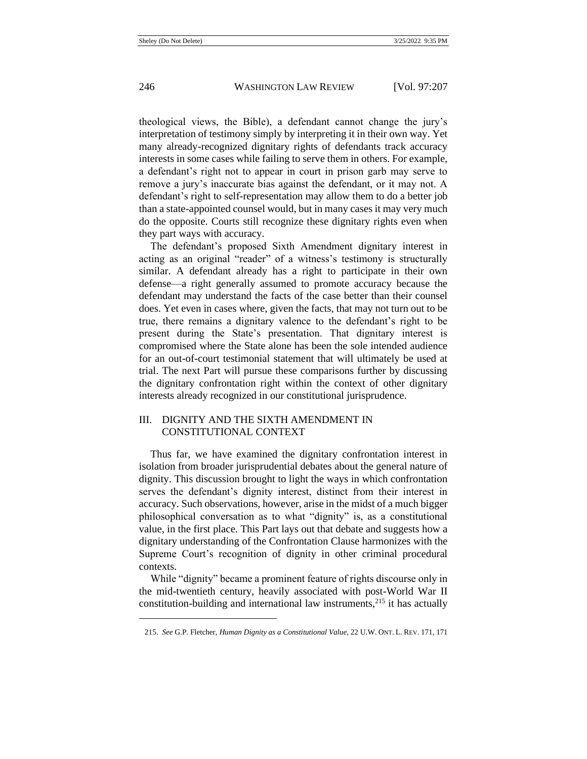theological views, the Bible), a defendant cannot change the jury's interpretation of testimony simply by interpreting it in their own way. Yet many already-recognized dignitary rights of defendants track accuracy interests in some cases while failing to serve them in others. For example, a defendant's right not to appear in court in prison garb may serve to remove a jury's inaccurate bias against the defendant, or it may not. A defendant's right to self-representation may allow them to do a better job than a state-appointed counsel would, but in many cases it may very much do the opposite. Courts still recognize these dignitary rights even when they part ways with accuracy.

The defendant's proposed Sixth Amendment dignitary interest in acting as an original "reader" of a witness's testimony is structurally similar. A defendant already has a right to participate in their own defense—a right generally assumed to promote accuracy because the defendant may understand the facts of the case better than their counsel does. Yet even in cases where, given the facts, that may not turn out to be true, there remains a dignitary valence to the defendant's right to be present during the State's presentation. That dignitary interest is compromised where the State alone has been the sole intended audience for an out-of-court testimonial statement that will ultimately be used at trial. The next Part will pursue these comparisons further by discussing the dignitary confrontation right within the context of other dignitary interests already recognized in our constitutional jurisprudence.

## III. DIGNITY AND THE SIXTH AMENDMENT IN CONSTITUTIONAL CONTEXT

Thus far, we have examined the dignitary confrontation interest in isolation from broader jurisprudential debates about the general nature of dignity. This discussion brought to light the ways in which confrontation serves the defendant's dignity interest, distinct from their interest in accuracy. Such observations, however, arise in the midst of a much bigger philosophical conversation as to what "dignity" is, as a constitutional value, in the first place. This Part lays out that debate and suggests how a dignitary understanding of the Confrontation Clause harmonizes with the Supreme Court's recognition of dignity in other criminal procedural contexts.

While "dignity" became a prominent feature of rights discourse only in the mid-twentieth century, heavily associated with post-World War II constitution-building and international law instruments,[215] it has actually

215. *See* G.P. Fletcher, *Human Dignity as a Constitutional Value*, 22 U.W. ONT. L. REV. 171, 171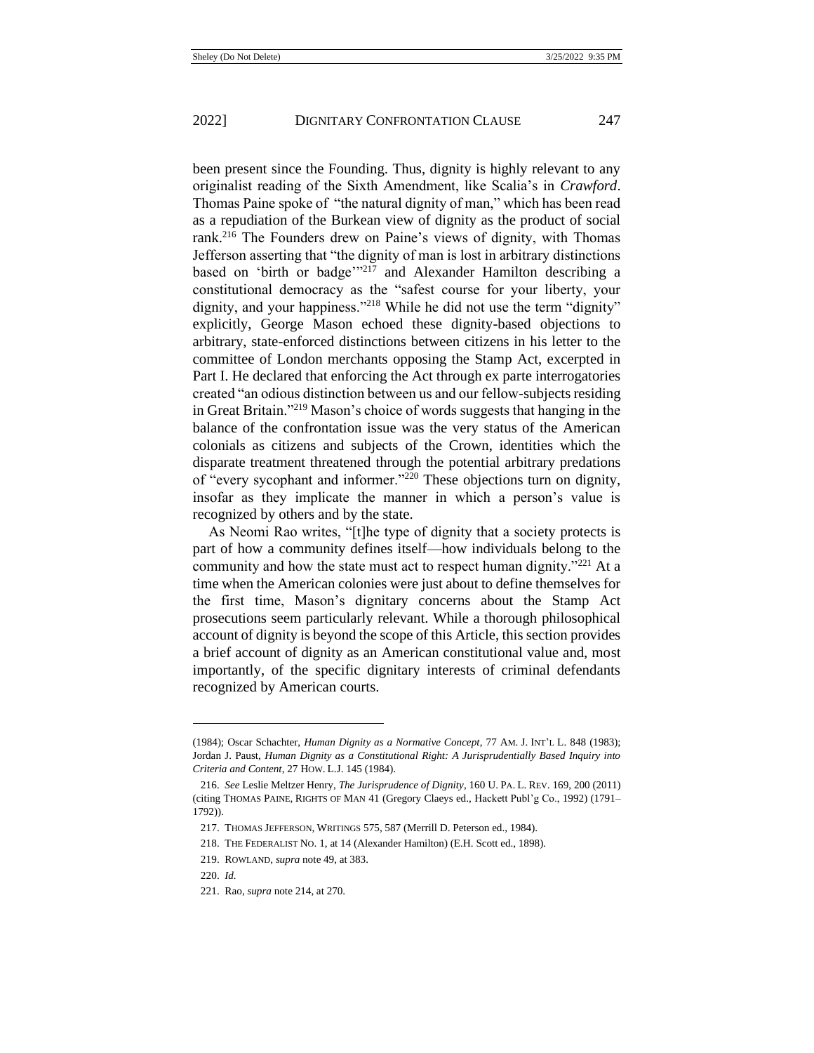been present since the Founding. Thus, dignity is highly relevant to any originalist reading of the Sixth Amendment, like Scalia's in *Crawford*. Thomas Paine spoke of "the natural dignity of man," which has been read as a repudiation of the Burkean view of dignity as the product of social rank.[216] The Founders drew on Paine's views of dignity, with Thomas Jefferson asserting that "the dignity of man is lost in arbitrary distinctions based on 'birth or badge'"[217] and Alexander Hamilton describing a constitutional democracy as the "safest course for your liberty, your dignity, and your happiness."[218] While he did not use the term "dignity" explicitly, George Mason echoed these dignity-based objections to arbitrary, state-enforced distinctions between citizens in his letter to the committee of London merchants opposing the Stamp Act, excerpted in Part I. He declared that enforcing the Act through ex parte interrogatories created "an odious distinction between us and our fellow-subjects residing in Great Britain."[219] Mason's choice of words suggests that hanging in the balance of the confrontation issue was the very status of the American colonials as citizens and subjects of the Crown, identities which the disparate treatment threatened through the potential arbitrary predations of "every sycophant and informer."[220] These objections turn on dignity, insofar as they implicate the manner in which a person's value is recognized by others and by the state.

As Neomi Rao writes, "[t]he type of dignity that a society protects is part of how a community defines itself—how individuals belong to the community and how the state must act to respect human dignity."[221] At a time when the American colonies were just about to define themselves for the first time, Mason's dignitary concerns about the Stamp Act prosecutions seem particularly relevant. While a thorough philosophical account of dignity is beyond the scope of this Article, this section provides a brief account of dignity as an American constitutional value and, most importantly, of the specific dignitary interests of criminal defendants recognized by American courts.

---

(1984); Oscar Schachter, *Human Dignity as a Normative Concept*, 77 AM. J. INT'L L. 848 (1983); Jordan J. Paust, *Human Dignity as a Constitutional Right: A Jurisprudentially Based Inquiry into Criteria and Content*, 27 HOW. L.J. 145 (1984).

216. *See* Leslie Meltzer Henry, *The Jurisprudence of Dignity*, 160 U. PA. L. REV. 169, 200 (2011) (citing THOMAS PAINE, RIGHTS OF MAN 41 (Gregory Claeys ed., Hackett Publ'g Co., 1992) (1791–1792)).

217. THOMAS JEFFERSON, WRITINGS 575, 587 (Merrill D. Peterson ed., 1984).

218. THE FEDERALIST NO. 1, at 14 (Alexander Hamilton) (E.H. Scott ed., 1898).

219. ROWLAND, *supra* note 49, at 383.

220. *Id.*

221. Rao, *supra* note 214, at 270.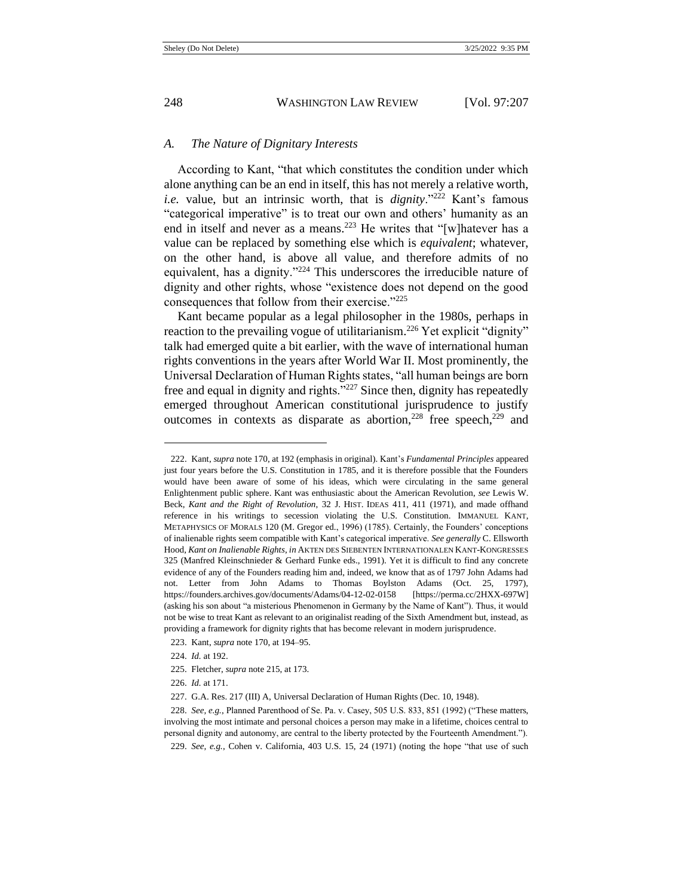### A. *The Nature of Dignitary Interests*

According to Kant, "that which constitutes the condition under which alone anything can be an end in itself, this has not merely a relative worth, *i.e.* value, but an intrinsic worth, that is *dignity*."[222] Kant's famous "categorical imperative" is to treat our own and others' humanity as an end in itself and never as a means.[223] He writes that "[w]hatever has a value can be replaced by something else which is *equivalent*; whatever, on the other hand, is above all value, and therefore admits of no equivalent, has a dignity."[224] This underscores the irreducible nature of dignity and other rights, whose "existence does not depend on the good consequences that follow from their exercise."[225]

Kant became popular as a legal philosopher in the 1980s, perhaps in reaction to the prevailing vogue of utilitarianism.[226] Yet explicit "dignity" talk had emerged quite a bit earlier, with the wave of international human rights conventions in the years after World War II. Most prominently, the Universal Declaration of Human Rights states, "all human beings are born free and equal in dignity and rights."[227] Since then, dignity has repeatedly emerged throughout American constitutional jurisprudence to justify outcomes in contexts as disparate as abortion,[228] free speech,[229] and

---

222. Kant, *supra* note 170, at 192 (emphasis in original). Kant's *Fundamental Principles* appeared just four years before the U.S. Constitution in 1785, and it is therefore possible that the Founders would have been aware of some of his ideas, which were circulating in the same general Enlightenment public sphere. Kant was enthusiastic about the American Revolution, *see* Lewis W. Beck, *Kant and the Right of Revolution*, 32 J. HIST. IDEAS 411, 411 (1971), and made offhand reference in his writings to secession violating the U.S. Constitution. IMMANUEL KANT, METAPHYSICS OF MORALS 120 (M. Gregor ed., 1996) (1785). Certainly, the Founders' conceptions of inalienable rights seem compatible with Kant's categorical imperative. *See generally* C. Ellsworth Hood, *Kant on Inalienable Rights*, *in* AKTEN DES SIEBENTEN INTERNATIONALEN KANT-KONGRESSES 325 (Manfred Kleinschnieder & Gerhard Funke eds., 1991). Yet it is difficult to find any concrete evidence of any of the Founders reading him and, indeed, we know that as of 1797 John Adams had not. Letter from John Adams to Thomas Boylston Adams (Oct. 25, 1797), https://founders.archives.gov/documents/Adams/04-12-02-0158 [https://perma.cc/2HXX-697W] (asking his son about "a misterious Phenomenon in Germany by the Name of Kant"). Thus, it would not be wise to treat Kant as relevant to an originalist reading of the Sixth Amendment but, instead, as providing a framework for dignity rights that has become relevant in modern jurisprudence.

223. Kant, *supra* note 170, at 194–95.

224. *Id.* at 192.

225. Fletcher, *supra* note 215, at 173.

226. *Id.* at 171.

227. G.A. Res. 217 (III) A, Universal Declaration of Human Rights (Dec. 10, 1948).

228. *See, e.g.*, Planned Parenthood of Se. Pa. v. Casey, 505 U.S. 833, 851 (1992) ("These matters, involving the most intimate and personal choices a person may make in a lifetime, choices central to personal dignity and autonomy, are central to the liberty protected by the Fourteenth Amendment.").

229. *See, e.g.*, Cohen v. California, 403 U.S. 15, 24 (1971) (noting the hope "that use of such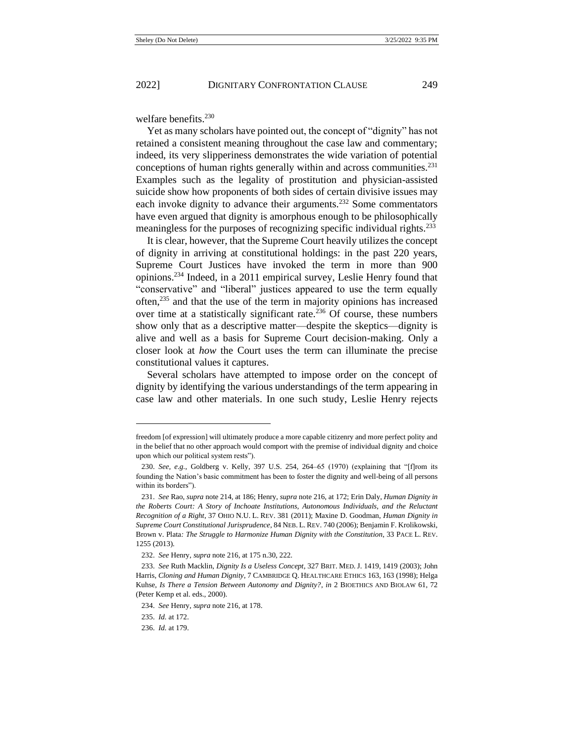welfare benefits.[230]

Yet as many scholars have pointed out, the concept of "dignity" has not retained a consistent meaning throughout the case law and commentary; indeed, its very slipperiness demonstrates the wide variation of potential conceptions of human rights generally within and across communities.[231] Examples such as the legality of prostitution and physician-assisted suicide show how proponents of both sides of certain divisive issues may each invoke dignity to advance their arguments.[232] Some commentators have even argued that dignity is amorphous enough to be philosophically meaningless for the purposes of recognizing specific individual rights.[233]

It is clear, however, that the Supreme Court heavily utilizes the concept of dignity in arriving at constitutional holdings: in the past 220 years, Supreme Court Justices have invoked the term in more than 900 opinions.[234] Indeed, in a 2011 empirical survey, Leslie Henry found that "conservative" and "liberal" justices appeared to use the term equally often,[235] and that the use of the term in majority opinions has increased over time at a statistically significant rate.[236] Of course, these numbers show only that as a descriptive matter—despite the skeptics—dignity is alive and well as a basis for Supreme Court decision-making. Only a closer look at *how* the Court uses the term can illuminate the precise constitutional values it captures.

Several scholars have attempted to impose order on the concept of dignity by identifying the various understandings of the term appearing in case law and other materials. In one such study, Leslie Henry rejects

---

freedom [of expression] will ultimately produce a more capable citizenry and more perfect polity and in the belief that no other approach would comport with the premise of individual dignity and choice upon which our political system rests").

230. *See, e.g.*, Goldberg v. Kelly, 397 U.S. 254, 264–65 (1970) (explaining that "[f]rom its founding the Nation's basic commitment has been to foster the dignity and well-being of all persons within its borders").

231. *See* Rao, *supra* note 214, at 186; Henry, *supra* note 216, at 172; Erin Daly, *Human Dignity in the Roberts Court: A Story of Inchoate Institutions, Autonomous Individuals, and the Reluctant Recognition of a Right*, 37 OHIO N.U. L. REV. 381 (2011); Maxine D. Goodman, *Human Dignity in Supreme Court Constitutional Jurisprudence*, 84 NEB. L. REV. 740 (2006); Benjamin F. Krolikowski, *Brown v. Plata: The Struggle to Harmonize Human Dignity with the Constitution*, 33 PACE L. REV. 1255 (2013).

232. *See* Henry, *supra* note 216, at 175 n.30, 222.

233. *See* Ruth Macklin, *Dignity Is a Useless Concept*, 327 BRIT. MED. J. 1419, 1419 (2003); John Harris, *Cloning and Human Dignity*, 7 CAMBRIDGE Q. HEALTHCARE ETHICS 163, 163 (1998); Helga Kuhse, *Is There a Tension Between Autonomy and Dignity?*, *in* 2 BIOETHICS AND BIOLAW 61, 72 (Peter Kemp et al. eds., 2000).

234. *See* Henry, *supra* note 216, at 178.

235. *Id.* at 172.

236. *Id.* at 179.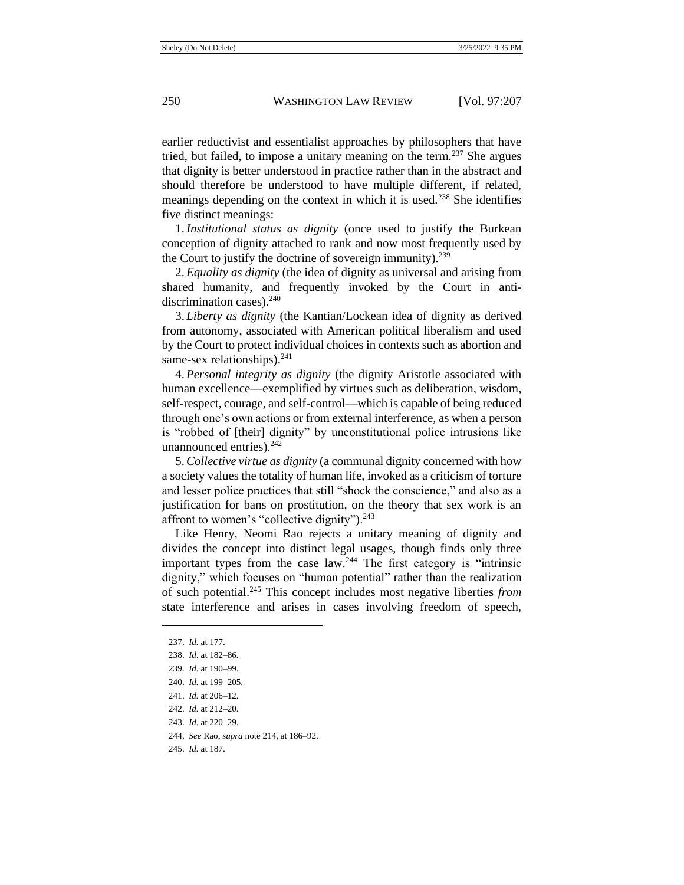earlier reductivist and essentialist approaches by philosophers that have tried, but failed, to impose a unitary meaning on the term.[237] She argues that dignity is better understood in practice rather than in the abstract and should therefore be understood to have multiple different, if related, meanings depending on the context in which it is used.[238] She identifies five distinct meanings:

1. *Institutional status as dignity* (once used to justify the Burkean conception of dignity attached to rank and now most frequently used by the Court to justify the doctrine of sovereign immunity).[239]

2. *Equality as dignity* (the idea of dignity as universal and arising from shared humanity, and frequently invoked by the Court in anti-discrimination cases).[240]

3. *Liberty as dignity* (the Kantian/Lockean idea of dignity as derived from autonomy, associated with American political liberalism and used by the Court to protect individual choices in contexts such as abortion and same-sex relationships).[241]

4. *Personal integrity as dignity* (the dignity Aristotle associated with human excellence—exemplified by virtues such as deliberation, wisdom, self-respect, courage, and self-control—which is capable of being reduced through one's own actions or from external interference, as when a person is "robbed of [their] dignity" by unconstitutional police intrusions like unannounced entries).[242]

5. *Collective virtue as dignity* (a communal dignity concerned with how a society values the totality of human life, invoked as a criticism of torture and lesser police practices that still "shock the conscience," and also as a justification for bans on prostitution, on the theory that sex work is an affront to women's "collective dignity").[243]

Like Henry, Neomi Rao rejects a unitary meaning of dignity and divides the concept into distinct legal usages, though finds only three important types from the case law.[244] The first category is "intrinsic dignity," which focuses on "human potential" rather than the realization of such potential.[245] This concept includes most negative liberties *from* state interference and arises in cases involving freedom of speech,

---

237. *Id.* at 177.

238. *Id.* at 182–86.

239. *Id.* at 190–99.

240. *Id.* at 199–205.

241. *Id.* at 206–12.

242. *Id.* at 212–20.

243. *Id.* at 220–29.

244. *See* Rao, *supra* note 214, at 186–92.

245. *Id.* at 187.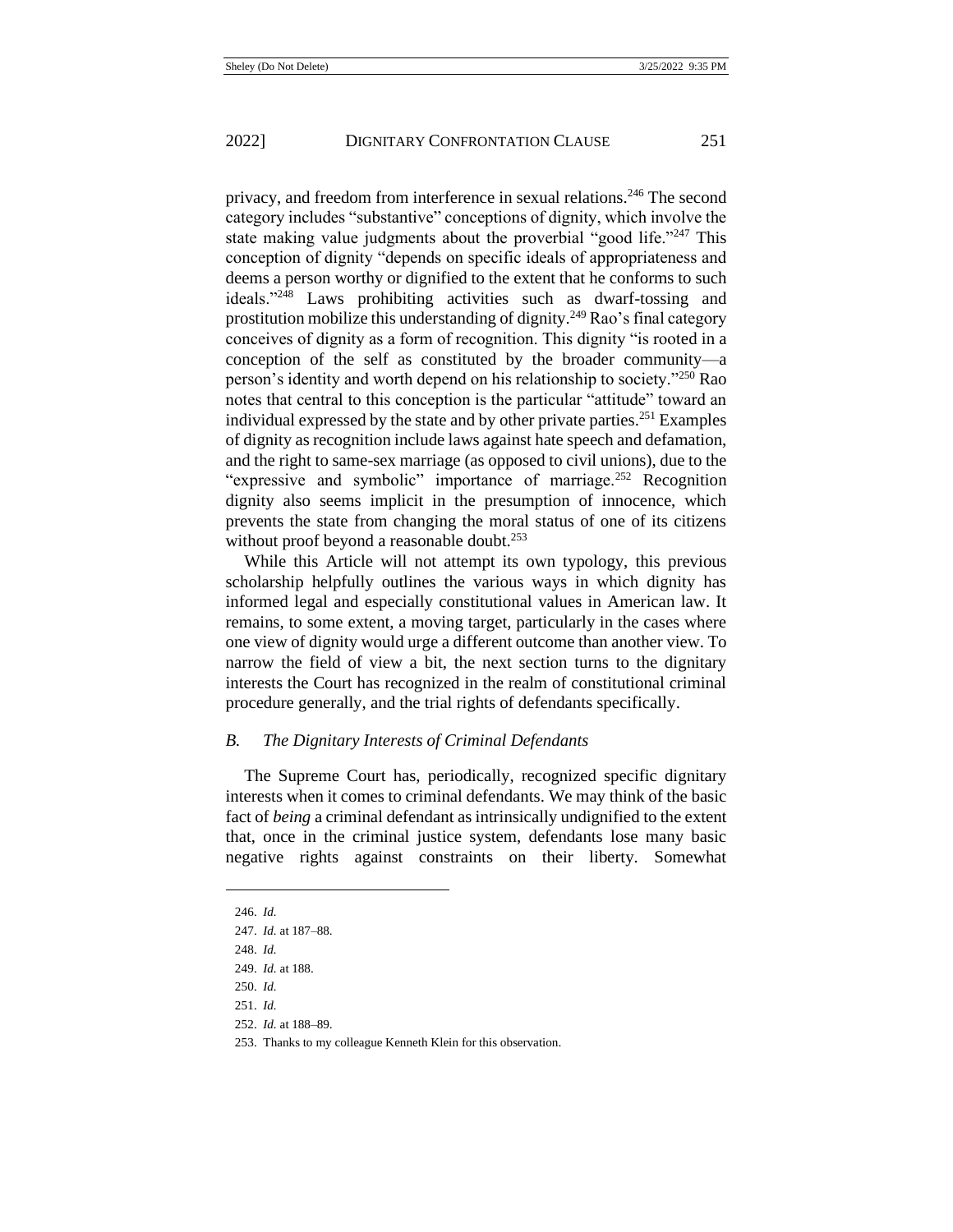privacy, and freedom from interference in sexual relations.[246] The second category includes "substantive" conceptions of dignity, which involve the state making value judgments about the proverbial "good life."[247] This conception of dignity "depends on specific ideals of appropriateness and deems a person worthy or dignified to the extent that he conforms to such ideals."[248] Laws prohibiting activities such as dwarf-tossing and prostitution mobilize this understanding of dignity.[249] Rao's final category conceives of dignity as a form of recognition. This dignity "is rooted in a conception of the self as constituted by the broader community—a person's identity and worth depend on his relationship to society."[250] Rao notes that central to this conception is the particular "attitude" toward an individual expressed by the state and by other private parties.[251] Examples of dignity as recognition include laws against hate speech and defamation, and the right to same-sex marriage (as opposed to civil unions), due to the "expressive and symbolic" importance of marriage.[252] Recognition dignity also seems implicit in the presumption of innocence, which prevents the state from changing the moral status of one of its citizens without proof beyond a reasonable doubt.[253]

While this Article will not attempt its own typology, this previous scholarship helpfully outlines the various ways in which dignity has informed legal and especially constitutional values in American law. It remains, to some extent, a moving target, particularly in the cases where one view of dignity would urge a different outcome than another view. To narrow the field of view a bit, the next section turns to the dignitary interests the Court has recognized in the realm of constitutional criminal procedure generally, and the trial rights of defendants specifically.

### *B. The Dignitary Interests of Criminal Defendants*

The Supreme Court has, periodically, recognized specific dignitary interests when it comes to criminal defendants. We may think of the basic fact of *being* a criminal defendant as intrinsically undignified to the extent that, once in the criminal justice system, defendants lose many basic negative rights against constraints on their liberty. Somewhat

---

246. *Id.*

247. *Id.* at 187–88.

248. *Id.*

249. *Id.* at 188.

250. *Id.*

251. *Id.*

252. *Id.* at 188–89.

253. Thanks to my colleague Kenneth Klein for this observation.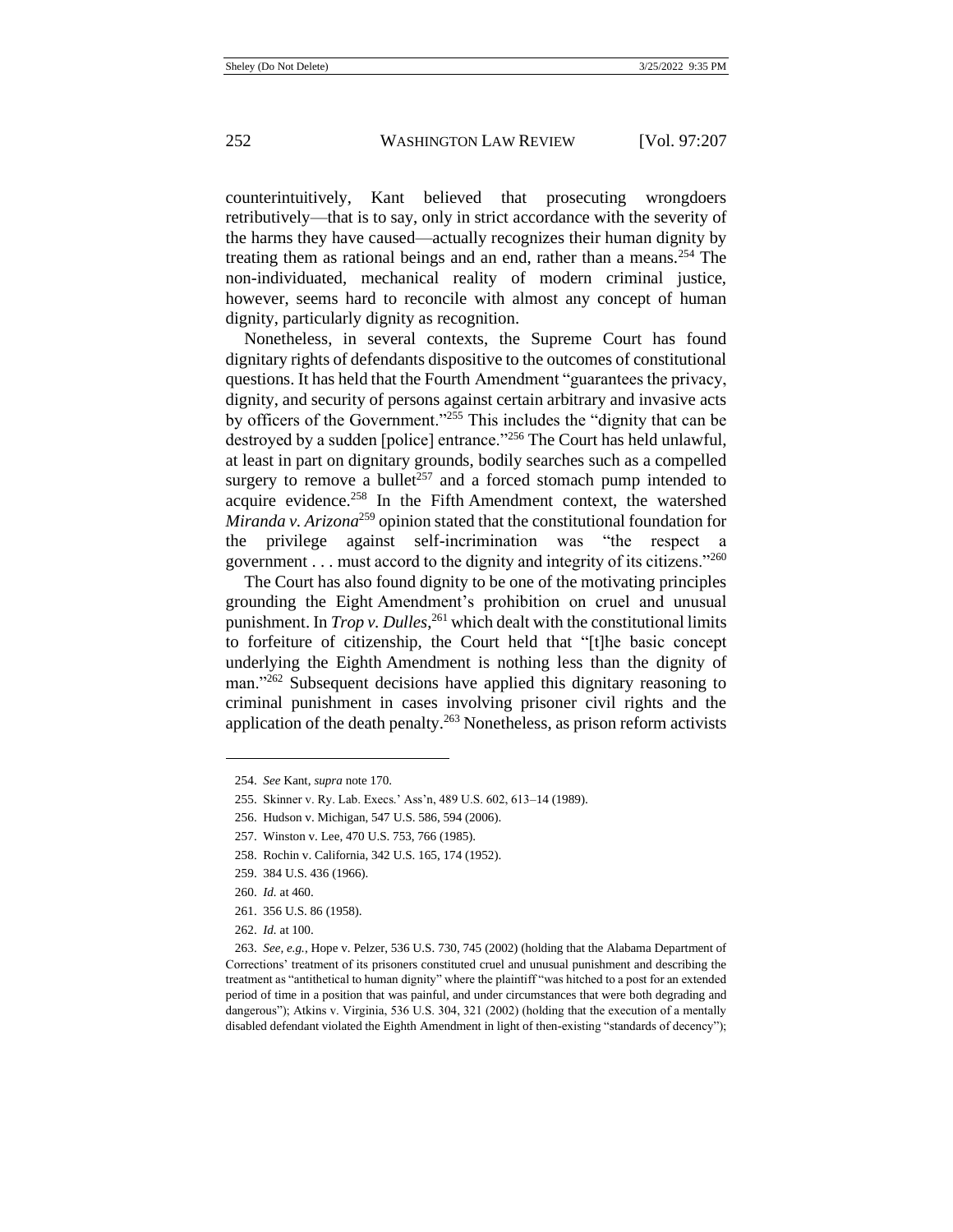counterintuitively, Kant believed that prosecuting wrongdoers retributively—that is to say, only in strict accordance with the severity of the harms they have caused—actually recognizes their human dignity by treating them as rational beings and an end, rather than a means.[254] The non-individuated, mechanical reality of modern criminal justice, however, seems hard to reconcile with almost any concept of human dignity, particularly dignity as recognition.

Nonetheless, in several contexts, the Supreme Court has found dignitary rights of defendants dispositive to the outcomes of constitutional questions. It has held that the Fourth Amendment "guarantees the privacy, dignity, and security of persons against certain arbitrary and invasive acts by officers of the Government."[255] This includes the "dignity that can be destroyed by a sudden [police] entrance."[256] The Court has held unlawful, at least in part on dignitary grounds, bodily searches such as a compelled surgery to remove a bullet[257] and a forced stomach pump intended to acquire evidence.[258] In the Fifth Amendment context, the watershed *Miranda v. Arizona*[259] opinion stated that the constitutional foundation for the privilege against self-incrimination was "the respect a government . . . must accord to the dignity and integrity of its citizens."[260]

The Court has also found dignity to be one of the motivating principles grounding the Eighth Amendment's prohibition on cruel and unusual punishment. In *Trop v. Dulles*,[261] which dealt with the constitutional limits to forfeiture of citizenship, the Court held that "[t]he basic concept underlying the Eighth Amendment is nothing less than the dignity of man."[262] Subsequent decisions have applied this dignitary reasoning to criminal punishment in cases involving prisoner civil rights and the application of the death penalty.[263] Nonetheless, as prison reform activists

---

254. *See* Kant, *supra* note 170.

255. Skinner v. Ry. Lab. Execs.' Ass'n, 489 U.S. 602, 613–14 (1989).

256. Hudson v. Michigan, 547 U.S. 586, 594 (2006).

257. Winston v. Lee, 470 U.S. 753, 766 (1985).

258. Rochin v. California, 342 U.S. 165, 174 (1952).

259. 384 U.S. 436 (1966).

260. *Id.* at 460.

261. 356 U.S. 86 (1958).

262. *Id.* at 100.

263. *See, e.g.*, Hope v. Pelzer, 536 U.S. 730, 745 (2002) (holding that the Alabama Department of Corrections' treatment of its prisoners constituted cruel and unusual punishment and describing the treatment as "antithetical to human dignity" where the plaintiff "was hitched to a post for an extended period of time in a position that was painful, and under circumstances that were both degrading and dangerous"); Atkins v. Virginia, 536 U.S. 304, 321 (2002) (holding that the execution of a mentally disabled defendant violated the Eighth Amendment in light of then-existing "standards of decency");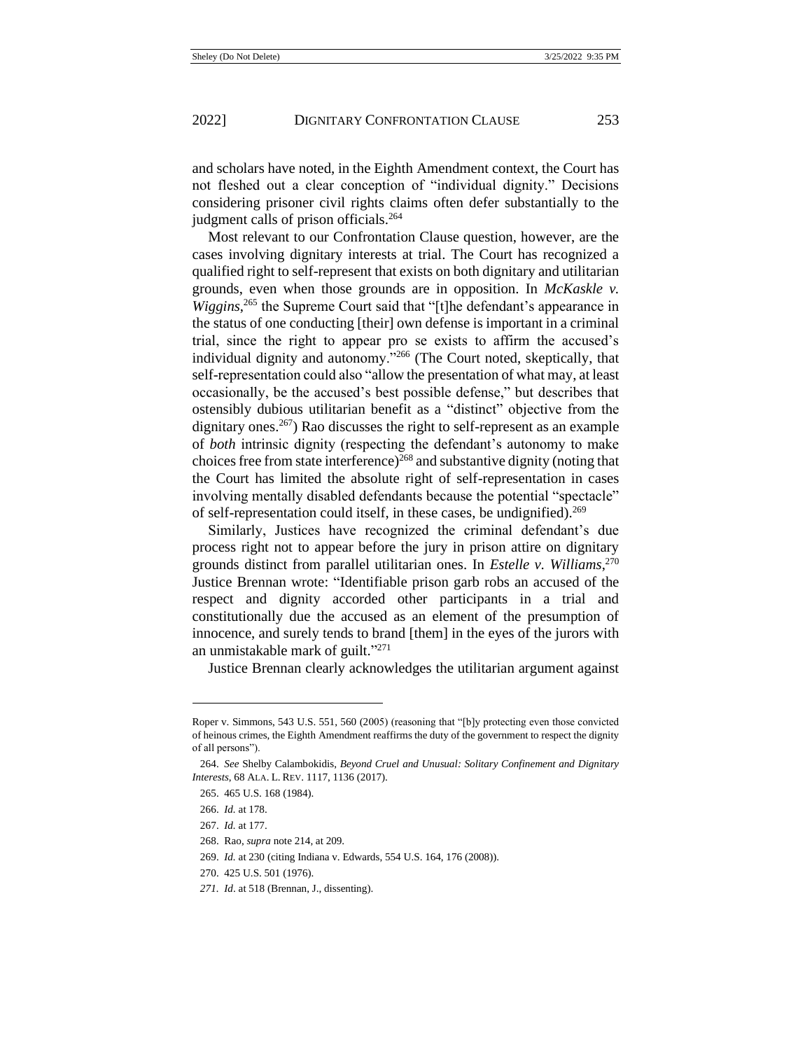and scholars have noted, in the Eighth Amendment context, the Court has not fleshed out a clear conception of "individual dignity." Decisions considering prisoner civil rights claims often defer substantially to the judgment calls of prison officials.[264]

Most relevant to our Confrontation Clause question, however, are the cases involving dignitary interests at trial. The Court has recognized a qualified right to self-represent that exists on both dignitary and utilitarian grounds, even when those grounds are in opposition. In *McKaskle v. Wiggins*,[265] the Supreme Court said that "[t]he defendant's appearance in the status of one conducting [their] own defense is important in a criminal trial, since the right to appear pro se exists to affirm the accused's individual dignity and autonomy."[266] (The Court noted, skeptically, that self-representation could also "allow the presentation of what may, at least occasionally, be the accused's best possible defense," but describes that ostensibly dubious utilitarian benefit as a "distinct" objective from the dignitary ones.[267]) Rao discusses the right to self-represent as an example of *both* intrinsic dignity (respecting the defendant's autonomy to make choices free from state interference)[268] and substantive dignity (noting that the Court has limited the absolute right of self-representation in cases involving mentally disabled defendants because the potential "spectacle" of self-representation could itself, in these cases, be undignified).[269]

Similarly, Justices have recognized the criminal defendant's due process right not to appear before the jury in prison attire on dignitary grounds distinct from parallel utilitarian ones. In *Estelle v. Williams*,[270] Justice Brennan wrote: "Identifiable prison garb robs an accused of the respect and dignity accorded other participants in a trial and constitutionally due the accused as an element of the presumption of innocence, and surely tends to brand [them] in the eyes of the jurors with an unmistakable mark of guilt."[271]

Justice Brennan clearly acknowledges the utilitarian argument against

---

Roper v. Simmons, 543 U.S. 551, 560 (2005) (reasoning that "[b]y protecting even those convicted of heinous crimes, the Eighth Amendment reaffirms the duty of the government to respect the dignity of all persons").

264. *See* Shelby Calambokidis, *Beyond Cruel and Unusual: Solitary Confinement and Dignitary Interests*, 68 ALA. L. REV. 1117, 1136 (2017).

265. 465 U.S. 168 (1984).

266. *Id.* at 178.

267. *Id.* at 177.

268. Rao, *supra* note 214, at 209.

269. *Id.* at 230 (citing Indiana v. Edwards, 554 U.S. 164, 176 (2008)).

270. 425 U.S. 501 (1976).

271. *Id*. at 518 (Brennan, J., dissenting).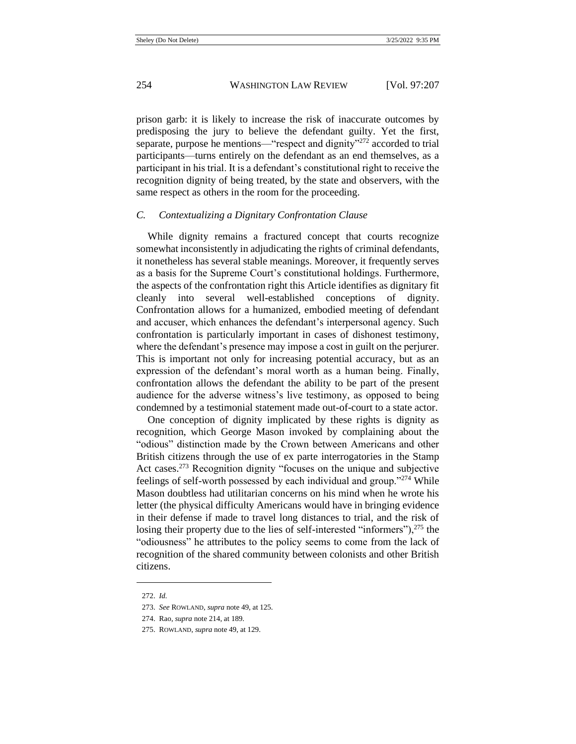prison garb: it is likely to increase the risk of inaccurate outcomes by predisposing the jury to believe the defendant guilty. Yet the first, separate, purpose he mentions—"respect and dignity"[272] accorded to trial participants—turns entirely on the defendant as an end themselves, as a participant in his trial. It is a defendant's constitutional right to receive the recognition dignity of being treated, by the state and observers, with the same respect as others in the room for the proceeding.

### *C. Contextualizing a Dignitary Confrontation Clause*

While dignity remains a fractured concept that courts recognize somewhat inconsistently in adjudicating the rights of criminal defendants, it nonetheless has several stable meanings. Moreover, it frequently serves as a basis for the Supreme Court's constitutional holdings. Furthermore, the aspects of the confrontation right this Article identifies as dignitary fit cleanly into several well-established conceptions of dignity. Confrontation allows for a humanized, embodied meeting of defendant and accuser, which enhances the defendant's interpersonal agency. Such confrontation is particularly important in cases of dishonest testimony, where the defendant's presence may impose a cost in guilt on the perjurer. This is important not only for increasing potential accuracy, but as an expression of the defendant's moral worth as a human being. Finally, confrontation allows the defendant the ability to be part of the present audience for the adverse witness's live testimony, as opposed to being condemned by a testimonial statement made out-of-court to a state actor.

One conception of dignity implicated by these rights is dignity as recognition, which George Mason invoked by complaining about the "odious" distinction made by the Crown between Americans and other British citizens through the use of ex parte interrogatories in the Stamp Act cases.[273] Recognition dignity "focuses on the unique and subjective feelings of self-worth possessed by each individual and group."[274] While Mason doubtless had utilitarian concerns on his mind when he wrote his letter (the physical difficulty Americans would have in bringing evidence in their defense if made to travel long distances to trial, and the risk of losing their property due to the lies of self-interested "informers"),[275] the "odiousness" he attributes to the policy seems to come from the lack of recognition of the shared community between colonists and other British citizens.

---

272. *Id.*

273. *See* ROWLAND, *supra* note 49, at 125.

274. Rao, *supra* note 214, at 189.

275. ROWLAND, *supra* note 49, at 129.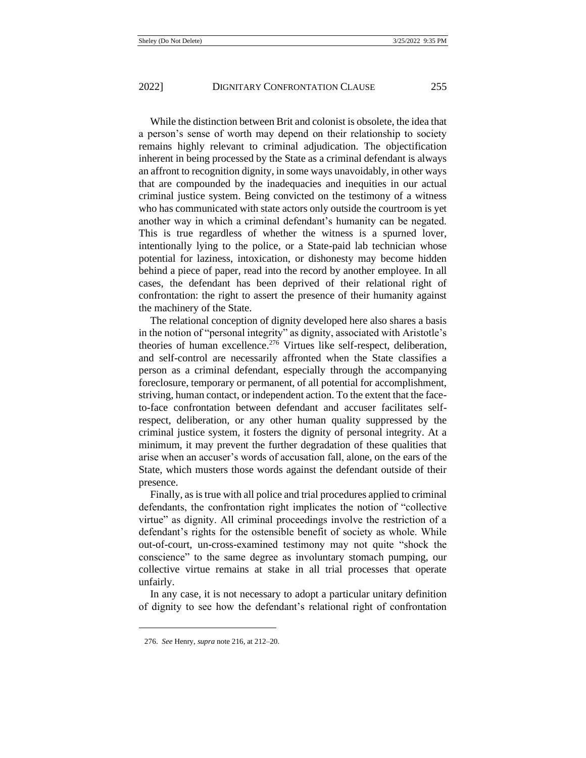While the distinction between Brit and colonist is obsolete, the idea that a person's sense of worth may depend on their relationship to society remains highly relevant to criminal adjudication. The objectification inherent in being processed by the State as a criminal defendant is always an affront to recognition dignity, in some ways unavoidably, in other ways that are compounded by the inadequacies and inequities in our actual criminal justice system. Being convicted on the testimony of a witness who has communicated with state actors only outside the courtroom is yet another way in which a criminal defendant's humanity can be negated. This is true regardless of whether the witness is a spurned lover, intentionally lying to the police, or a State-paid lab technician whose potential for laziness, intoxication, or dishonesty may become hidden behind a piece of paper, read into the record by another employee. In all cases, the defendant has been deprived of their relational right of confrontation: the right to assert the presence of their humanity against the machinery of the State.

The relational conception of dignity developed here also shares a basis in the notion of "personal integrity" as dignity, associated with Aristotle's theories of human excellence.[276] Virtues like self-respect, deliberation, and self-control are necessarily affronted when the State classifies a person as a criminal defendant, especially through the accompanying foreclosure, temporary or permanent, of all potential for accomplishment, striving, human contact, or independent action. To the extent that the face-to-face confrontation between defendant and accuser facilitates self-respect, deliberation, or any other human quality suppressed by the criminal justice system, it fosters the dignity of personal integrity. At a minimum, it may prevent the further degradation of these qualities that arise when an accuser's words of accusation fall, alone, on the ears of the State, which musters those words against the defendant outside of their presence.

Finally, as is true with all police and trial procedures applied to criminal defendants, the confrontation right implicates the notion of "collective virtue" as dignity. All criminal proceedings involve the restriction of a defendant's rights for the ostensible benefit of society as whole. While out-of-court, un-cross-examined testimony may not quite "shock the conscience" to the same degree as involuntary stomach pumping, our collective virtue remains at stake in all trial processes that operate unfairly.

In any case, it is not necessary to adopt a particular unitary definition of dignity to see how the defendant's relational right of confrontation

---

276. *See* Henry, *supra* note 216, at 212–20.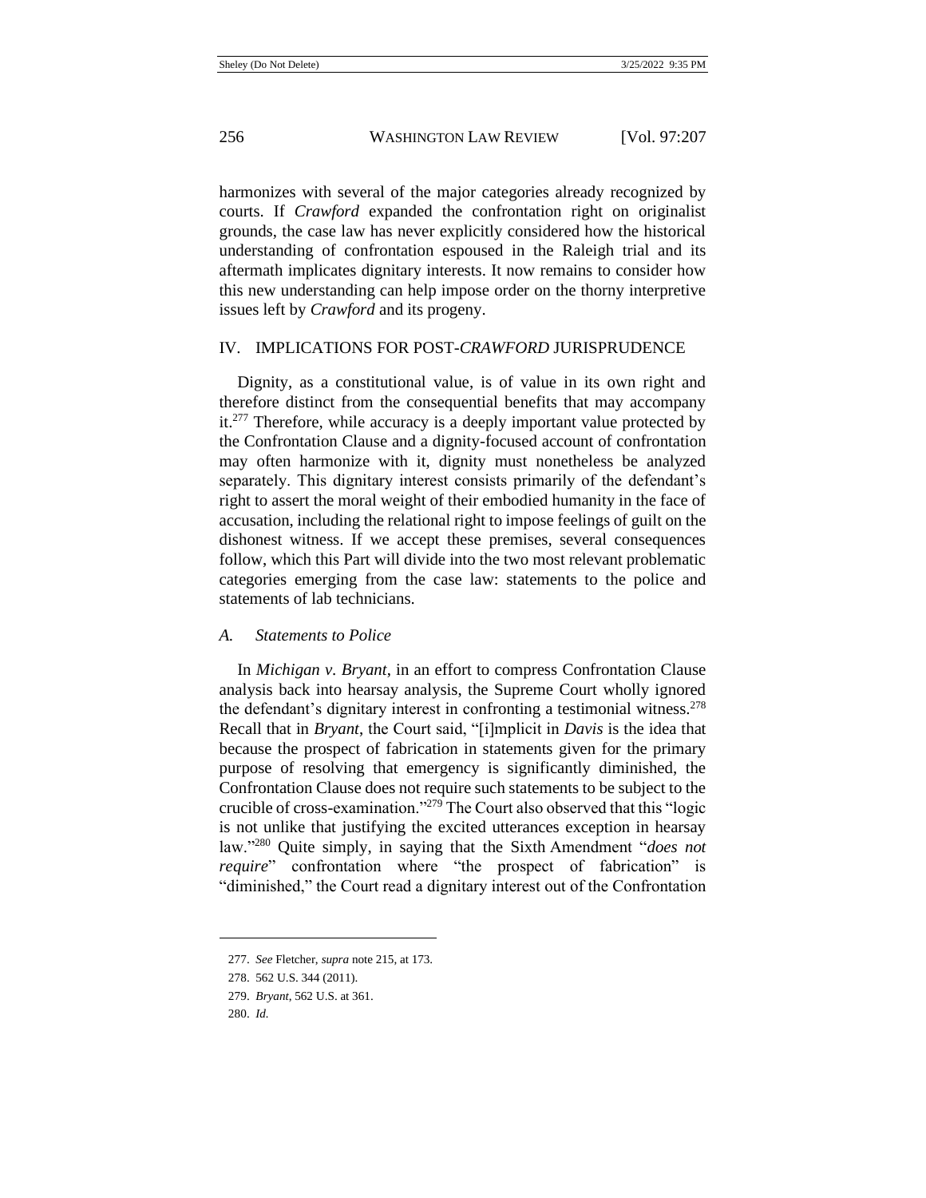harmonizes with several of the major categories already recognized by courts. If *Crawford* expanded the confrontation right on originalist grounds, the case law has never explicitly considered how the historical understanding of confrontation espoused in the Raleigh trial and its aftermath implicates dignitary interests. It now remains to consider how this new understanding can help impose order on the thorny interpretive issues left by *Crawford* and its progeny.

## IV. IMPLICATIONS FOR POST-*CRAWFORD* JURISPRUDENCE

Dignity, as a constitutional value, is of value in its own right and therefore distinct from the consequential benefits that may accompany it.[277] Therefore, while accuracy is a deeply important value protected by the Confrontation Clause and a dignity-focused account of confrontation may often harmonize with it, dignity must nonetheless be analyzed separately. This dignitary interest consists primarily of the defendant's right to assert the moral weight of their embodied humanity in the face of accusation, including the relational right to impose feelings of guilt on the dishonest witness. If we accept these premises, several consequences follow, which this Part will divide into the two most relevant problematic categories emerging from the case law: statements to the police and statements of lab technicians.

### *A. Statements to Police*

In *Michigan v. Bryant*, in an effort to compress Confrontation Clause analysis back into hearsay analysis, the Supreme Court wholly ignored the defendant's dignitary interest in confronting a testimonial witness.[278] Recall that in *Bryant*, the Court said, "[i]mplicit in *Davis* is the idea that because the prospect of fabrication in statements given for the primary purpose of resolving that emergency is significantly diminished, the Confrontation Clause does not require such statements to be subject to the crucible of cross-examination."[279] The Court also observed that this "logic is not unlike that justifying the excited utterances exception in hearsay law."[280] Quite simply, in saying that the Sixth Amendment "*does not require*" confrontation where "the prospect of fabrication" is "diminished," the Court read a dignitary interest out of the Confrontation

---

277. *See* Fletcher, *supra* note 215, at 173.

278. 562 U.S. 344 (2011).

279. *Bryant*, 562 U.S. at 361.

280. *Id.*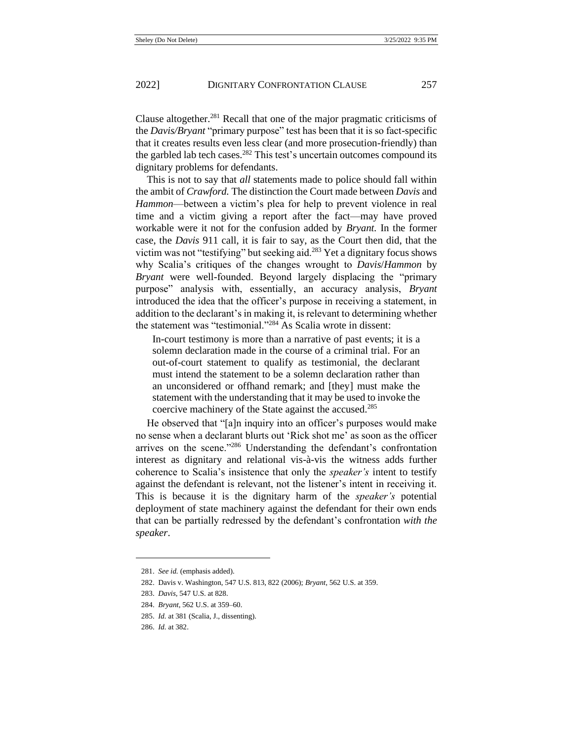Clause altogether.[281] Recall that one of the major pragmatic criticisms of the *Davis/Bryant* "primary purpose" test has been that it is so fact-specific that it creates results even less clear (and more prosecution-friendly) than the garbled lab tech cases.[282] This test's uncertain outcomes compound its dignitary problems for defendants.

This is not to say that *all* statements made to police should fall within the ambit of *Crawford.* The distinction the Court made between *Davis* and *Hammon*—between a victim's plea for help to prevent violence in real time and a victim giving a report after the fact—may have proved workable were it not for the confusion added by *Bryant.* In the former case, the *Davis* 911 call, it is fair to say, as the Court then did, that the victim was not "testifying" but seeking aid.[283] Yet a dignitary focus shows why Scalia's critiques of the changes wrought to *Davis*/*Hammon* by *Bryant* were well-founded. Beyond largely displacing the "primary purpose" analysis with, essentially, an accuracy analysis, *Bryant* introduced the idea that the officer's purpose in receiving a statement, in addition to the declarant's in making it, is relevant to determining whether the statement was "testimonial."[284] As Scalia wrote in dissent:

> In-court testimony is more than a narrative of past events; it is a solemn declaration made in the course of a criminal trial. For an out-of-court statement to qualify as testimonial, the declarant must intend the statement to be a solemn declaration rather than an unconsidered or offhand remark; and [they] must make the statement with the understanding that it may be used to invoke the coercive machinery of the State against the accused.[285]

He observed that "[a]n inquiry into an officer's purposes would make no sense when a declarant blurts out 'Rick shot me' as soon as the officer arrives on the scene."[286] Understanding the defendant's confrontation interest as dignitary and relational vis-à-vis the witness adds further coherence to Scalia's insistence that only the *speaker's* intent to testify against the defendant is relevant, not the listener's intent in receiving it. This is because it is the dignitary harm of the *speaker's* potential deployment of state machinery against the defendant for their own ends that can be partially redressed by the defendant's confrontation *with the speaker*.

---

281. *See id.* (emphasis added).

282. Davis v. Washington, 547 U.S. 813, 822 (2006); *Bryant*, 562 U.S. at 359.

283. *Davis*, 547 U.S. at 828.

284. *Bryant*, 562 U.S. at 359–60.

285. *Id.* at 381 (Scalia, J., dissenting).

286. *Id.* at 382.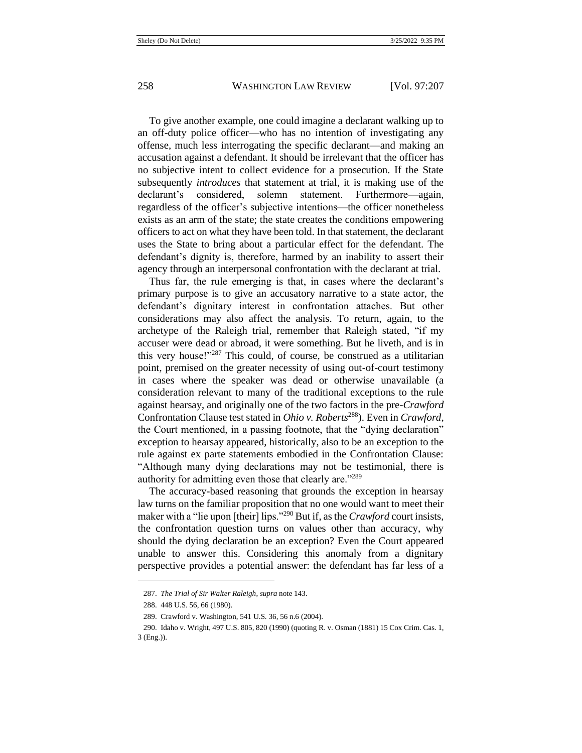To give another example, one could imagine a declarant walking up to an off-duty police officer—who has no intention of investigating any offense, much less interrogating the specific declarant—and making an accusation against a defendant. It should be irrelevant that the officer has no subjective intent to collect evidence for a prosecution. If the State subsequently *introduces* that statement at trial, it is making use of the declarant's considered, solemn statement. Furthermore—again, regardless of the officer's subjective intentions—the officer nonetheless exists as an arm of the state; the state creates the conditions empowering officers to act on what they have been told. In that statement, the declarant uses the State to bring about a particular effect for the defendant. The defendant's dignity is, therefore, harmed by an inability to assert their agency through an interpersonal confrontation with the declarant at trial.

Thus far, the rule emerging is that, in cases where the declarant's primary purpose is to give an accusatory narrative to a state actor, the defendant's dignitary interest in confrontation attaches. But other considerations may also affect the analysis. To return, again, to the archetype of the Raleigh trial, remember that Raleigh stated, "if my accuser were dead or abroad, it were something. But he liveth, and is in this very house!"[287] This could, of course, be construed as a utilitarian point, premised on the greater necessity of using out-of-court testimony in cases where the speaker was dead or otherwise unavailable (a consideration relevant to many of the traditional exceptions to the rule against hearsay, and originally one of the two factors in the pre-*Crawford* Confrontation Clause test stated in *Ohio v. Roberts*[288]). Even in *Crawford*, the Court mentioned, in a passing footnote, that the "dying declaration" exception to hearsay appeared, historically, also to be an exception to the rule against ex parte statements embodied in the Confrontation Clause: "Although many dying declarations may not be testimonial, there is authority for admitting even those that clearly are."[289]

The accuracy-based reasoning that grounds the exception in hearsay law turns on the familiar proposition that no one would want to meet their maker with a "lie upon [their] lips."[290] But if, as the *Crawford* court insists, the confrontation question turns on values other than accuracy, why should the dying declaration be an exception? Even the Court appeared unable to answer this. Considering this anomaly from a dignitary perspective provides a potential answer: the defendant has far less of a

---

287. *The Trial of Sir Walter Raleigh*, *supra* note 143.

288. 448 U.S. 56, 66 (1980).

289. Crawford v. Washington, 541 U.S. 36, 56 n.6 (2004).

290. Idaho v. Wright, 497 U.S. 805, 820 (1990) (quoting R. v. Osman (1881) 15 Cox Crim. Cas. 1, 3 (Eng.)).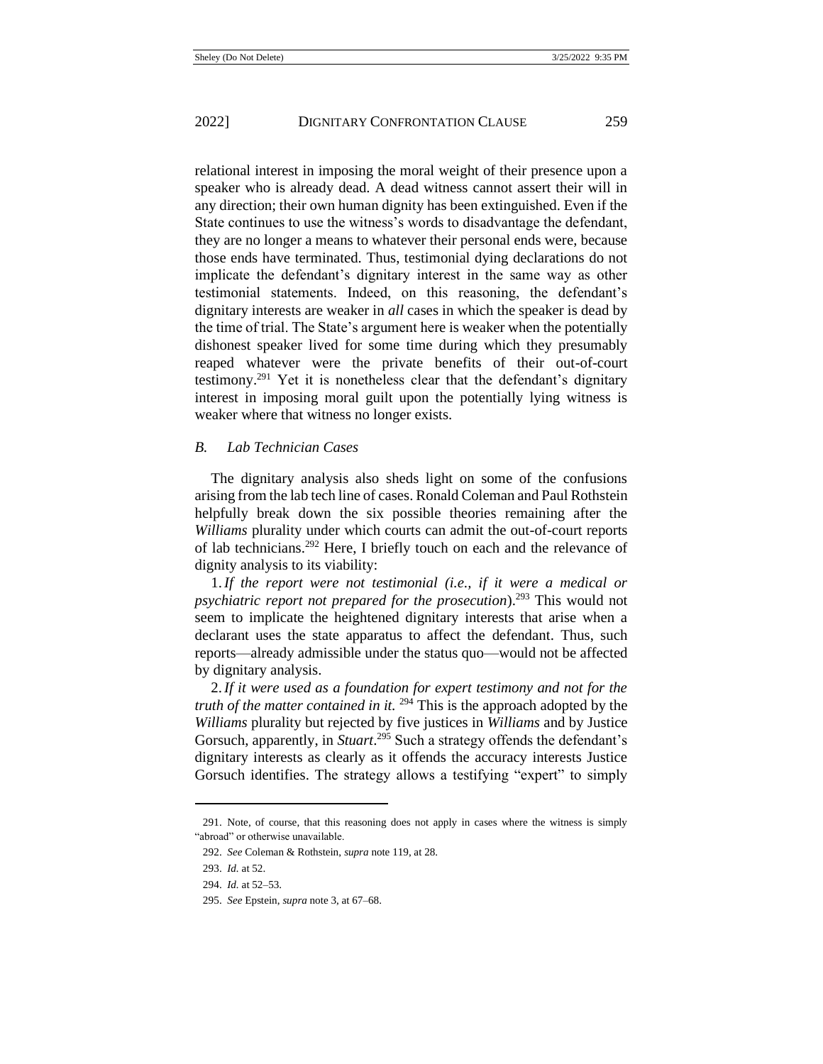relational interest in imposing the moral weight of their presence upon a speaker who is already dead. A dead witness cannot assert their will in any direction; their own human dignity has been extinguished. Even if the State continues to use the witness's words to disadvantage the defendant, they are no longer a means to whatever their personal ends were, because those ends have terminated. Thus, testimonial dying declarations do not implicate the defendant's dignitary interest in the same way as other testimonial statements. Indeed, on this reasoning, the defendant's dignitary interests are weaker in *all* cases in which the speaker is dead by the time of trial. The State's argument here is weaker when the potentially dishonest speaker lived for some time during which they presumably reaped whatever were the private benefits of their out-of-court testimony.[291] Yet it is nonetheless clear that the defendant's dignitary interest in imposing moral guilt upon the potentially lying witness is weaker where that witness no longer exists.

### *B. Lab Technician Cases*

The dignitary analysis also sheds light on some of the confusions arising from the lab tech line of cases. Ronald Coleman and Paul Rothstein helpfully break down the six possible theories remaining after the *Williams* plurality under which courts can admit the out-of-court reports of lab technicians.[292] Here, I briefly touch on each and the relevance of dignity analysis to its viability:

1. *If the report were not testimonial (i.e., if it were a medical or psychiatric report not prepared for the prosecution*).[293] This would not seem to implicate the heightened dignitary interests that arise when a declarant uses the state apparatus to affect the defendant. Thus, such reports—already admissible under the status quo—would not be affected by dignitary analysis.

2. *If it were used as a foundation for expert testimony and not for the truth of the matter contained in it.* [294] This is the approach adopted by the *Williams* plurality but rejected by five justices in *Williams* and by Justice Gorsuch, apparently, in *Stuart*.[295] Such a strategy offends the defendant's dignitary interests as clearly as it offends the accuracy interests Justice Gorsuch identifies. The strategy allows a testifying "expert" to simply

---

291. Note, of course, that this reasoning does not apply in cases where the witness is simply "abroad" or otherwise unavailable.

292. *See* Coleman & Rothstein, *supra* note 119, at 28.

293. *Id.* at 52.

294. *Id.* at 52–53.

295. *See* Epstein, *supra* note 3, at 67–68.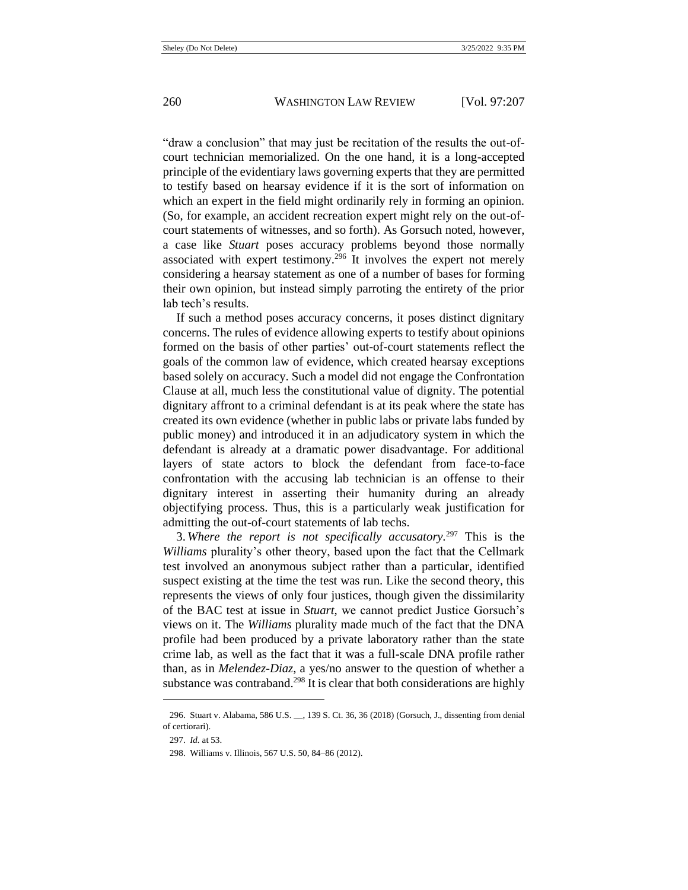"draw a conclusion" that may just be recitation of the results the out-of-court technician memorialized. On the one hand, it is a long-accepted principle of the evidentiary laws governing experts that they are permitted to testify based on hearsay evidence if it is the sort of information on which an expert in the field might ordinarily rely in forming an opinion. (So, for example, an accident recreation expert might rely on the out-of-court statements of witnesses, and so forth). As Gorsuch noted, however, a case like *Stuart* poses accuracy problems beyond those normally associated with expert testimony.[296] It involves the expert not merely considering a hearsay statement as one of a number of bases for forming their own opinion, but instead simply parroting the entirety of the prior lab tech's results.

If such a method poses accuracy concerns, it poses distinct dignitary concerns. The rules of evidence allowing experts to testify about opinions formed on the basis of other parties' out-of-court statements reflect the goals of the common law of evidence, which created hearsay exceptions based solely on accuracy. Such a model did not engage the Confrontation Clause at all, much less the constitutional value of dignity. The potential dignitary affront to a criminal defendant is at its peak where the state has created its own evidence (whether in public labs or private labs funded by public money) and introduced it in an adjudicatory system in which the defendant is already at a dramatic power disadvantage. For additional layers of state actors to block the defendant from face-to-face confrontation with the accusing lab technician is an offense to their dignitary interest in asserting their humanity during an already objectifying process. Thus, this is a particularly weak justification for admitting the out-of-court statements of lab techs.

3. *Where the report is not specifically accusatory.*[297] This is the *Williams* plurality's other theory, based upon the fact that the Cellmark test involved an anonymous subject rather than a particular, identified suspect existing at the time the test was run. Like the second theory, this represents the views of only four justices, though given the dissimilarity of the BAC test at issue in *Stuart*, we cannot predict Justice Gorsuch's views on it. The *Williams* plurality made much of the fact that the DNA profile had been produced by a private laboratory rather than the state crime lab, as well as the fact that it was a full-scale DNA profile rather than, as in *Melendez-Diaz*, a yes/no answer to the question of whether a substance was contraband.[298] It is clear that both considerations are highly

---

296. Stuart v. Alabama, 586 U.S. __, 139 S. Ct. 36, 36 (2018) (Gorsuch, J., dissenting from denial of certiorari).

297. *Id.* at 53.

298. Williams v. Illinois, 567 U.S. 50, 84–86 (2012).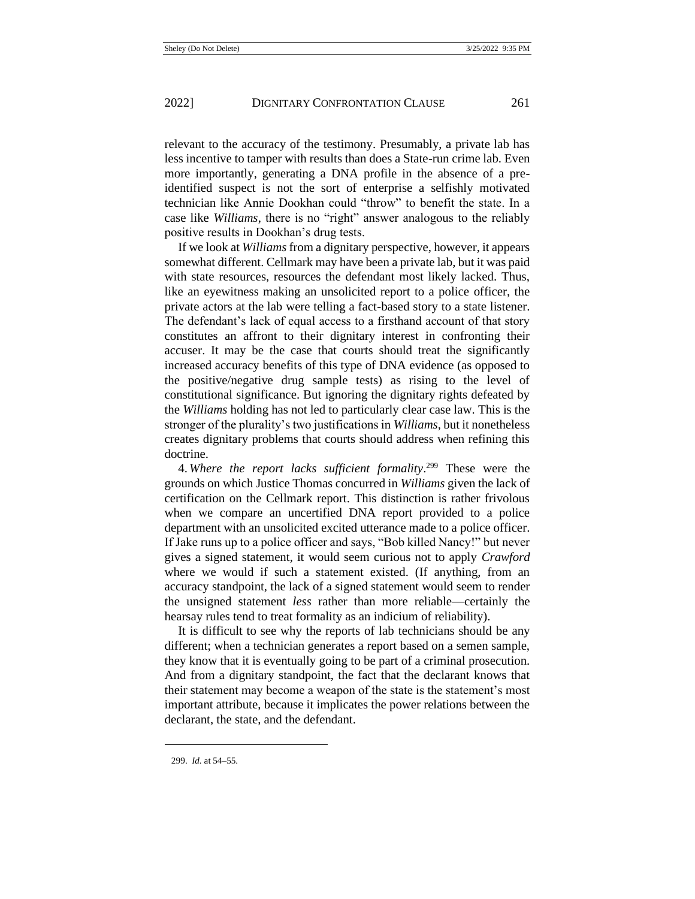relevant to the accuracy of the testimony. Presumably, a private lab has less incentive to tamper with results than does a State-run crime lab. Even more importantly, generating a DNA profile in the absence of a pre-identified suspect is not the sort of enterprise a selfishly motivated technician like Annie Dookhan could "throw" to benefit the state. In a case like *Williams*, there is no "right" answer analogous to the reliably positive results in Dookhan's drug tests.

If we look at *Williams* from a dignitary perspective, however, it appears somewhat different. Cellmark may have been a private lab, but it was paid with state resources, resources the defendant most likely lacked. Thus, like an eyewitness making an unsolicited report to a police officer, the private actors at the lab were telling a fact-based story to a state listener. The defendant's lack of equal access to a firsthand account of that story constitutes an affront to their dignitary interest in confronting their accuser. It may be the case that courts should treat the significantly increased accuracy benefits of this type of DNA evidence (as opposed to the positive/negative drug sample tests) as rising to the level of constitutional significance. But ignoring the dignitary rights defeated by the *Williams* holding has not led to particularly clear case law. This is the stronger of the plurality's two justifications in *Williams*, but it nonetheless creates dignitary problems that courts should address when refining this doctrine.

4. *Where the report lacks sufficient formality*.[299] These were the grounds on which Justice Thomas concurred in *Williams* given the lack of certification on the Cellmark report. This distinction is rather frivolous when we compare an uncertified DNA report provided to a police department with an unsolicited excited utterance made to a police officer. If Jake runs up to a police officer and says, "Bob killed Nancy!" but never gives a signed statement, it would seem curious not to apply *Crawford* where we would if such a statement existed. (If anything, from an accuracy standpoint, the lack of a signed statement would seem to render the unsigned statement *less* rather than more reliable—certainly the hearsay rules tend to treat formality as an indicium of reliability).

It is difficult to see why the reports of lab technicians should be any different; when a technician generates a report based on a semen sample, they know that it is eventually going to be part of a criminal prosecution. And from a dignitary standpoint, the fact that the declarant knows that their statement may become a weapon of the state is the statement's most important attribute, because it implicates the power relations between the declarant, the state, and the defendant.

---

299. *Id.* at 54–55.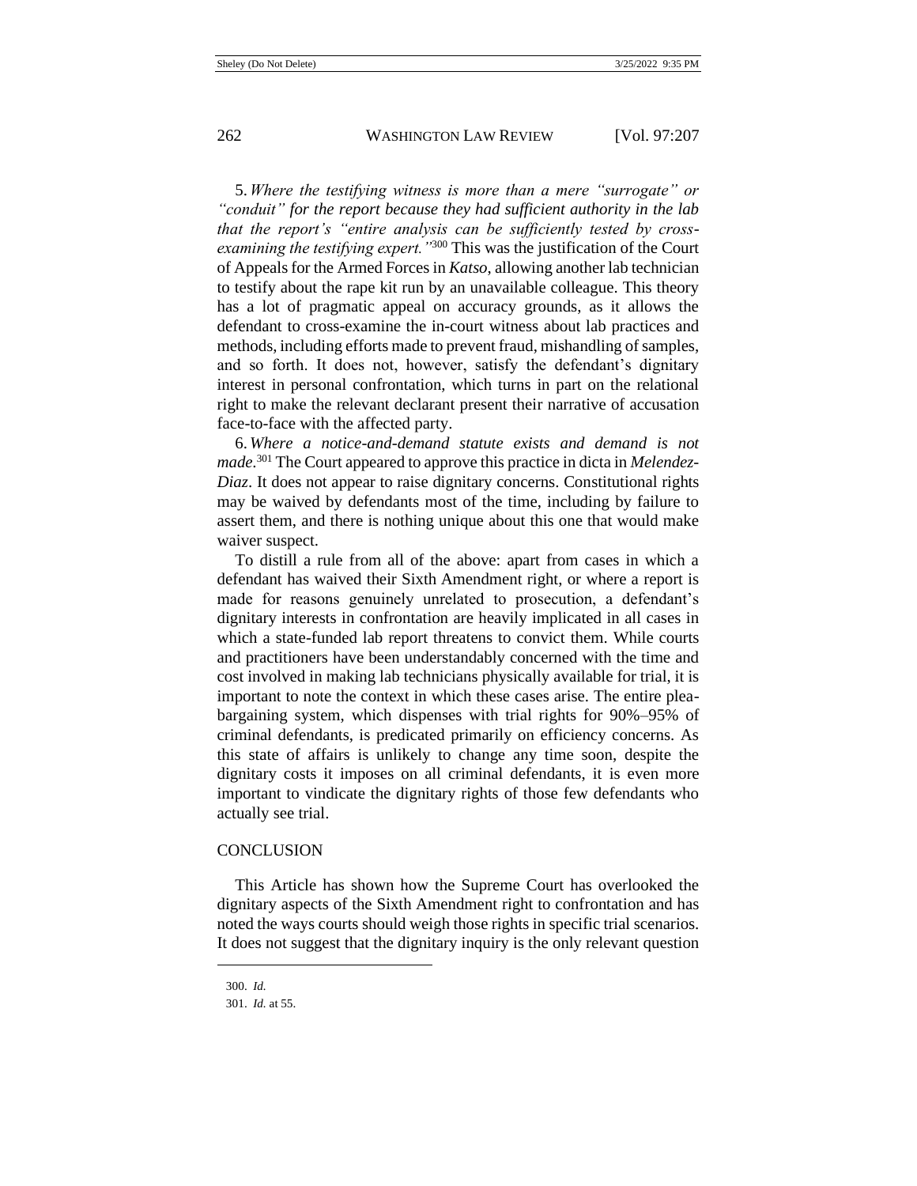5. *Where the testifying witness is more than a mere "surrogate" or "conduit" for the report because they had sufficient authority in the lab that the report's "entire analysis can be sufficiently tested by cross-examining the testifying expert."*[300] This was the justification of the Court of Appeals for the Armed Forces in *Katso*, allowing another lab technician to testify about the rape kit run by an unavailable colleague. This theory has a lot of pragmatic appeal on accuracy grounds, as it allows the defendant to cross-examine the in-court witness about lab practices and methods, including efforts made to prevent fraud, mishandling of samples, and so forth. It does not, however, satisfy the defendant's dignitary interest in personal confrontation, which turns in part on the relational right to make the relevant declarant present their narrative of accusation face-to-face with the affected party.

6. *Where a notice-and-demand statute exists and demand is not made.*[301] The Court appeared to approve this practice in dicta in *Melendez-Diaz*. It does not appear to raise dignitary concerns. Constitutional rights may be waived by defendants most of the time, including by failure to assert them, and there is nothing unique about this one that would make waiver suspect.

To distill a rule from all of the above: apart from cases in which a defendant has waived their Sixth Amendment right, or where a report is made for reasons genuinely unrelated to prosecution, a defendant's dignitary interests in confrontation are heavily implicated in all cases in which a state-funded lab report threatens to convict them. While courts and practitioners have been understandably concerned with the time and cost involved in making lab technicians physically available for trial, it is important to note the context in which these cases arise. The entire plea-bargaining system, which dispenses with trial rights for 90%–95% of criminal defendants, is predicated primarily on efficiency concerns. As this state of affairs is unlikely to change any time soon, despite the dignitary costs it imposes on all criminal defendants, it is even more important to vindicate the dignitary rights of those few defendants who actually see trial.

## CONCLUSION

This Article has shown how the Supreme Court has overlooked the dignitary aspects of the Sixth Amendment right to confrontation and has noted the ways courts should weigh those rights in specific trial scenarios. It does not suggest that the dignitary inquiry is the only relevant question

---

300. *Id.*

301. *Id.* at 55.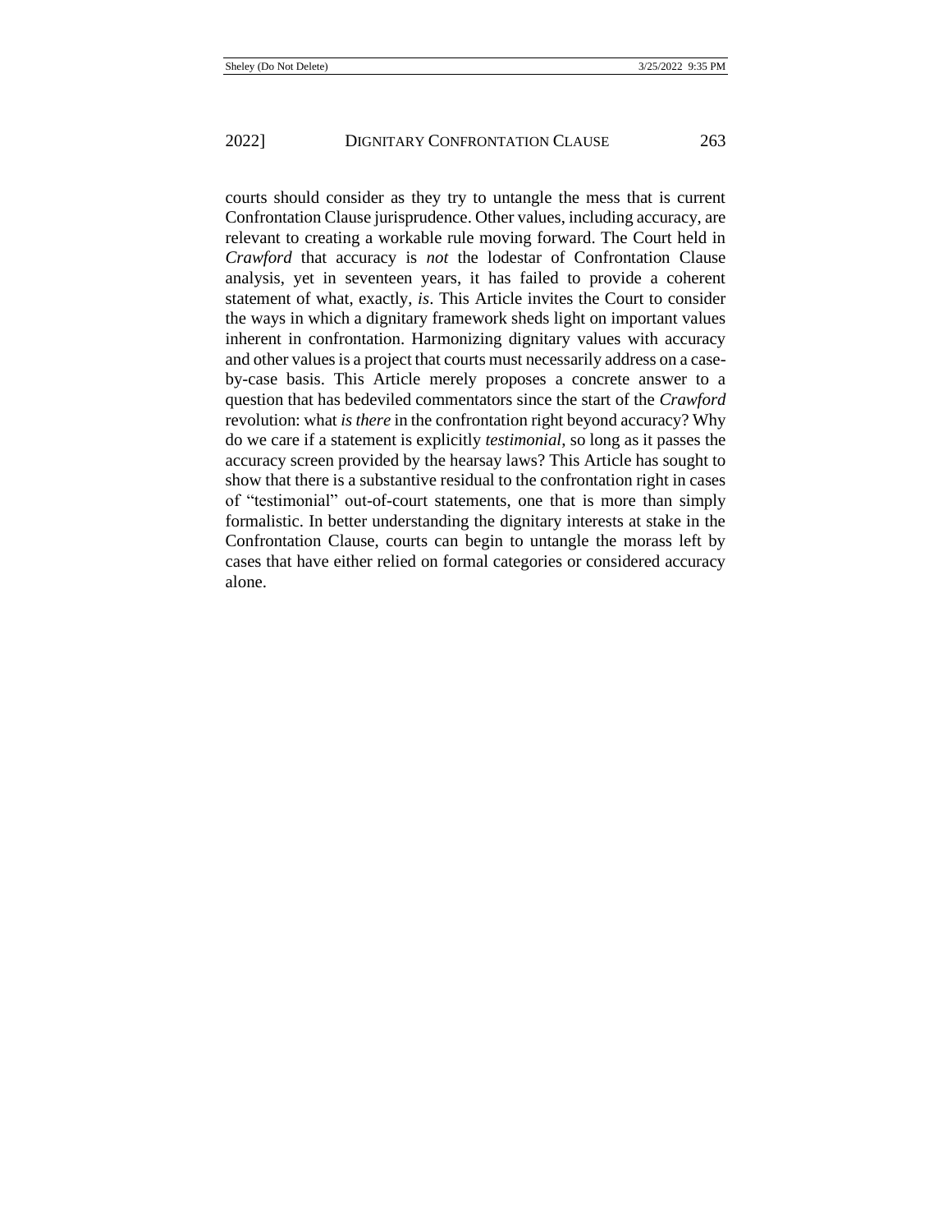courts should consider as they try to untangle the mess that is current Confrontation Clause jurisprudence. Other values, including accuracy, are relevant to creating a workable rule moving forward. The Court held in *Crawford* that accuracy is *not* the lodestar of Confrontation Clause analysis, yet in seventeen years, it has failed to provide a coherent statement of what, exactly, *is*. This Article invites the Court to consider the ways in which a dignitary framework sheds light on important values inherent in confrontation. Harmonizing dignitary values with accuracy and other values is a project that courts must necessarily address on a case-by-case basis. This Article merely proposes a concrete answer to a question that has bedeviled commentators since the start of the *Crawford* revolution: what *is there* in the confrontation right beyond accuracy? Why do we care if a statement is explicitly *testimonial*, so long as it passes the accuracy screen provided by the hearsay laws? This Article has sought to show that there is a substantive residual to the confrontation right in cases of "testimonial" out-of-court statements, one that is more than simply formalistic. In better understanding the dignitary interests at stake in the Confrontation Clause, courts can begin to untangle the morass left by cases that have either relied on formal categories or considered accuracy alone.